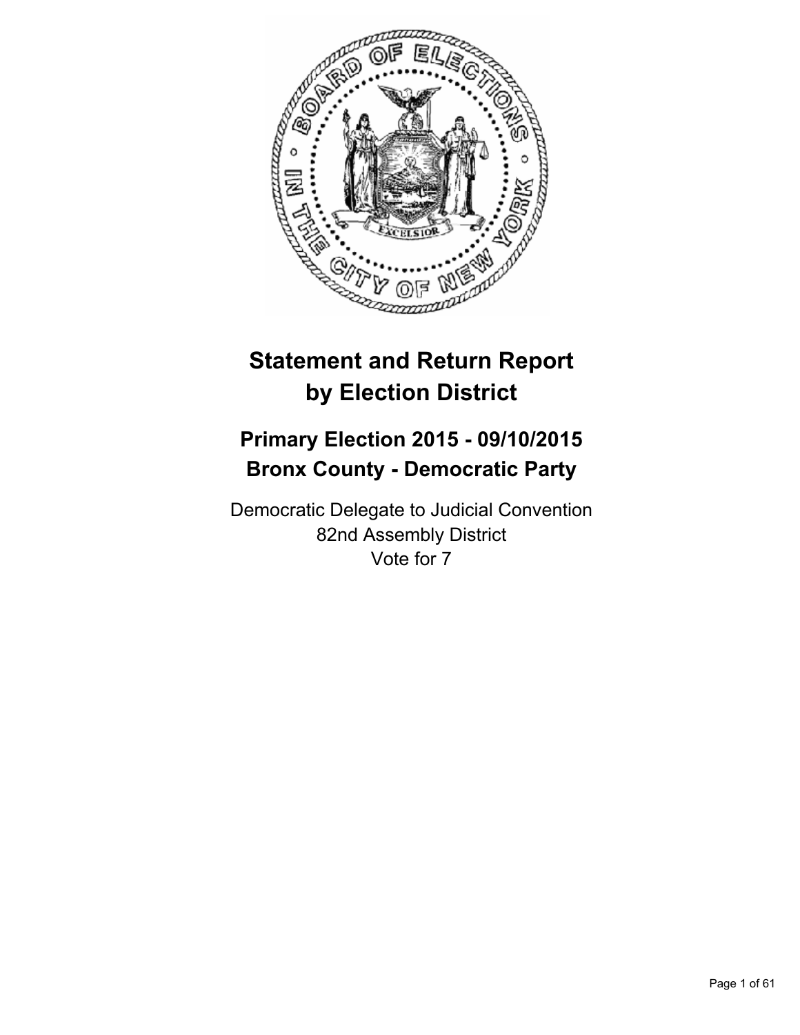# Statement and Return Report by Election District

## Primary Election 2015 - 09/10/2015
## Bronx County - Democratic Party

Democratic Delegate to Judicial Convention
82nd Assembly District
Vote for 7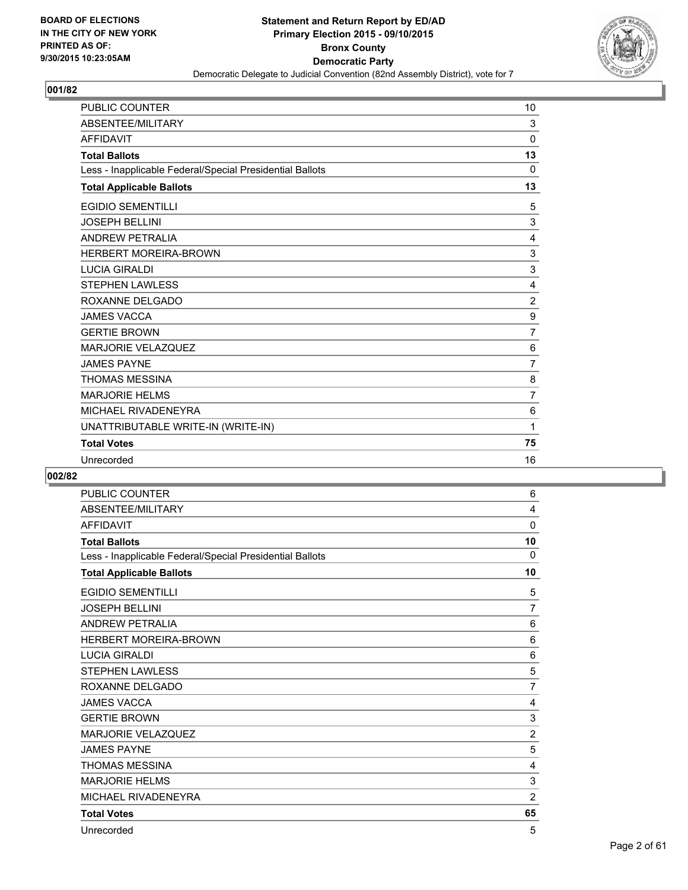BOARD OF ELECTIONS
IN THE CITY OF NEW YORK
PRINTED AS OF:
9/30/2015 10:23:05AM

**Statement and Return Report by ED/AD**
**Primary Election 2015 - 09/10/2015**
**Bronx County**
**Democratic Party**
Democratic Delegate to Judicial Convention (82nd Assembly District), vote for 7

### 001/82

| | |
|---|---|
| PUBLIC COUNTER | 10 |
| ABSENTEE/MILITARY | 3 |
| AFFIDAVIT | 0 |
| **Total Ballots** | **13** |
| Less - Inapplicable Federal/Special Presidential Ballots | 0 |
| **Total Applicable Ballots** | **13** |
| EGIDIO SEMENTILLI | 5 |
| JOSEPH BELLINI | 3 |
| ANDREW PETRALIA | 4 |
| HERBERT MOREIRA-BROWN | 3 |
| LUCIA GIRALDI | 3 |
| STEPHEN LAWLESS | 4 |
| ROXANNE DELGADO | 2 |
| JAMES VACCA | 9 |
| GERTIE BROWN | 7 |
| MARJORIE VELAZQUEZ | 6 |
| JAMES PAYNE | 7 |
| THOMAS MESSINA | 8 |
| MARJORIE HELMS | 7 |
| MICHAEL RIVADENEYRA | 6 |
| UNATTRIBUTABLE WRITE-IN (WRITE-IN) | 1 |
| **Total Votes** | **75** |
| Unrecorded | 16 |

### 002/82

| | |
|---|---|
| PUBLIC COUNTER | 6 |
| ABSENTEE/MILITARY | 4 |
| AFFIDAVIT | 0 |
| **Total Ballots** | **10** |
| Less - Inapplicable Federal/Special Presidential Ballots | 0 |
| **Total Applicable Ballots** | **10** |
| EGIDIO SEMENTILLI | 5 |
| JOSEPH BELLINI | 7 |
| ANDREW PETRALIA | 6 |
| HERBERT MOREIRA-BROWN | 6 |
| LUCIA GIRALDI | 6 |
| STEPHEN LAWLESS | 5 |
| ROXANNE DELGADO | 7 |
| JAMES VACCA | 4 |
| GERTIE BROWN | 3 |
| MARJORIE VELAZQUEZ | 2 |
| JAMES PAYNE | 5 |
| THOMAS MESSINA | 4 |
| MARJORIE HELMS | 3 |
| MICHAEL RIVADENEYRA | 2 |
| **Total Votes** | **65** |
| Unrecorded | 5 |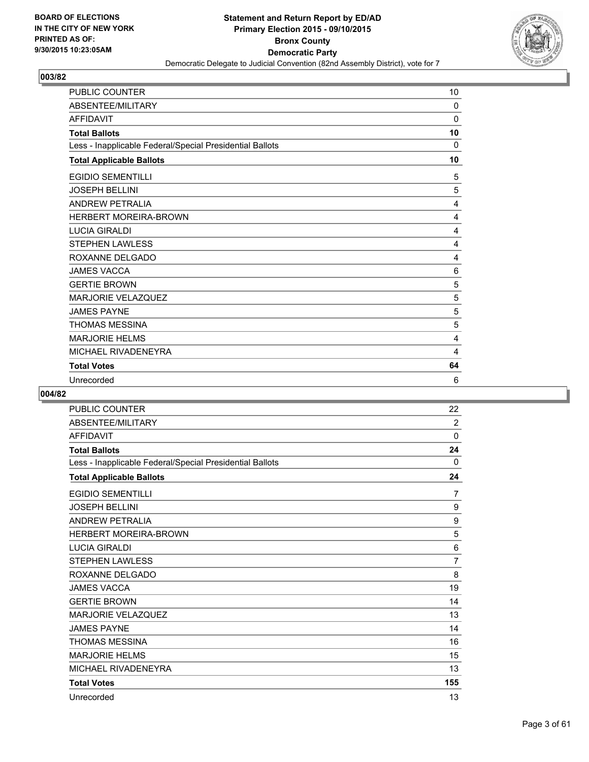**Statement and Return Report by ED/AD**
**Primary Election 2015 - 09/10/2015**
**Bronx County**
**Democratic Party**
Democratic Delegate to Judicial Convention (82nd Assembly District), vote for 7

BOARD OF ELECTIONS IN THE CITY OF NEW YORK PRINTED AS OF: 9/30/2015 10:23:05AM

## 003/82

| | |
|---|---|
| PUBLIC COUNTER | 10 |
| ABSENTEE/MILITARY | 0 |
| AFFIDAVIT | 0 |
| **Total Ballots** | **10** |
| Less - Inapplicable Federal/Special Presidential Ballots | 0 |
| **Total Applicable Ballots** | **10** |
| EGIDIO SEMENTILLI | 5 |
| JOSEPH BELLINI | 5 |
| ANDREW PETRALIA | 4 |
| HERBERT MOREIRA-BROWN | 4 |
| LUCIA GIRALDI | 4 |
| STEPHEN LAWLESS | 4 |
| ROXANNE DELGADO | 4 |
| JAMES VACCA | 6 |
| GERTIE BROWN | 5 |
| MARJORIE VELAZQUEZ | 5 |
| JAMES PAYNE | 5 |
| THOMAS MESSINA | 5 |
| MARJORIE HELMS | 4 |
| MICHAEL RIVADENEYRA | 4 |
| **Total Votes** | **64** |
| Unrecorded | 6 |

## 004/82

| | |
|---|---|
| PUBLIC COUNTER | 22 |
| ABSENTEE/MILITARY | 2 |
| AFFIDAVIT | 0 |
| **Total Ballots** | **24** |
| Less - Inapplicable Federal/Special Presidential Ballots | 0 |
| **Total Applicable Ballots** | **24** |
| EGIDIO SEMENTILLI | 7 |
| JOSEPH BELLINI | 9 |
| ANDREW PETRALIA | 9 |
| HERBERT MOREIRA-BROWN | 5 |
| LUCIA GIRALDI | 6 |
| STEPHEN LAWLESS | 7 |
| ROXANNE DELGADO | 8 |
| JAMES VACCA | 19 |
| GERTIE BROWN | 14 |
| MARJORIE VELAZQUEZ | 13 |
| JAMES PAYNE | 14 |
| THOMAS MESSINA | 16 |
| MARJORIE HELMS | 15 |
| MICHAEL RIVADENEYRA | 13 |
| **Total Votes** | **155** |
| Unrecorded | 13 |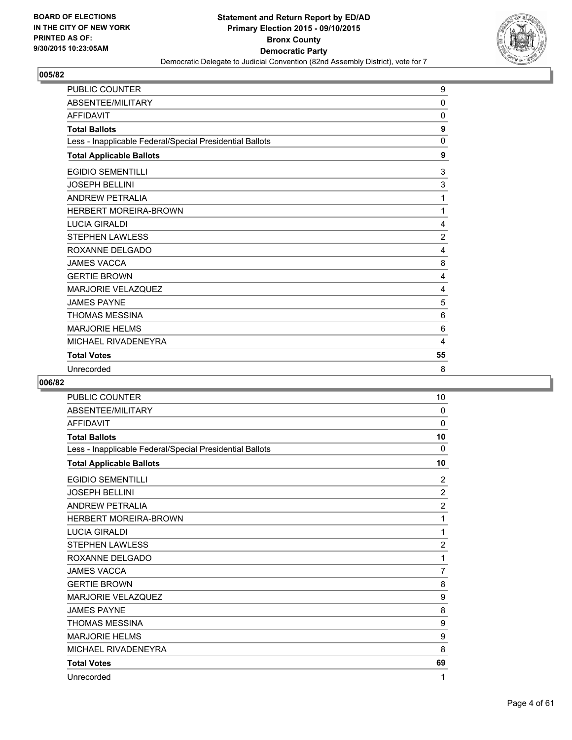BOARD OF ELECTIONS
IN THE CITY OF NEW YORK
PRINTED AS OF:
9/30/2015 10:23:05AM

**Statement and Return Report by ED/AD**
**Primary Election 2015 - 09/10/2015**
**Bronx County**
**Democratic Party**
Democratic Delegate to Judicial Convention (82nd Assembly District), vote for 7

## 005/82

| | |
|---|---|
| PUBLIC COUNTER | 9 |
| ABSENTEE/MILITARY | 0 |
| AFFIDAVIT | 0 |
| **Total Ballots** | **9** |
| Less - Inapplicable Federal/Special Presidential Ballots | 0 |
| **Total Applicable Ballots** | **9** |
| EGIDIO SEMENTILLI | 3 |
| JOSEPH BELLINI | 3 |
| ANDREW PETRALIA | 1 |
| HERBERT MOREIRA-BROWN | 1 |
| LUCIA GIRALDI | 4 |
| STEPHEN LAWLESS | 2 |
| ROXANNE DELGADO | 4 |
| JAMES VACCA | 8 |
| GERTIE BROWN | 4 |
| MARJORIE VELAZQUEZ | 4 |
| JAMES PAYNE | 5 |
| THOMAS MESSINA | 6 |
| MARJORIE HELMS | 6 |
| MICHAEL RIVADENEYRA | 4 |
| **Total Votes** | **55** |
| Unrecorded | 8 |

## 006/82

| | |
|---|---|
| PUBLIC COUNTER | 10 |
| ABSENTEE/MILITARY | 0 |
| AFFIDAVIT | 0 |
| **Total Ballots** | **10** |
| Less - Inapplicable Federal/Special Presidential Ballots | 0 |
| **Total Applicable Ballots** | **10** |
| EGIDIO SEMENTILLI | 2 |
| JOSEPH BELLINI | 2 |
| ANDREW PETRALIA | 2 |
| HERBERT MOREIRA-BROWN | 1 |
| LUCIA GIRALDI | 1 |
| STEPHEN LAWLESS | 2 |
| ROXANNE DELGADO | 1 |
| JAMES VACCA | 7 |
| GERTIE BROWN | 8 |
| MARJORIE VELAZQUEZ | 9 |
| JAMES PAYNE | 8 |
| THOMAS MESSINA | 9 |
| MARJORIE HELMS | 9 |
| MICHAEL RIVADENEYRA | 8 |
| **Total Votes** | **69** |
| Unrecorded | 1 |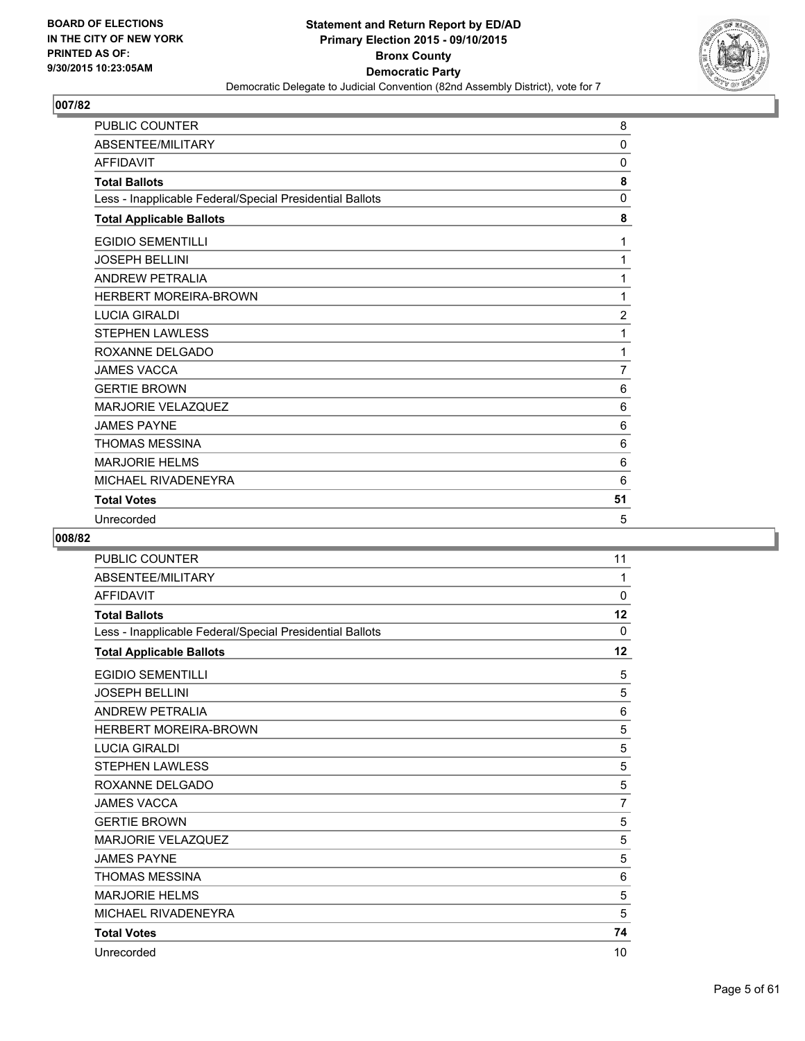**BOARD OF ELECTIONS IN THE CITY OF NEW YORK PRINTED AS OF: 9/30/2015 10:23:05AM**

**Statement and Return Report by ED/AD Primary Election 2015 - 09/10/2015 Bronx County Democratic Party**

Democratic Delegate to Judicial Convention (82nd Assembly District), vote for 7

## 007/82

| | |
|---|---|
| PUBLIC COUNTER | 8 |
| ABSENTEE/MILITARY | 0 |
| AFFIDAVIT | 0 |
| **Total Ballots** | **8** |
| Less - Inapplicable Federal/Special Presidential Ballots | 0 |
| **Total Applicable Ballots** | **8** |
| EGIDIO SEMENTILLI | 1 |
| JOSEPH BELLINI | 1 |
| ANDREW PETRALIA | 1 |
| HERBERT MOREIRA-BROWN | 1 |
| LUCIA GIRALDI | 2 |
| STEPHEN LAWLESS | 1 |
| ROXANNE DELGADO | 1 |
| JAMES VACCA | 7 |
| GERTIE BROWN | 6 |
| MARJORIE VELAZQUEZ | 6 |
| JAMES PAYNE | 6 |
| THOMAS MESSINA | 6 |
| MARJORIE HELMS | 6 |
| MICHAEL RIVADENEYRA | 6 |
| **Total Votes** | **51** |
| Unrecorded | 5 |

## 008/82

| | |
|---|---|
| PUBLIC COUNTER | 11 |
| ABSENTEE/MILITARY | 1 |
| AFFIDAVIT | 0 |
| **Total Ballots** | **12** |
| Less - Inapplicable Federal/Special Presidential Ballots | 0 |
| **Total Applicable Ballots** | **12** |
| EGIDIO SEMENTILLI | 5 |
| JOSEPH BELLINI | 5 |
| ANDREW PETRALIA | 6 |
| HERBERT MOREIRA-BROWN | 5 |
| LUCIA GIRALDI | 5 |
| STEPHEN LAWLESS | 5 |
| ROXANNE DELGADO | 5 |
| JAMES VACCA | 7 |
| GERTIE BROWN | 5 |
| MARJORIE VELAZQUEZ | 5 |
| JAMES PAYNE | 5 |
| THOMAS MESSINA | 6 |
| MARJORIE HELMS | 5 |
| MICHAEL RIVADENEYRA | 5 |
| **Total Votes** | **74** |
| Unrecorded | 10 |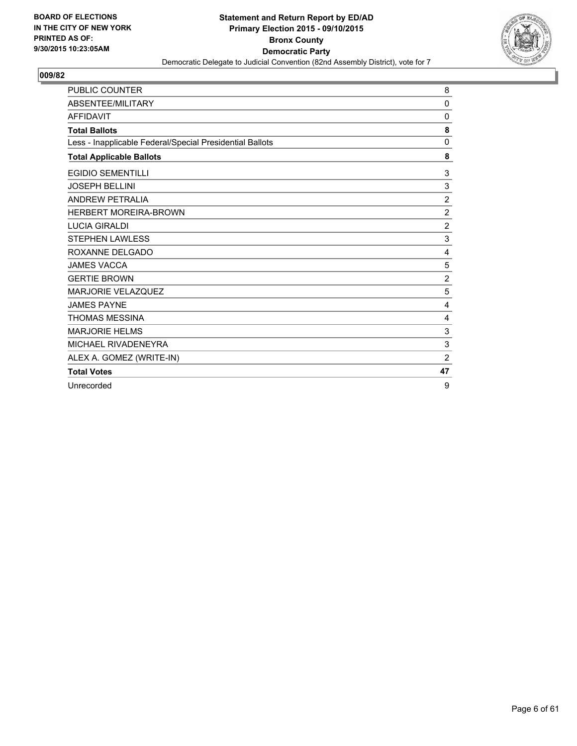**BOARD OF ELECTIONS IN THE CITY OF NEW YORK PRINTED AS OF: 9/30/2015 10:23:05AM**

**Statement and Return Report by ED/AD**
**Primary Election 2015 - 09/10/2015**
**Bronx County**
**Democratic Party**
Democratic Delegate to Judicial Convention (82nd Assembly District), vote for 7

## 009/82

| | |
|---|---|
| PUBLIC COUNTER | 8 |
| ABSENTEE/MILITARY | 0 |
| AFFIDAVIT | 0 |
| **Total Ballots** | **8** |
| Less - Inapplicable Federal/Special Presidential Ballots | 0 |
| **Total Applicable Ballots** | **8** |
| EGIDIO SEMENTILLI | 3 |
| JOSEPH BELLINI | 3 |
| ANDREW PETRALIA | 2 |
| HERBERT MOREIRA-BROWN | 2 |
| LUCIA GIRALDI | 2 |
| STEPHEN LAWLESS | 3 |
| ROXANNE DELGADO | 4 |
| JAMES VACCA | 5 |
| GERTIE BROWN | 2 |
| MARJORIE VELAZQUEZ | 5 |
| JAMES PAYNE | 4 |
| THOMAS MESSINA | 4 |
| MARJORIE HELMS | 3 |
| MICHAEL RIVADENEYRA | 3 |
| ALEX A. GOMEZ (WRITE-IN) | 2 |
| **Total Votes** | **47** |
| Unrecorded | 9 |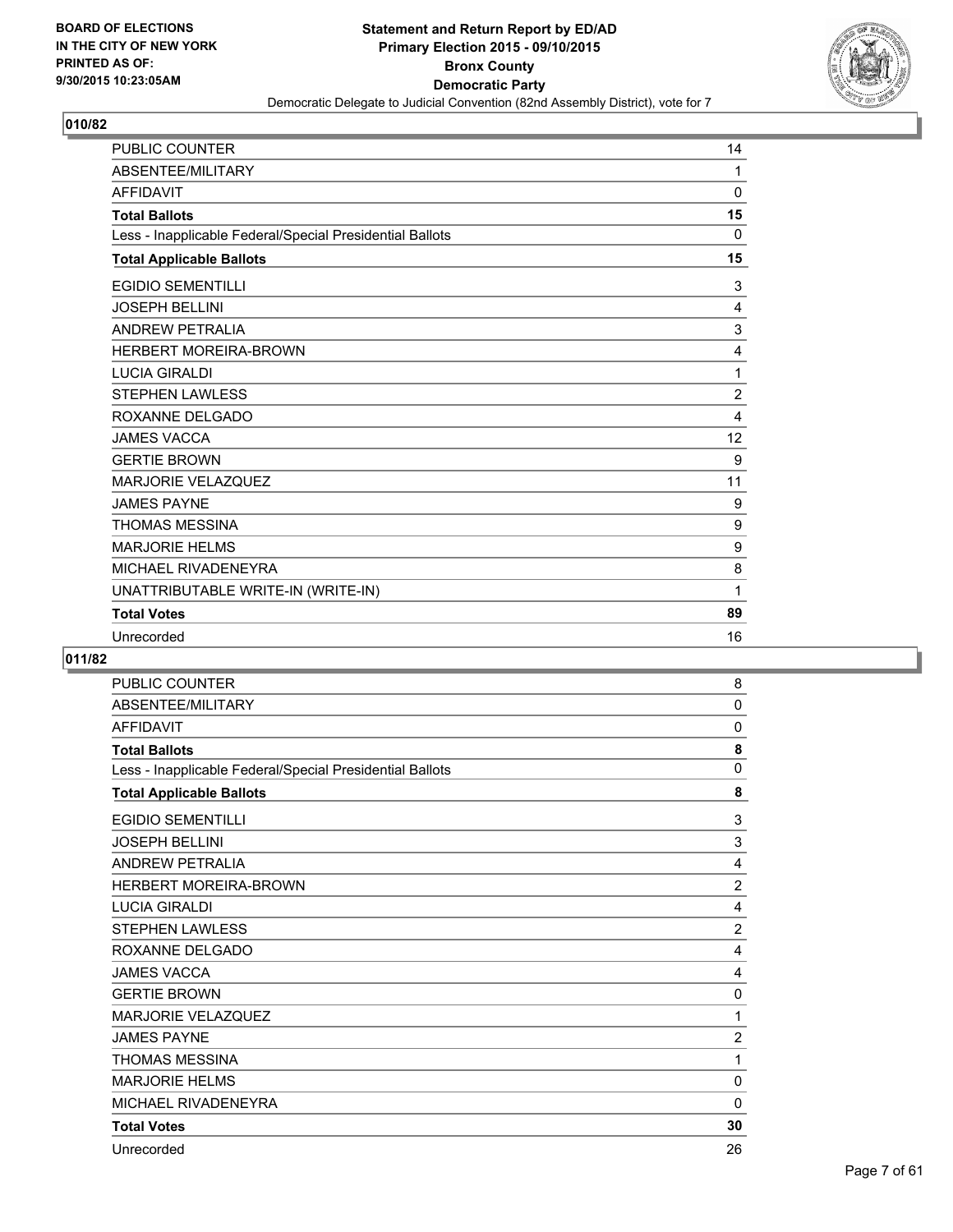**BOARD OF ELECTIONS IN THE CITY OF NEW YORK PRINTED AS OF: 9/30/2015 10:23:05AM**

**Statement and Return Report by ED/AD**
**Primary Election 2015 - 09/10/2015**
**Bronx County**
**Democratic Party**
Democratic Delegate to Judicial Convention (82nd Assembly District), vote for 7

## 010/82

| | |
|---|---|
| PUBLIC COUNTER | 14 |
| ABSENTEE/MILITARY | 1 |
| AFFIDAVIT | 0 |
| **Total Ballots** | **15** |
| Less - Inapplicable Federal/Special Presidential Ballots | 0 |
| **Total Applicable Ballots** | **15** |
| EGIDIO SEMENTILLI | 3 |
| JOSEPH BELLINI | 4 |
| ANDREW PETRALIA | 3 |
| HERBERT MOREIRA-BROWN | 4 |
| LUCIA GIRALDI | 1 |
| STEPHEN LAWLESS | 2 |
| ROXANNE DELGADO | 4 |
| JAMES VACCA | 12 |
| GERTIE BROWN | 9 |
| MARJORIE VELAZQUEZ | 11 |
| JAMES PAYNE | 9 |
| THOMAS MESSINA | 9 |
| MARJORIE HELMS | 9 |
| MICHAEL RIVADENEYRA | 8 |
| UNATTRIBUTABLE WRITE-IN (WRITE-IN) | 1 |
| **Total Votes** | **89** |
| Unrecorded | 16 |

## 011/82

| | |
|---|---|
| PUBLIC COUNTER | 8 |
| ABSENTEE/MILITARY | 0 |
| AFFIDAVIT | 0 |
| **Total Ballots** | **8** |
| Less - Inapplicable Federal/Special Presidential Ballots | 0 |
| **Total Applicable Ballots** | **8** |
| EGIDIO SEMENTILLI | 3 |
| JOSEPH BELLINI | 3 |
| ANDREW PETRALIA | 4 |
| HERBERT MOREIRA-BROWN | 2 |
| LUCIA GIRALDI | 4 |
| STEPHEN LAWLESS | 2 |
| ROXANNE DELGADO | 4 |
| JAMES VACCA | 4 |
| GERTIE BROWN | 0 |
| MARJORIE VELAZQUEZ | 1 |
| JAMES PAYNE | 2 |
| THOMAS MESSINA | 1 |
| MARJORIE HELMS | 0 |
| MICHAEL RIVADENEYRA | 0 |
| **Total Votes** | **30** |
| Unrecorded | 26 |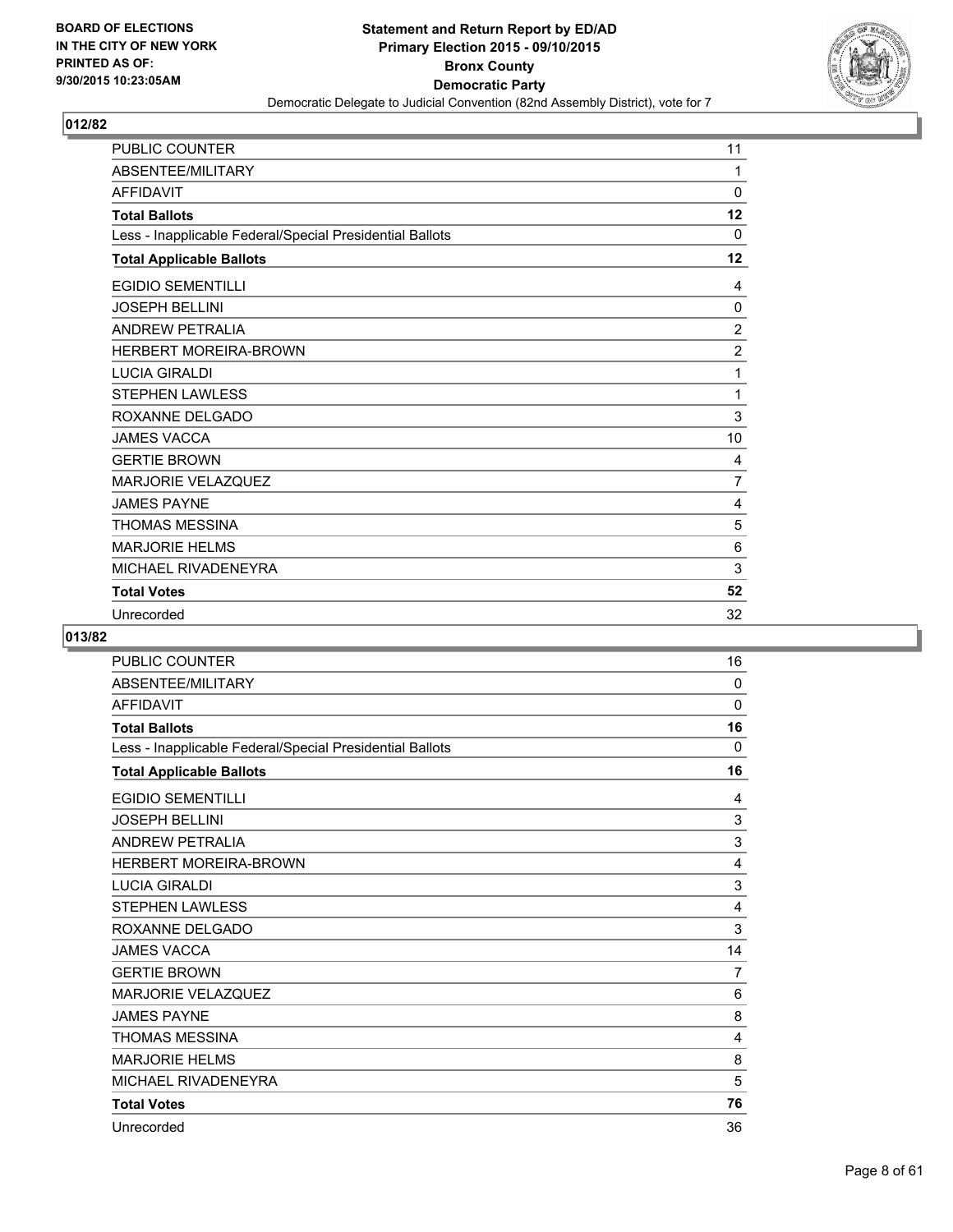BOARD OF ELECTIONS
IN THE CITY OF NEW YORK
PRINTED AS OF:
9/30/2015 10:23:05AM

**Statement and Return Report by ED/AD**
**Primary Election 2015 - 09/10/2015**
**Bronx County**
**Democratic Party**
Democratic Delegate to Judicial Convention (82nd Assembly District), vote for 7

## 012/82

| | |
|---|---|
| PUBLIC COUNTER | 11 |
| ABSENTEE/MILITARY | 1 |
| AFFIDAVIT | 0 |
| **Total Ballots** | **12** |
| Less - Inapplicable Federal/Special Presidential Ballots | 0 |
| **Total Applicable Ballots** | **12** |
| EGIDIO SEMENTILLI | 4 |
| JOSEPH BELLINI | 0 |
| ANDREW PETRALIA | 2 |
| HERBERT MOREIRA-BROWN | 2 |
| LUCIA GIRALDI | 1 |
| STEPHEN LAWLESS | 1 |
| ROXANNE DELGADO | 3 |
| JAMES VACCA | 10 |
| GERTIE BROWN | 4 |
| MARJORIE VELAZQUEZ | 7 |
| JAMES PAYNE | 4 |
| THOMAS MESSINA | 5 |
| MARJORIE HELMS | 6 |
| MICHAEL RIVADENEYRA | 3 |
| **Total Votes** | **52** |
| Unrecorded | 32 |

## 013/82

| | |
|---|---|
| PUBLIC COUNTER | 16 |
| ABSENTEE/MILITARY | 0 |
| AFFIDAVIT | 0 |
| **Total Ballots** | **16** |
| Less - Inapplicable Federal/Special Presidential Ballots | 0 |
| **Total Applicable Ballots** | **16** |
| EGIDIO SEMENTILLI | 4 |
| JOSEPH BELLINI | 3 |
| ANDREW PETRALIA | 3 |
| HERBERT MOREIRA-BROWN | 4 |
| LUCIA GIRALDI | 3 |
| STEPHEN LAWLESS | 4 |
| ROXANNE DELGADO | 3 |
| JAMES VACCA | 14 |
| GERTIE BROWN | 7 |
| MARJORIE VELAZQUEZ | 6 |
| JAMES PAYNE | 8 |
| THOMAS MESSINA | 4 |
| MARJORIE HELMS | 8 |
| MICHAEL RIVADENEYRA | 5 |
| **Total Votes** | **76** |
| Unrecorded | 36 |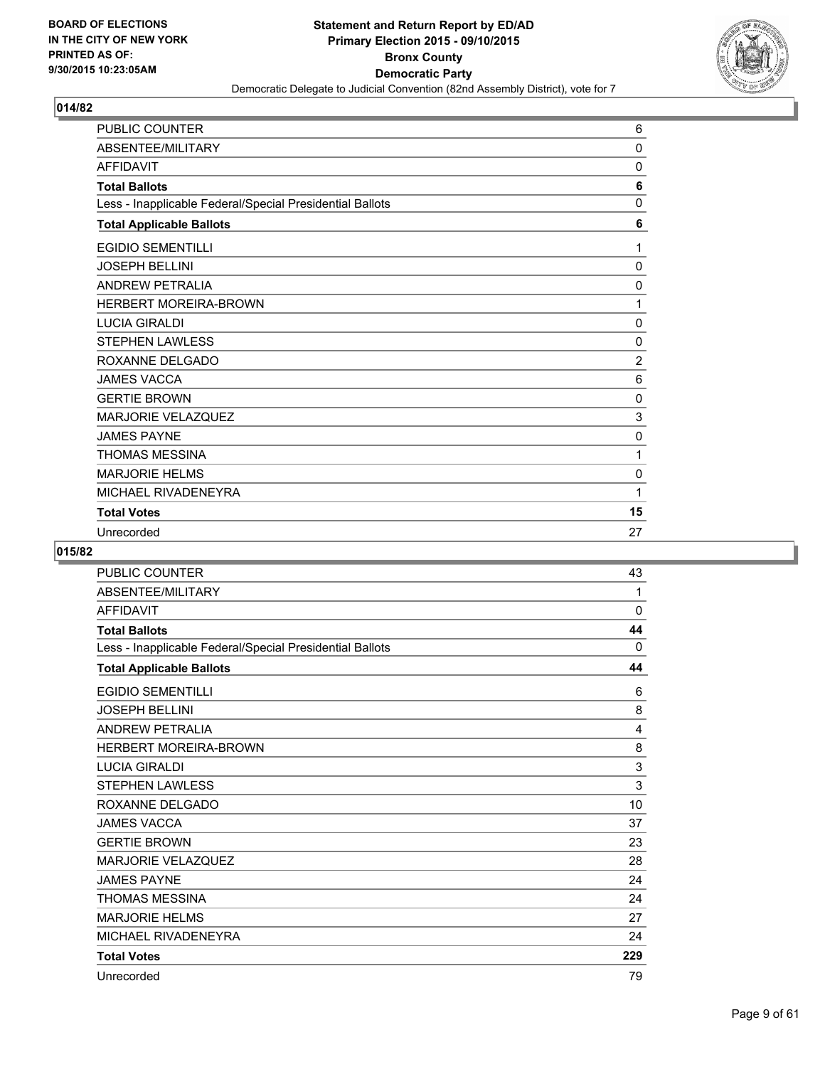BOARD OF ELECTIONS
IN THE CITY OF NEW YORK
PRINTED AS OF:
9/30/2015 10:23:05AM

**Statement and Return Report by ED/AD**
**Primary Election 2015 - 09/10/2015**
**Bronx County**
**Democratic Party**
Democratic Delegate to Judicial Convention (82nd Assembly District), vote for 7

## 014/82

| | |
|---|---|
| PUBLIC COUNTER | 6 |
| ABSENTEE/MILITARY | 0 |
| AFFIDAVIT | 0 |
| **Total Ballots** | **6** |
| Less - Inapplicable Federal/Special Presidential Ballots | 0 |
| **Total Applicable Ballots** | **6** |
| EGIDIO SEMENTILLI | 1 |
| JOSEPH BELLINI | 0 |
| ANDREW PETRALIA | 0 |
| HERBERT MOREIRA-BROWN | 1 |
| LUCIA GIRALDI | 0 |
| STEPHEN LAWLESS | 0 |
| ROXANNE DELGADO | 2 |
| JAMES VACCA | 6 |
| GERTIE BROWN | 0 |
| MARJORIE VELAZQUEZ | 3 |
| JAMES PAYNE | 0 |
| THOMAS MESSINA | 1 |
| MARJORIE HELMS | 0 |
| MICHAEL RIVADENEYRA | 1 |
| **Total Votes** | **15** |
| Unrecorded | 27 |

## 015/82

| | |
|---|---|
| PUBLIC COUNTER | 43 |
| ABSENTEE/MILITARY | 1 |
| AFFIDAVIT | 0 |
| **Total Ballots** | **44** |
| Less - Inapplicable Federal/Special Presidential Ballots | 0 |
| **Total Applicable Ballots** | **44** |
| EGIDIO SEMENTILLI | 6 |
| JOSEPH BELLINI | 8 |
| ANDREW PETRALIA | 4 |
| HERBERT MOREIRA-BROWN | 8 |
| LUCIA GIRALDI | 3 |
| STEPHEN LAWLESS | 3 |
| ROXANNE DELGADO | 10 |
| JAMES VACCA | 37 |
| GERTIE BROWN | 23 |
| MARJORIE VELAZQUEZ | 28 |
| JAMES PAYNE | 24 |
| THOMAS MESSINA | 24 |
| MARJORIE HELMS | 27 |
| MICHAEL RIVADENEYRA | 24 |
| **Total Votes** | **229** |
| Unrecorded | 79 |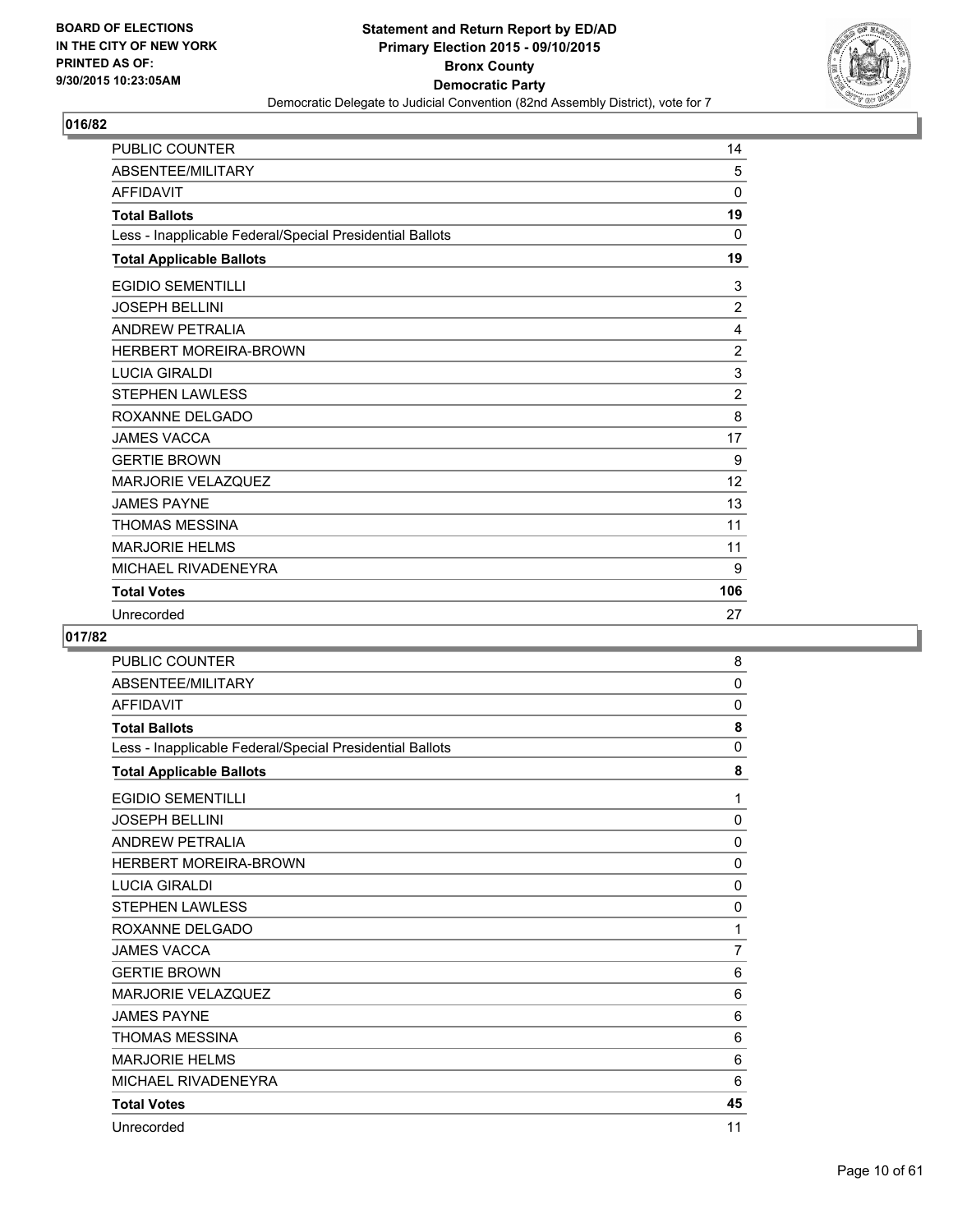**BOARD OF ELECTIONS IN THE CITY OF NEW YORK PRINTED AS OF: 9/30/2015 10:23:05AM**

**Statement and Return Report by ED/AD**
**Primary Election 2015 - 09/10/2015**
**Bronx County**
**Democratic Party**
Democratic Delegate to Judicial Convention (82nd Assembly District), vote for 7

## 016/82

| | |
|---|---|
| PUBLIC COUNTER | 14 |
| ABSENTEE/MILITARY | 5 |
| AFFIDAVIT | 0 |
| **Total Ballots** | **19** |
| Less - Inapplicable Federal/Special Presidential Ballots | 0 |
| **Total Applicable Ballots** | **19** |
| EGIDIO SEMENTILLI | 3 |
| JOSEPH BELLINI | 2 |
| ANDREW PETRALIA | 4 |
| HERBERT MOREIRA-BROWN | 2 |
| LUCIA GIRALDI | 3 |
| STEPHEN LAWLESS | 2 |
| ROXANNE DELGADO | 8 |
| JAMES VACCA | 17 |
| GERTIE BROWN | 9 |
| MARJORIE VELAZQUEZ | 12 |
| JAMES PAYNE | 13 |
| THOMAS MESSINA | 11 |
| MARJORIE HELMS | 11 |
| MICHAEL RIVADENEYRA | 9 |
| **Total Votes** | **106** |
| Unrecorded | 27 |

## 017/82

| | |
|---|---|
| PUBLIC COUNTER | 8 |
| ABSENTEE/MILITARY | 0 |
| AFFIDAVIT | 0 |
| **Total Ballots** | **8** |
| Less - Inapplicable Federal/Special Presidential Ballots | 0 |
| **Total Applicable Ballots** | **8** |
| EGIDIO SEMENTILLI | 1 |
| JOSEPH BELLINI | 0 |
| ANDREW PETRALIA | 0 |
| HERBERT MOREIRA-BROWN | 0 |
| LUCIA GIRALDI | 0 |
| STEPHEN LAWLESS | 0 |
| ROXANNE DELGADO | 1 |
| JAMES VACCA | 7 |
| GERTIE BROWN | 6 |
| MARJORIE VELAZQUEZ | 6 |
| JAMES PAYNE | 6 |
| THOMAS MESSINA | 6 |
| MARJORIE HELMS | 6 |
| MICHAEL RIVADENEYRA | 6 |
| **Total Votes** | **45** |
| Unrecorded | 11 |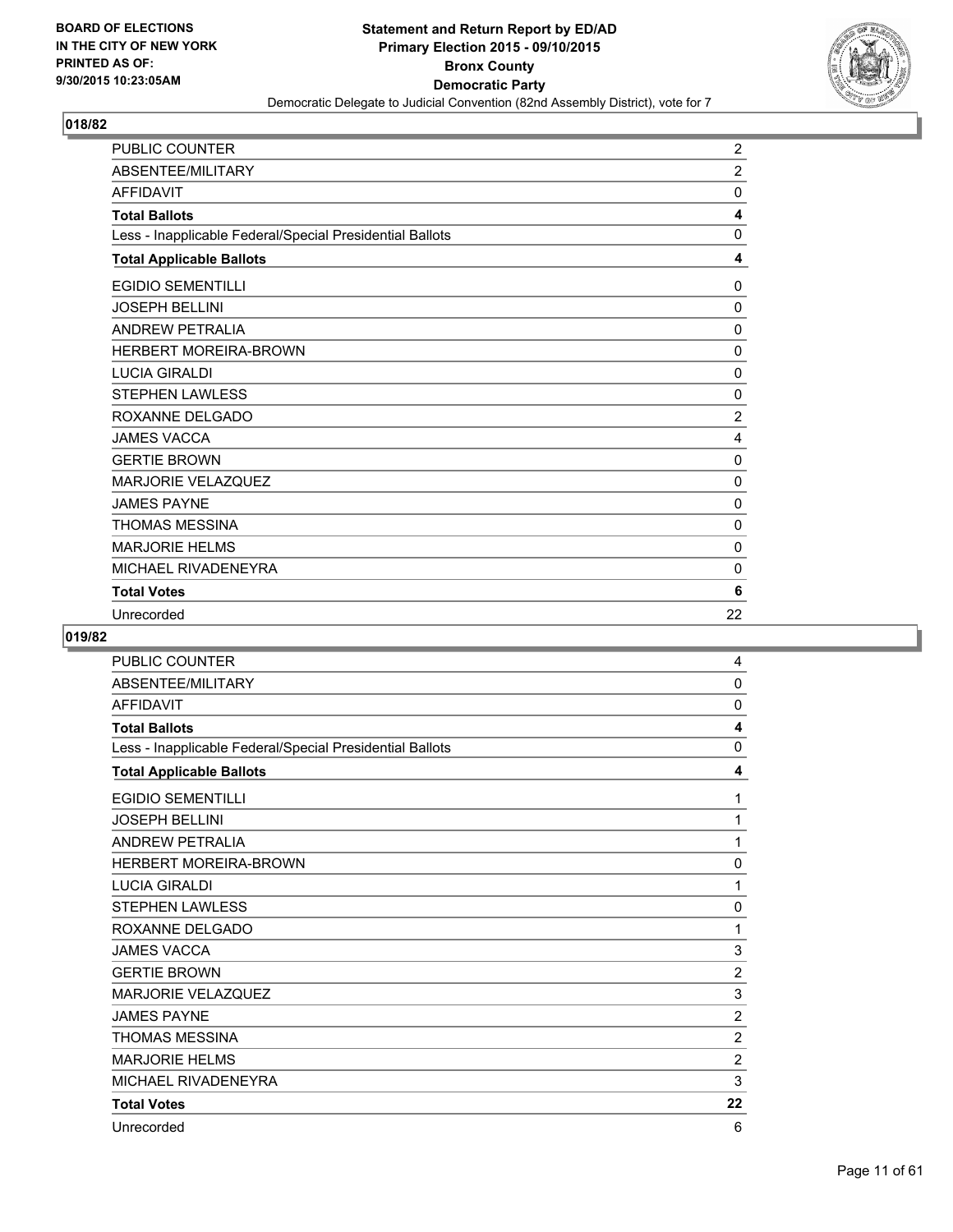**018/82**

| | |
|---|---|
| PUBLIC COUNTER | 2 |
| ABSENTEE/MILITARY | 2 |
| AFFIDAVIT | 0 |
| **Total Ballots** | **4** |
| Less - Inapplicable Federal/Special Presidential Ballots | 0 |
| **Total Applicable Ballots** | **4** |
| EGIDIO SEMENTILLI | 0 |
| JOSEPH BELLINI | 0 |
| ANDREW PETRALIA | 0 |
| HERBERT MOREIRA-BROWN | 0 |
| LUCIA GIRALDI | 0 |
| STEPHEN LAWLESS | 0 |
| ROXANNE DELGADO | 2 |
| JAMES VACCA | 4 |
| GERTIE BROWN | 0 |
| MARJORIE VELAZQUEZ | 0 |
| JAMES PAYNE | 0 |
| THOMAS MESSINA | 0 |
| MARJORIE HELMS | 0 |
| MICHAEL RIVADENEYRA | 0 |
| **Total Votes** | **6** |
| Unrecorded | 22 |

**019/82**

| | |
|---|---|
| PUBLIC COUNTER | 4 |
| ABSENTEE/MILITARY | 0 |
| AFFIDAVIT | 0 |
| **Total Ballots** | **4** |
| Less - Inapplicable Federal/Special Presidential Ballots | 0 |
| **Total Applicable Ballots** | **4** |
| EGIDIO SEMENTILLI | 1 |
| JOSEPH BELLINI | 1 |
| ANDREW PETRALIA | 1 |
| HERBERT MOREIRA-BROWN | 0 |
| LUCIA GIRALDI | 1 |
| STEPHEN LAWLESS | 0 |
| ROXANNE DELGADO | 1 |
| JAMES VACCA | 3 |
| GERTIE BROWN | 2 |
| MARJORIE VELAZQUEZ | 3 |
| JAMES PAYNE | 2 |
| THOMAS MESSINA | 2 |
| MARJORIE HELMS | 2 |
| MICHAEL RIVADENEYRA | 3 |
| **Total Votes** | **22** |
| Unrecorded | 6 |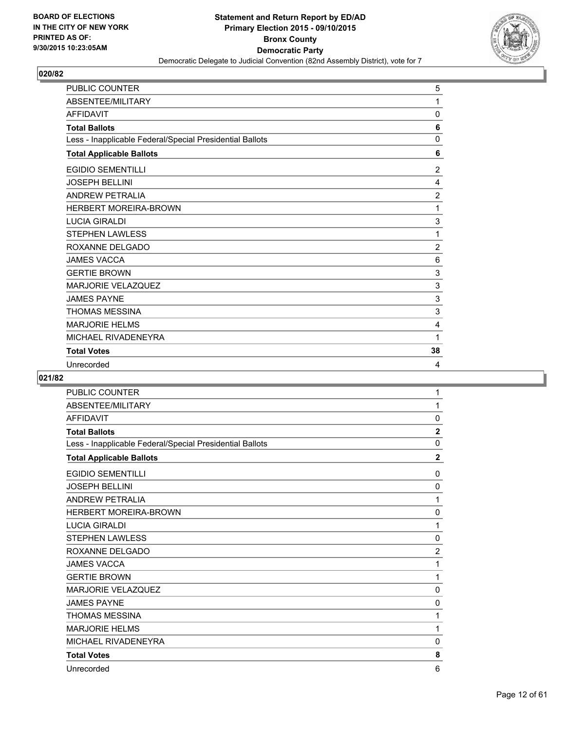BOARD OF ELECTIONS
IN THE CITY OF NEW YORK
PRINTED AS OF:
9/30/2015 10:23:05AM

**Statement and Return Report by ED/AD**
**Primary Election 2015 - 09/10/2015**
**Bronx County**
**Democratic Party**
Democratic Delegate to Judicial Convention (82nd Assembly District), vote for 7

## 020/82

| | |
|---|---|
| PUBLIC COUNTER | 5 |
| ABSENTEE/MILITARY | 1 |
| AFFIDAVIT | 0 |
| **Total Ballots** | **6** |
| Less - Inapplicable Federal/Special Presidential Ballots | 0 |
| **Total Applicable Ballots** | **6** |
| EGIDIO SEMENTILLI | 2 |
| JOSEPH BELLINI | 4 |
| ANDREW PETRALIA | 2 |
| HERBERT MOREIRA-BROWN | 1 |
| LUCIA GIRALDI | 3 |
| STEPHEN LAWLESS | 1 |
| ROXANNE DELGADO | 2 |
| JAMES VACCA | 6 |
| GERTIE BROWN | 3 |
| MARJORIE VELAZQUEZ | 3 |
| JAMES PAYNE | 3 |
| THOMAS MESSINA | 3 |
| MARJORIE HELMS | 4 |
| MICHAEL RIVADENEYRA | 1 |
| **Total Votes** | **38** |
| Unrecorded | 4 |

## 021/82

| | |
|---|---|
| PUBLIC COUNTER | 1 |
| ABSENTEE/MILITARY | 1 |
| AFFIDAVIT | 0 |
| **Total Ballots** | **2** |
| Less - Inapplicable Federal/Special Presidential Ballots | 0 |
| **Total Applicable Ballots** | **2** |
| EGIDIO SEMENTILLI | 0 |
| JOSEPH BELLINI | 0 |
| ANDREW PETRALIA | 1 |
| HERBERT MOREIRA-BROWN | 0 |
| LUCIA GIRALDI | 1 |
| STEPHEN LAWLESS | 0 |
| ROXANNE DELGADO | 2 |
| JAMES VACCA | 1 |
| GERTIE BROWN | 1 |
| MARJORIE VELAZQUEZ | 0 |
| JAMES PAYNE | 0 |
| THOMAS MESSINA | 1 |
| MARJORIE HELMS | 1 |
| MICHAEL RIVADENEYRA | 0 |
| **Total Votes** | **8** |
| Unrecorded | 6 |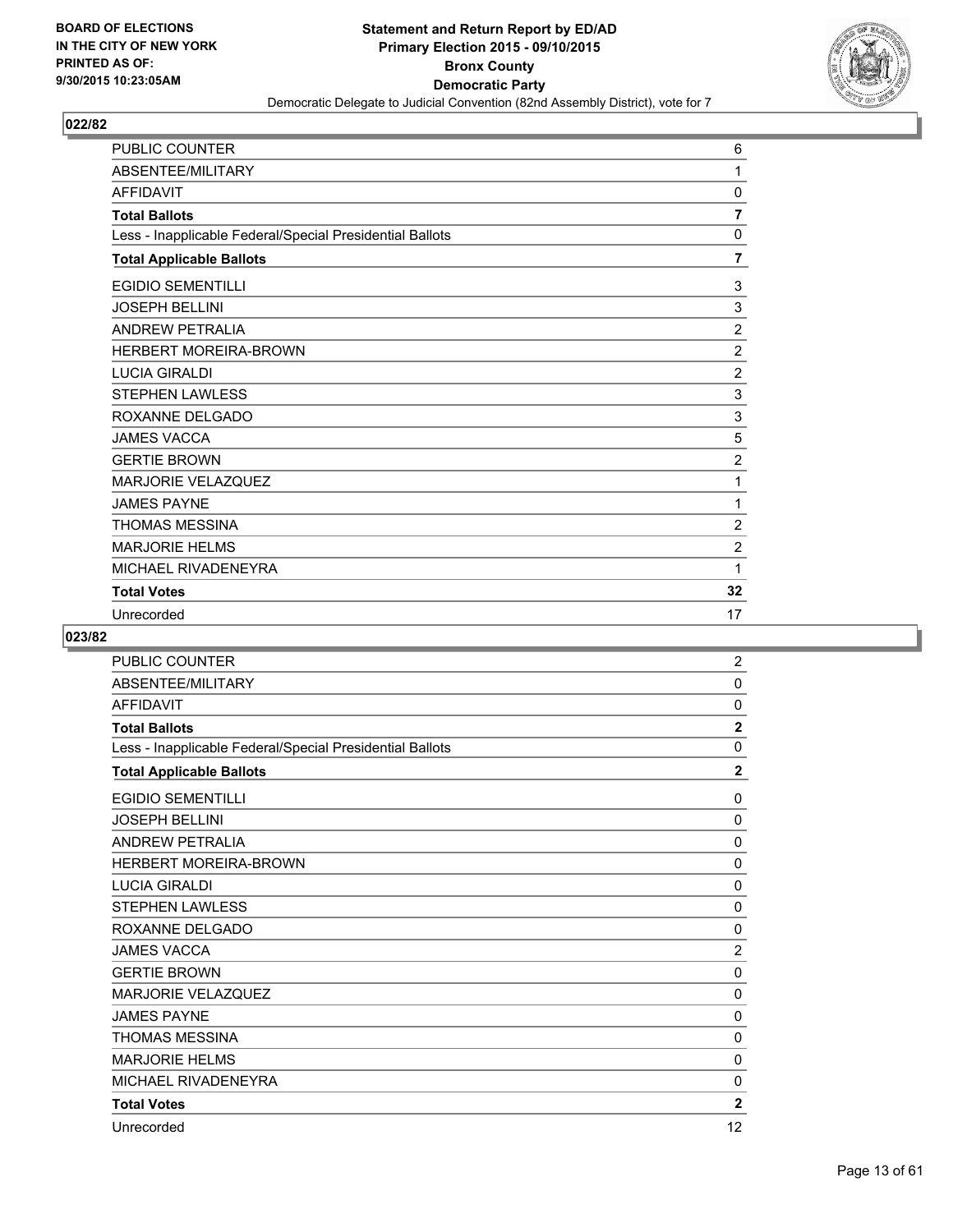**BOARD OF ELECTIONS IN THE CITY OF NEW YORK PRINTED AS OF: 9/30/2015 10:23:05AM**

**Statement and Return Report by ED/AD Primary Election 2015 - 09/10/2015 Bronx County Democratic Party**

Democratic Delegate to Judicial Convention (82nd Assembly District), vote for 7

## 022/82

| | |
|---|---|
| PUBLIC COUNTER | 6 |
| ABSENTEE/MILITARY | 1 |
| AFFIDAVIT | 0 |
| **Total Ballots** | **7** |
| Less - Inapplicable Federal/Special Presidential Ballots | 0 |
| **Total Applicable Ballots** | **7** |
| EGIDIO SEMENTILLI | 3 |
| JOSEPH BELLINI | 3 |
| ANDREW PETRALIA | 2 |
| HERBERT MOREIRA-BROWN | 2 |
| LUCIA GIRALDI | 2 |
| STEPHEN LAWLESS | 3 |
| ROXANNE DELGADO | 3 |
| JAMES VACCA | 5 |
| GERTIE BROWN | 2 |
| MARJORIE VELAZQUEZ | 1 |
| JAMES PAYNE | 1 |
| THOMAS MESSINA | 2 |
| MARJORIE HELMS | 2 |
| MICHAEL RIVADENEYRA | 1 |
| **Total Votes** | **32** |
| Unrecorded | 17 |

## 023/82

| | |
|---|---|
| PUBLIC COUNTER | 2 |
| ABSENTEE/MILITARY | 0 |
| AFFIDAVIT | 0 |
| **Total Ballots** | **2** |
| Less - Inapplicable Federal/Special Presidential Ballots | 0 |
| **Total Applicable Ballots** | **2** |
| EGIDIO SEMENTILLI | 0 |
| JOSEPH BELLINI | 0 |
| ANDREW PETRALIA | 0 |
| HERBERT MOREIRA-BROWN | 0 |
| LUCIA GIRALDI | 0 |
| STEPHEN LAWLESS | 0 |
| ROXANNE DELGADO | 0 |
| JAMES VACCA | 2 |
| GERTIE BROWN | 0 |
| MARJORIE VELAZQUEZ | 0 |
| JAMES PAYNE | 0 |
| THOMAS MESSINA | 0 |
| MARJORIE HELMS | 0 |
| MICHAEL RIVADENEYRA | 0 |
| **Total Votes** | **2** |
| Unrecorded | 12 |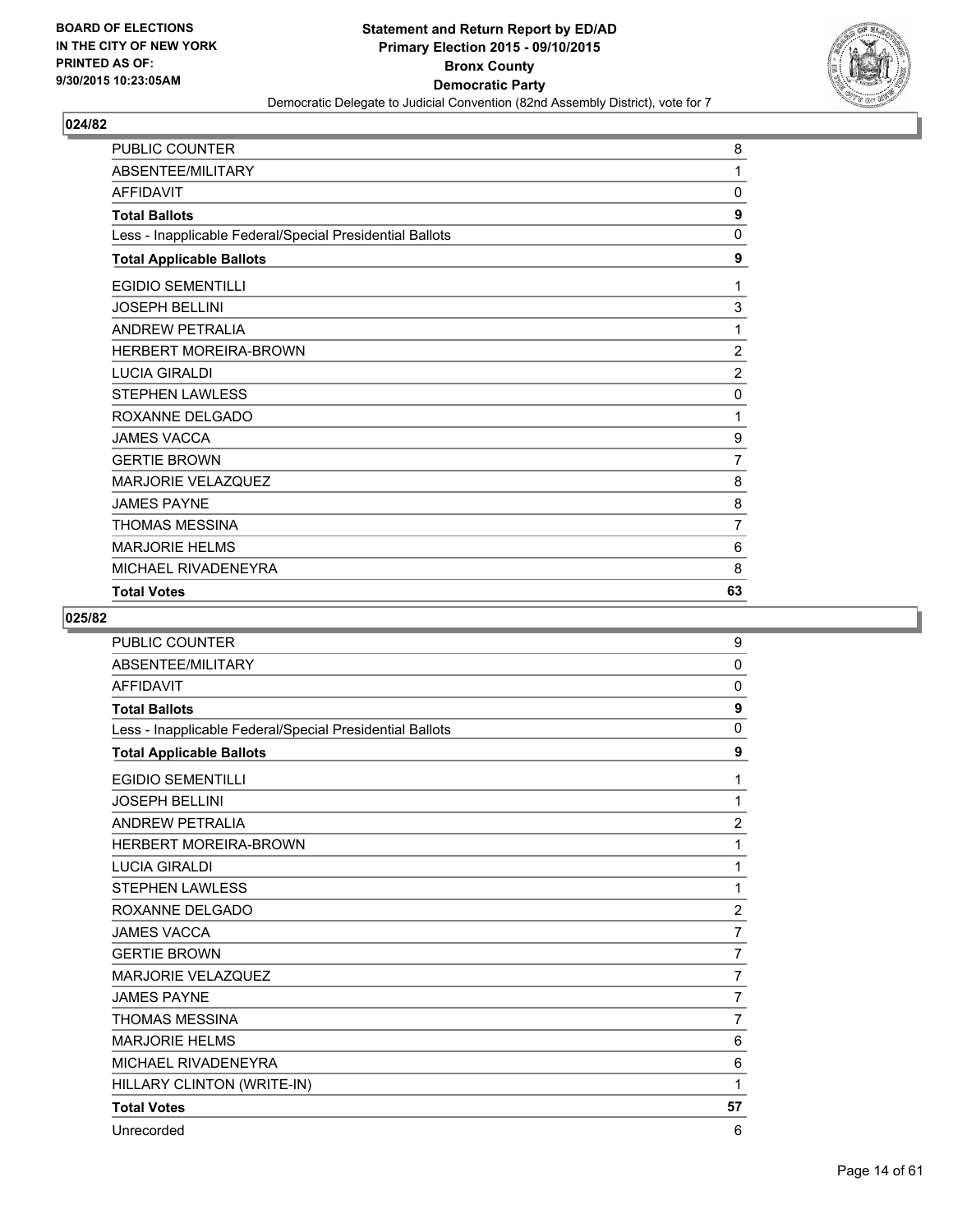**Statement and Return Report by ED/AD**
**Primary Election 2015 - 09/10/2015**
**Bronx County**
**Democratic Party**
Democratic Delegate to Judicial Convention (82nd Assembly District), vote for 7

BOARD OF ELECTIONS IN THE CITY OF NEW YORK PRINTED AS OF: 9/30/2015 10:23:05AM

## 024/82

| | |
|---|---|
| PUBLIC COUNTER | 8 |
| ABSENTEE/MILITARY | 1 |
| AFFIDAVIT | 0 |
| **Total Ballots** | **9** |
| Less - Inapplicable Federal/Special Presidential Ballots | 0 |
| **Total Applicable Ballots** | **9** |
| EGIDIO SEMENTILLI | 1 |
| JOSEPH BELLINI | 3 |
| ANDREW PETRALIA | 1 |
| HERBERT MOREIRA-BROWN | 2 |
| LUCIA GIRALDI | 2 |
| STEPHEN LAWLESS | 0 |
| ROXANNE DELGADO | 1 |
| JAMES VACCA | 9 |
| GERTIE BROWN | 7 |
| MARJORIE VELAZQUEZ | 8 |
| JAMES PAYNE | 8 |
| THOMAS MESSINA | 7 |
| MARJORIE HELMS | 6 |
| MICHAEL RIVADENEYRA | 8 |
| **Total Votes** | **63** |

## 025/82

| | |
|---|---|
| PUBLIC COUNTER | 9 |
| ABSENTEE/MILITARY | 0 |
| AFFIDAVIT | 0 |
| **Total Ballots** | **9** |
| Less - Inapplicable Federal/Special Presidential Ballots | 0 |
| **Total Applicable Ballots** | **9** |
| EGIDIO SEMENTILLI | 1 |
| JOSEPH BELLINI | 1 |
| ANDREW PETRALIA | 2 |
| HERBERT MOREIRA-BROWN | 1 |
| LUCIA GIRALDI | 1 |
| STEPHEN LAWLESS | 1 |
| ROXANNE DELGADO | 2 |
| JAMES VACCA | 7 |
| GERTIE BROWN | 7 |
| MARJORIE VELAZQUEZ | 7 |
| JAMES PAYNE | 7 |
| THOMAS MESSINA | 7 |
| MARJORIE HELMS | 6 |
| MICHAEL RIVADENEYRA | 6 |
| HILLARY CLINTON (WRITE-IN) | 1 |
| **Total Votes** | **57** |
| Unrecorded | 6 |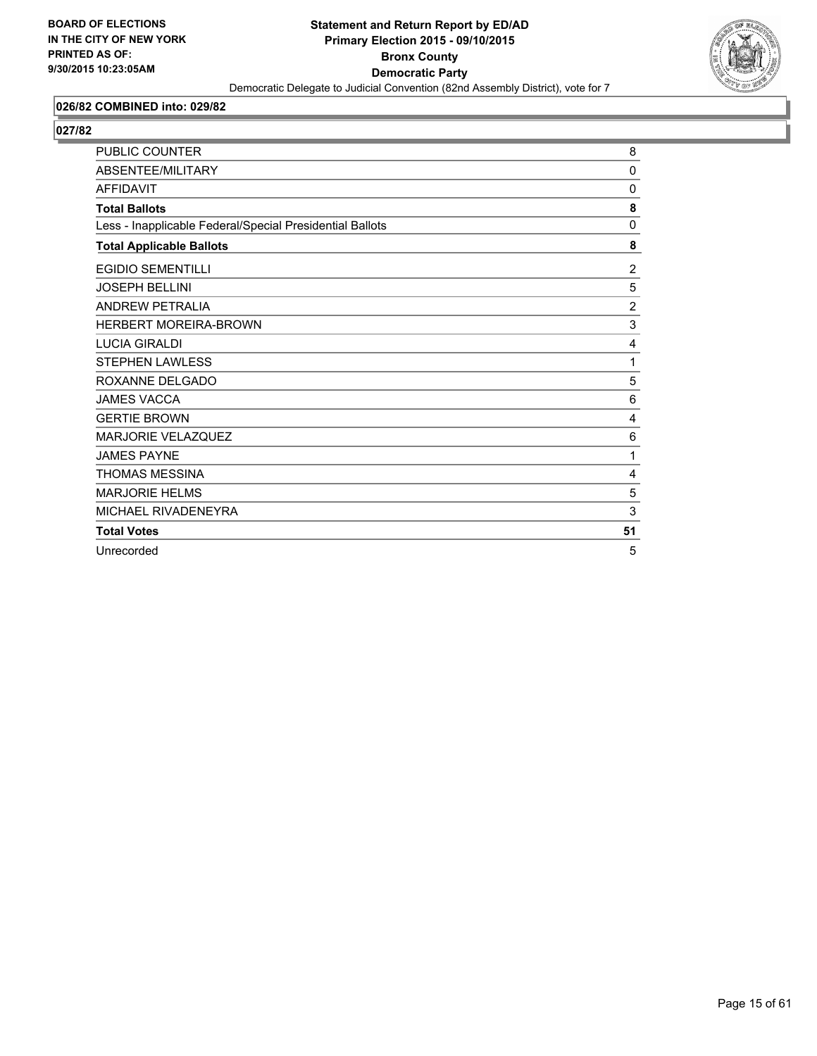**026/82 COMBINED into: 029/82**

**027/82**

| | |
|---|---|
| PUBLIC COUNTER | 8 |
| ABSENTEE/MILITARY | 0 |
| AFFIDAVIT | 0 |
| **Total Ballots** | **8** |
| Less - Inapplicable Federal/Special Presidential Ballots | 0 |
| **Total Applicable Ballots** | **8** |
| EGIDIO SEMENTILLI | 2 |
| JOSEPH BELLINI | 5 |
| ANDREW PETRALIA | 2 |
| HERBERT MOREIRA-BROWN | 3 |
| LUCIA GIRALDI | 4 |
| STEPHEN LAWLESS | 1 |
| ROXANNE DELGADO | 5 |
| JAMES VACCA | 6 |
| GERTIE BROWN | 4 |
| MARJORIE VELAZQUEZ | 6 |
| JAMES PAYNE | 1 |
| THOMAS MESSINA | 4 |
| MARJORIE HELMS | 5 |
| MICHAEL RIVADENEYRA | 3 |
| **Total Votes** | **51** |
| Unrecorded | 5 |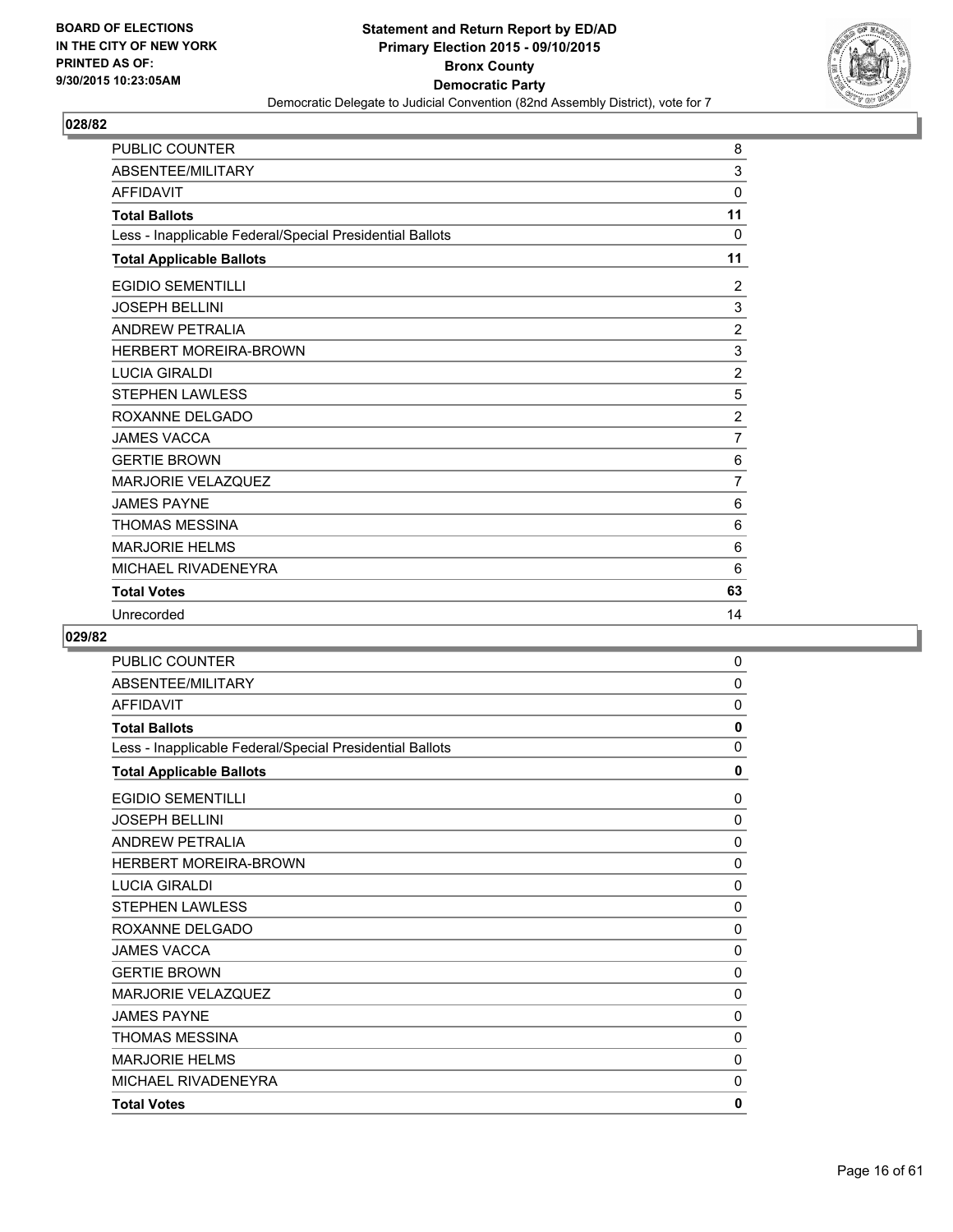BOARD OF ELECTIONS
IN THE CITY OF NEW YORK
PRINTED AS OF:
9/30/2015 10:23:05AM

**Statement and Return Report by ED/AD**
**Primary Election 2015 - 09/10/2015**
**Bronx County**
**Democratic Party**
Democratic Delegate to Judicial Convention (82nd Assembly District), vote for 7

### 028/82

| | |
|---|---|
| PUBLIC COUNTER | 8 |
| ABSENTEE/MILITARY | 3 |
| AFFIDAVIT | 0 |
| **Total Ballots** | **11** |
| Less - Inapplicable Federal/Special Presidential Ballots | 0 |
| **Total Applicable Ballots** | **11** |
| EGIDIO SEMENTILLI | 2 |
| JOSEPH BELLINI | 3 |
| ANDREW PETRALIA | 2 |
| HERBERT MOREIRA-BROWN | 3 |
| LUCIA GIRALDI | 2 |
| STEPHEN LAWLESS | 5 |
| ROXANNE DELGADO | 2 |
| JAMES VACCA | 7 |
| GERTIE BROWN | 6 |
| MARJORIE VELAZQUEZ | 7 |
| JAMES PAYNE | 6 |
| THOMAS MESSINA | 6 |
| MARJORIE HELMS | 6 |
| MICHAEL RIVADENEYRA | 6 |
| **Total Votes** | **63** |
| Unrecorded | 14 |

### 029/82

| | |
|---|---|
| PUBLIC COUNTER | 0 |
| ABSENTEE/MILITARY | 0 |
| AFFIDAVIT | 0 |
| **Total Ballots** | **0** |
| Less - Inapplicable Federal/Special Presidential Ballots | 0 |
| **Total Applicable Ballots** | **0** |
| EGIDIO SEMENTILLI | 0 |
| JOSEPH BELLINI | 0 |
| ANDREW PETRALIA | 0 |
| HERBERT MOREIRA-BROWN | 0 |
| LUCIA GIRALDI | 0 |
| STEPHEN LAWLESS | 0 |
| ROXANNE DELGADO | 0 |
| JAMES VACCA | 0 |
| GERTIE BROWN | 0 |
| MARJORIE VELAZQUEZ | 0 |
| JAMES PAYNE | 0 |
| THOMAS MESSINA | 0 |
| MARJORIE HELMS | 0 |
| MICHAEL RIVADENEYRA | 0 |
| **Total Votes** | **0** |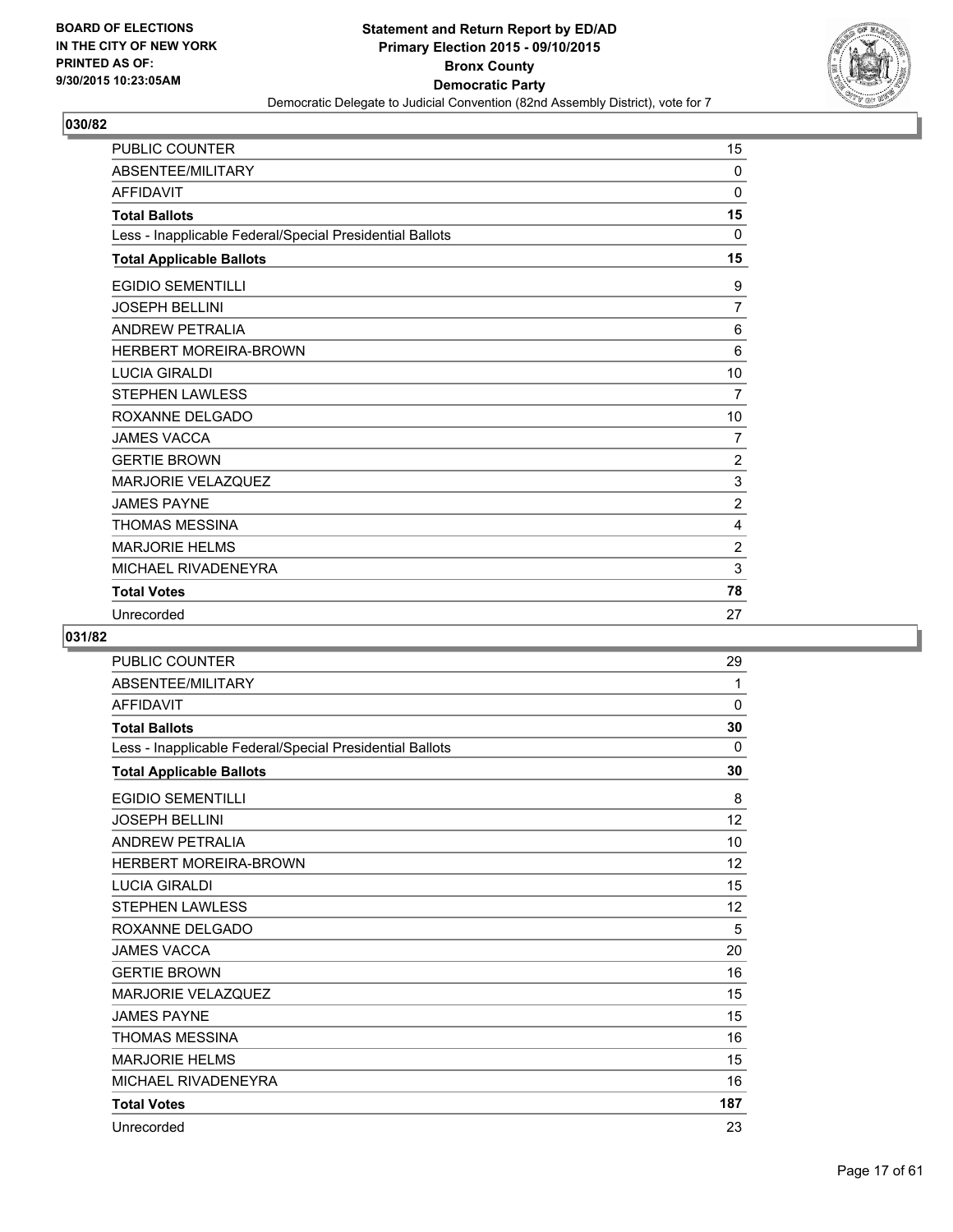**BOARD OF ELECTIONS IN THE CITY OF NEW YORK PRINTED AS OF: 9/30/2015 10:23:05AM**

**Statement and Return Report by ED/AD Primary Election 2015 - 09/10/2015 Bronx County Democratic Party**

Democratic Delegate to Judicial Convention (82nd Assembly District), vote for 7

## 030/82

| | |
|---|---|
| PUBLIC COUNTER | 15 |
| ABSENTEE/MILITARY | 0 |
| AFFIDAVIT | 0 |
| **Total Ballots** | **15** |
| Less - Inapplicable Federal/Special Presidential Ballots | 0 |
| **Total Applicable Ballots** | **15** |
| EGIDIO SEMENTILLI | 9 |
| JOSEPH BELLINI | 7 |
| ANDREW PETRALIA | 6 |
| HERBERT MOREIRA-BROWN | 6 |
| LUCIA GIRALDI | 10 |
| STEPHEN LAWLESS | 7 |
| ROXANNE DELGADO | 10 |
| JAMES VACCA | 7 |
| GERTIE BROWN | 2 |
| MARJORIE VELAZQUEZ | 3 |
| JAMES PAYNE | 2 |
| THOMAS MESSINA | 4 |
| MARJORIE HELMS | 2 |
| MICHAEL RIVADENEYRA | 3 |
| **Total Votes** | **78** |
| Unrecorded | 27 |

## 031/82

| | |
|---|---|
| PUBLIC COUNTER | 29 |
| ABSENTEE/MILITARY | 1 |
| AFFIDAVIT | 0 |
| **Total Ballots** | **30** |
| Less - Inapplicable Federal/Special Presidential Ballots | 0 |
| **Total Applicable Ballots** | **30** |
| EGIDIO SEMENTILLI | 8 |
| JOSEPH BELLINI | 12 |
| ANDREW PETRALIA | 10 |
| HERBERT MOREIRA-BROWN | 12 |
| LUCIA GIRALDI | 15 |
| STEPHEN LAWLESS | 12 |
| ROXANNE DELGADO | 5 |
| JAMES VACCA | 20 |
| GERTIE BROWN | 16 |
| MARJORIE VELAZQUEZ | 15 |
| JAMES PAYNE | 15 |
| THOMAS MESSINA | 16 |
| MARJORIE HELMS | 15 |
| MICHAEL RIVADENEYRA | 16 |
| **Total Votes** | **187** |
| Unrecorded | 23 |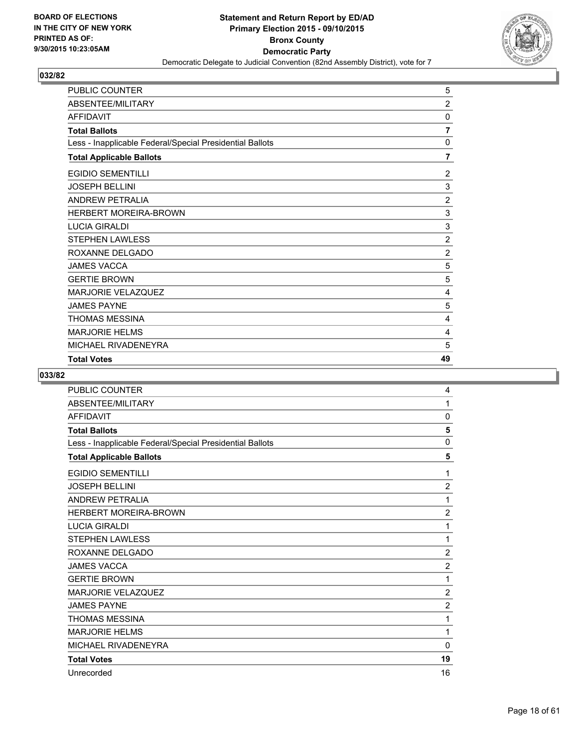**BOARD OF ELECTIONS IN THE CITY OF NEW YORK PRINTED AS OF: 9/30/2015 10:23:05AM**

**Statement and Return Report by ED/AD**
**Primary Election 2015 - 09/10/2015**
**Bronx County**
**Democratic Party**
Democratic Delegate to Judicial Convention (82nd Assembly District), vote for 7

## 032/82

| | |
|---|---|
| PUBLIC COUNTER | 5 |
| ABSENTEE/MILITARY | 2 |
| AFFIDAVIT | 0 |
| **Total Ballots** | **7** |
| Less - Inapplicable Federal/Special Presidential Ballots | 0 |
| **Total Applicable Ballots** | **7** |
| EGIDIO SEMENTILLI | 2 |
| JOSEPH BELLINI | 3 |
| ANDREW PETRALIA | 2 |
| HERBERT MOREIRA-BROWN | 3 |
| LUCIA GIRALDI | 3 |
| STEPHEN LAWLESS | 2 |
| ROXANNE DELGADO | 2 |
| JAMES VACCA | 5 |
| GERTIE BROWN | 5 |
| MARJORIE VELAZQUEZ | 4 |
| JAMES PAYNE | 5 |
| THOMAS MESSINA | 4 |
| MARJORIE HELMS | 4 |
| MICHAEL RIVADENEYRA | 5 |
| **Total Votes** | **49** |

## 033/82

| | |
|---|---|
| PUBLIC COUNTER | 4 |
| ABSENTEE/MILITARY | 1 |
| AFFIDAVIT | 0 |
| **Total Ballots** | **5** |
| Less - Inapplicable Federal/Special Presidential Ballots | 0 |
| **Total Applicable Ballots** | **5** |
| EGIDIO SEMENTILLI | 1 |
| JOSEPH BELLINI | 2 |
| ANDREW PETRALIA | 1 |
| HERBERT MOREIRA-BROWN | 2 |
| LUCIA GIRALDI | 1 |
| STEPHEN LAWLESS | 1 |
| ROXANNE DELGADO | 2 |
| JAMES VACCA | 2 |
| GERTIE BROWN | 1 |
| MARJORIE VELAZQUEZ | 2 |
| JAMES PAYNE | 2 |
| THOMAS MESSINA | 1 |
| MARJORIE HELMS | 1 |
| MICHAEL RIVADENEYRA | 0 |
| **Total Votes** | **19** |
| Unrecorded | 16 |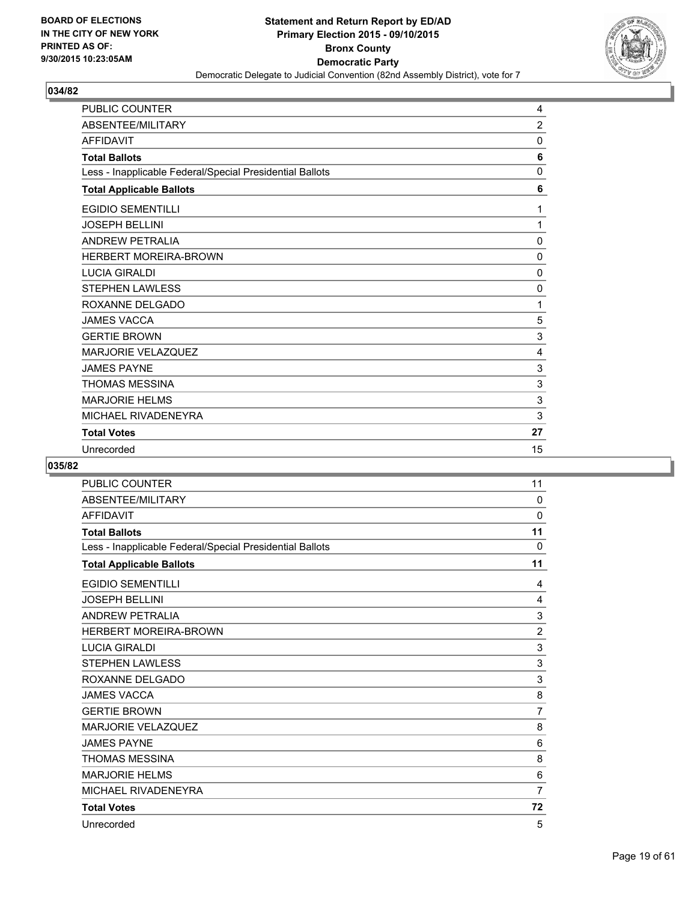BOARD OF ELECTIONS
IN THE CITY OF NEW YORK
PRINTED AS OF:
9/30/2015 10:23:05AM

**Statement and Return Report by ED/AD**
**Primary Election 2015 - 09/10/2015**
**Bronx County**
**Democratic Party**
Democratic Delegate to Judicial Convention (82nd Assembly District), vote for 7

## 034/82

| | |
|---|---|
| PUBLIC COUNTER | 4 |
| ABSENTEE/MILITARY | 2 |
| AFFIDAVIT | 0 |
| **Total Ballots** | **6** |
| Less - Inapplicable Federal/Special Presidential Ballots | 0 |
| **Total Applicable Ballots** | **6** |
| EGIDIO SEMENTILLI | 1 |
| JOSEPH BELLINI | 1 |
| ANDREW PETRALIA | 0 |
| HERBERT MOREIRA-BROWN | 0 |
| LUCIA GIRALDI | 0 |
| STEPHEN LAWLESS | 0 |
| ROXANNE DELGADO | 1 |
| JAMES VACCA | 5 |
| GERTIE BROWN | 3 |
| MARJORIE VELAZQUEZ | 4 |
| JAMES PAYNE | 3 |
| THOMAS MESSINA | 3 |
| MARJORIE HELMS | 3 |
| MICHAEL RIVADENEYRA | 3 |
| **Total Votes** | **27** |
| Unrecorded | 15 |

## 035/82

| | |
|---|---|
| PUBLIC COUNTER | 11 |
| ABSENTEE/MILITARY | 0 |
| AFFIDAVIT | 0 |
| **Total Ballots** | **11** |
| Less - Inapplicable Federal/Special Presidential Ballots | 0 |
| **Total Applicable Ballots** | **11** |
| EGIDIO SEMENTILLI | 4 |
| JOSEPH BELLINI | 4 |
| ANDREW PETRALIA | 3 |
| HERBERT MOREIRA-BROWN | 2 |
| LUCIA GIRALDI | 3 |
| STEPHEN LAWLESS | 3 |
| ROXANNE DELGADO | 3 |
| JAMES VACCA | 8 |
| GERTIE BROWN | 7 |
| MARJORIE VELAZQUEZ | 8 |
| JAMES PAYNE | 6 |
| THOMAS MESSINA | 8 |
| MARJORIE HELMS | 6 |
| MICHAEL RIVADENEYRA | 7 |
| **Total Votes** | **72** |
| Unrecorded | 5 |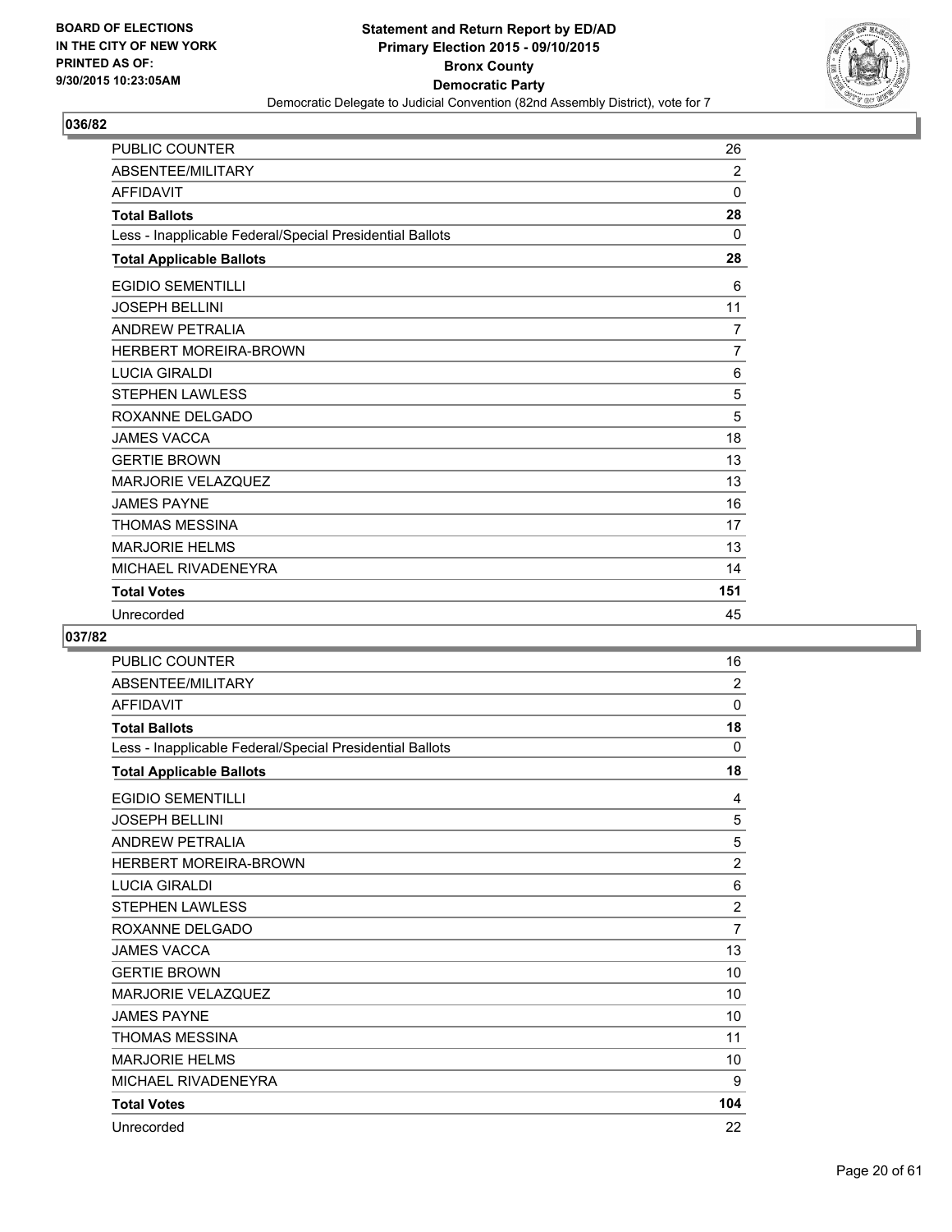BOARD OF ELECTIONS
IN THE CITY OF NEW YORK
PRINTED AS OF:
9/30/2015 10:23:05AM

**Statement and Return Report by ED/AD**
**Primary Election 2015 - 09/10/2015**
**Bronx County**
**Democratic Party**
Democratic Delegate to Judicial Convention (82nd Assembly District), vote for 7

## 036/82

| | |
|---|---|
| PUBLIC COUNTER | 26 |
| ABSENTEE/MILITARY | 2 |
| AFFIDAVIT | 0 |
| **Total Ballots** | **28** |
| Less - Inapplicable Federal/Special Presidential Ballots | 0 |
| **Total Applicable Ballots** | **28** |
| EGIDIO SEMENTILLI | 6 |
| JOSEPH BELLINI | 11 |
| ANDREW PETRALIA | 7 |
| HERBERT MOREIRA-BROWN | 7 |
| LUCIA GIRALDI | 6 |
| STEPHEN LAWLESS | 5 |
| ROXANNE DELGADO | 5 |
| JAMES VACCA | 18 |
| GERTIE BROWN | 13 |
| MARJORIE VELAZQUEZ | 13 |
| JAMES PAYNE | 16 |
| THOMAS MESSINA | 17 |
| MARJORIE HELMS | 13 |
| MICHAEL RIVADENEYRA | 14 |
| **Total Votes** | **151** |
| Unrecorded | 45 |

## 037/82

| | |
|---|---|
| PUBLIC COUNTER | 16 |
| ABSENTEE/MILITARY | 2 |
| AFFIDAVIT | 0 |
| **Total Ballots** | **18** |
| Less - Inapplicable Federal/Special Presidential Ballots | 0 |
| **Total Applicable Ballots** | **18** |
| EGIDIO SEMENTILLI | 4 |
| JOSEPH BELLINI | 5 |
| ANDREW PETRALIA | 5 |
| HERBERT MOREIRA-BROWN | 2 |
| LUCIA GIRALDI | 6 |
| STEPHEN LAWLESS | 2 |
| ROXANNE DELGADO | 7 |
| JAMES VACCA | 13 |
| GERTIE BROWN | 10 |
| MARJORIE VELAZQUEZ | 10 |
| JAMES PAYNE | 10 |
| THOMAS MESSINA | 11 |
| MARJORIE HELMS | 10 |
| MICHAEL RIVADENEYRA | 9 |
| **Total Votes** | **104** |
| Unrecorded | 22 |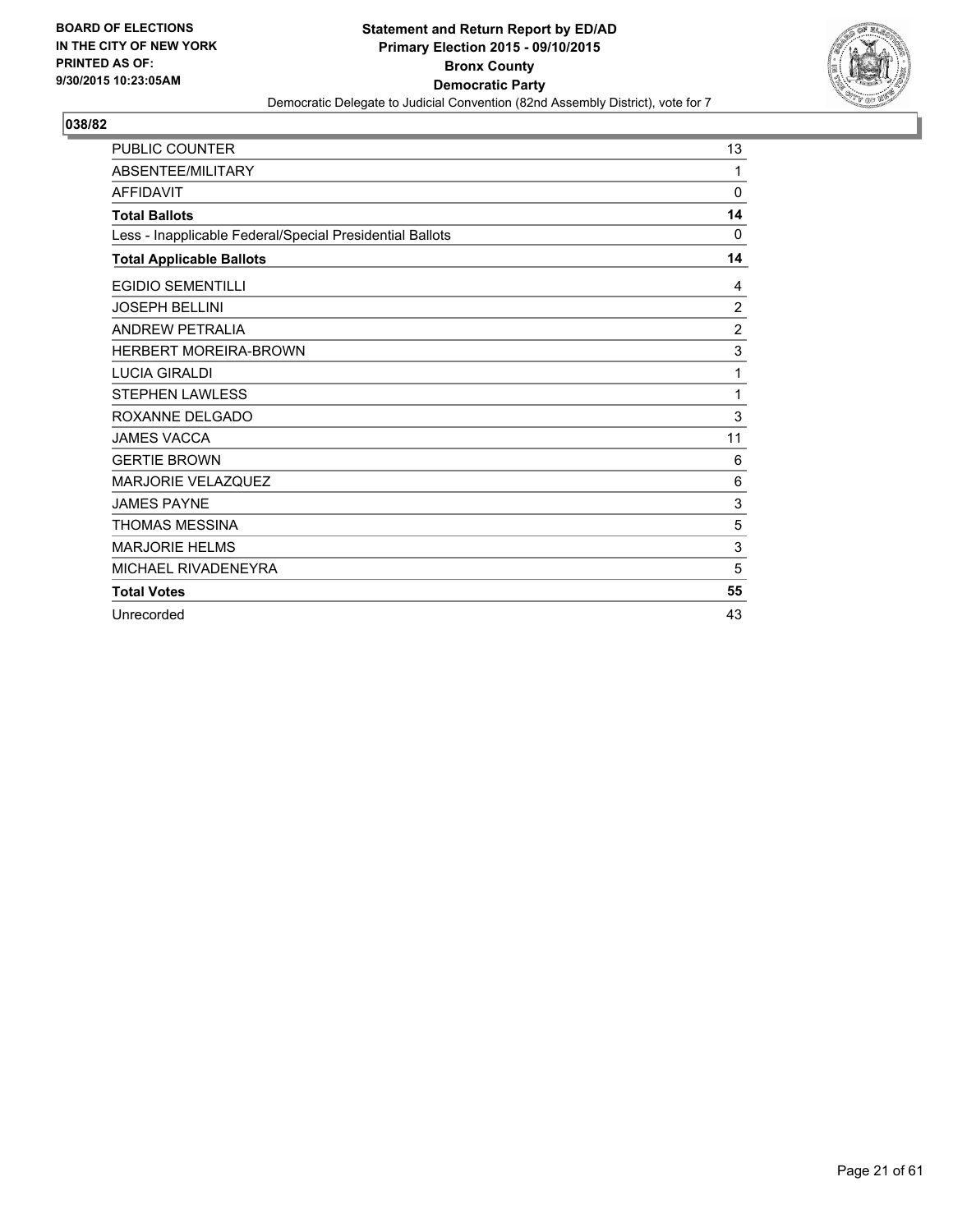**BOARD OF ELECTIONS IN THE CITY OF NEW YORK PRINTED AS OF: 9/30/2015 10:23:05AM**

**Statement and Return Report by ED/AD**
**Primary Election 2015 - 09/10/2015**
**Bronx County**
**Democratic Party**
Democratic Delegate to Judicial Convention (82nd Assembly District), vote for 7

**038/82**

| | |
|---|---|
| PUBLIC COUNTER | 13 |
| ABSENTEE/MILITARY | 1 |
| AFFIDAVIT | 0 |
| **Total Ballots** | **14** |
| Less - Inapplicable Federal/Special Presidential Ballots | 0 |
| **Total Applicable Ballots** | **14** |
| EGIDIO SEMENTILLI | 4 |
| JOSEPH BELLINI | 2 |
| ANDREW PETRALIA | 2 |
| HERBERT MOREIRA-BROWN | 3 |
| LUCIA GIRALDI | 1 |
| STEPHEN LAWLESS | 1 |
| ROXANNE DELGADO | 3 |
| JAMES VACCA | 11 |
| GERTIE BROWN | 6 |
| MARJORIE VELAZQUEZ | 6 |
| JAMES PAYNE | 3 |
| THOMAS MESSINA | 5 |
| MARJORIE HELMS | 3 |
| MICHAEL RIVADENEYRA | 5 |
| **Total Votes** | **55** |
| Unrecorded | 43 |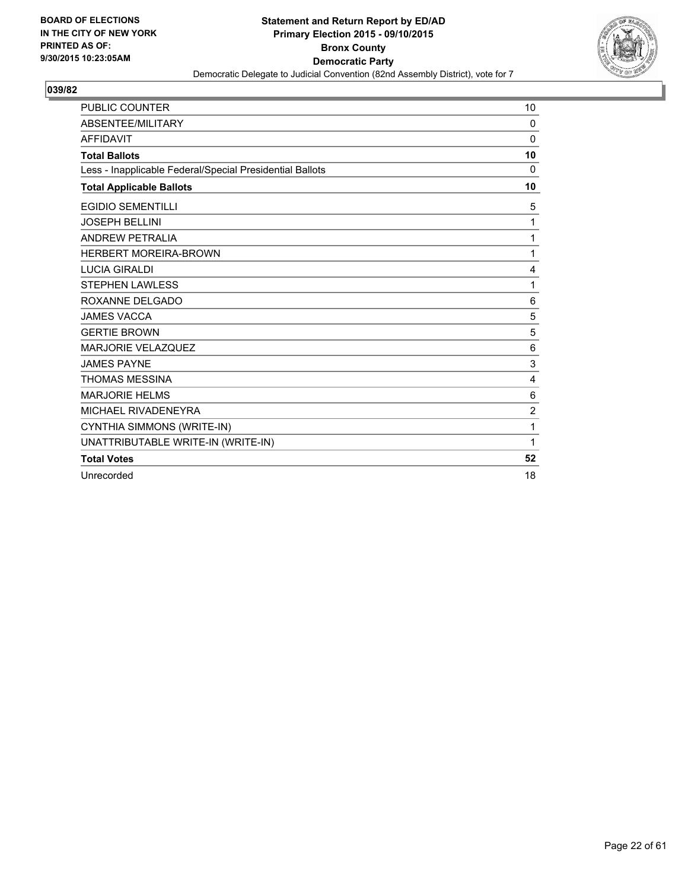BOARD OF ELECTIONS
IN THE CITY OF NEW YORK
PRINTED AS OF:
9/30/2015 10:23:05AM

**Statement and Return Report by ED/AD**
**Primary Election 2015 - 09/10/2015**
**Bronx County**
**Democratic Party**
Democratic Delegate to Judicial Convention (82nd Assembly District), vote for 7

**039/82**

| | |
|---|---|
| PUBLIC COUNTER | 10 |
| ABSENTEE/MILITARY | 0 |
| AFFIDAVIT | 0 |
| **Total Ballots** | **10** |
| Less - Inapplicable Federal/Special Presidential Ballots | 0 |
| **Total Applicable Ballots** | **10** |
| EGIDIO SEMENTILLI | 5 |
| JOSEPH BELLINI | 1 |
| ANDREW PETRALIA | 1 |
| HERBERT MOREIRA-BROWN | 1 |
| LUCIA GIRALDI | 4 |
| STEPHEN LAWLESS | 1 |
| ROXANNE DELGADO | 6 |
| JAMES VACCA | 5 |
| GERTIE BROWN | 5 |
| MARJORIE VELAZQUEZ | 6 |
| JAMES PAYNE | 3 |
| THOMAS MESSINA | 4 |
| MARJORIE HELMS | 6 |
| MICHAEL RIVADENEYRA | 2 |
| CYNTHIA SIMMONS (WRITE-IN) | 1 |
| UNATTRIBUTABLE WRITE-IN (WRITE-IN) | 1 |
| **Total Votes** | **52** |
| Unrecorded | 18 |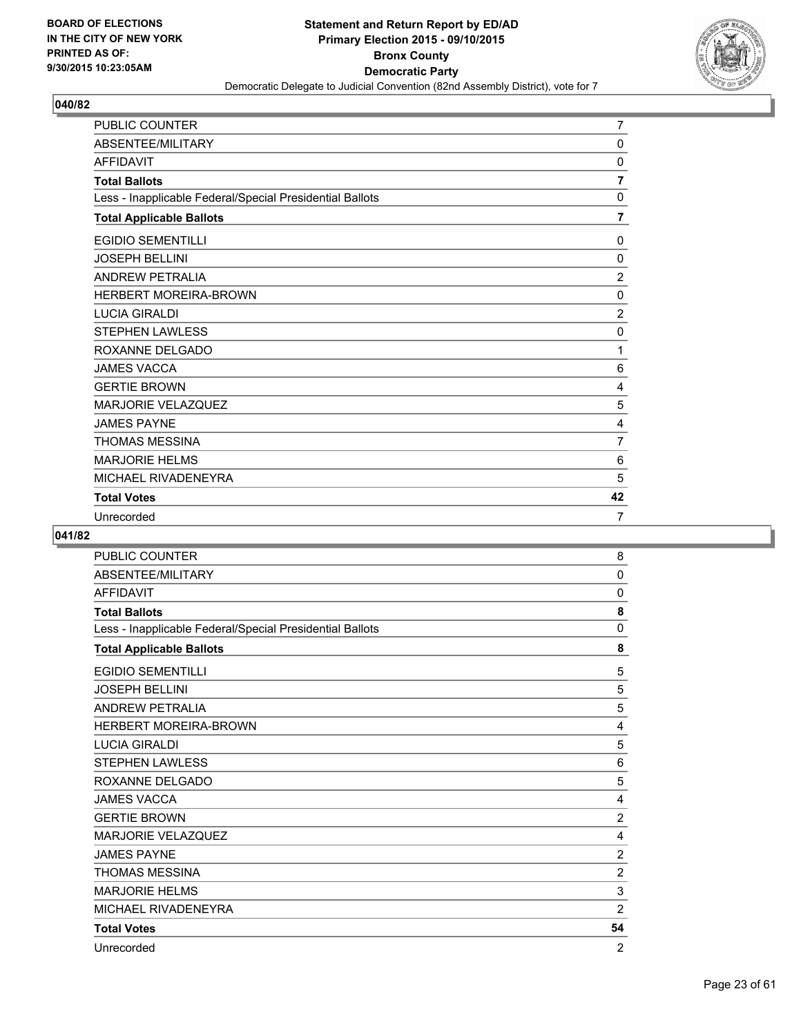**BOARD OF ELECTIONS**
**IN THE CITY OF NEW YORK**
**PRINTED AS OF:**
**9/30/2015 10:23:05AM**

**Statement and Return Report by ED/AD**
**Primary Election 2015 - 09/10/2015**
**Bronx County**
**Democratic Party**
Democratic Delegate to Judicial Convention (82nd Assembly District), vote for 7

## 040/82

| | |
|---|---|
| PUBLIC COUNTER | 7 |
| ABSENTEE/MILITARY | 0 |
| AFFIDAVIT | 0 |
| **Total Ballots** | **7** |
| Less - Inapplicable Federal/Special Presidential Ballots | 0 |
| **Total Applicable Ballots** | **7** |
| EGIDIO SEMENTILLI | 0 |
| JOSEPH BELLINI | 0 |
| ANDREW PETRALIA | 2 |
| HERBERT MOREIRA-BROWN | 0 |
| LUCIA GIRALDI | 2 |
| STEPHEN LAWLESS | 0 |
| ROXANNE DELGADO | 1 |
| JAMES VACCA | 6 |
| GERTIE BROWN | 4 |
| MARJORIE VELAZQUEZ | 5 |
| JAMES PAYNE | 4 |
| THOMAS MESSINA | 7 |
| MARJORIE HELMS | 6 |
| MICHAEL RIVADENEYRA | 5 |
| **Total Votes** | **42** |
| Unrecorded | 7 |

## 041/82

| | |
|---|---|
| PUBLIC COUNTER | 8 |
| ABSENTEE/MILITARY | 0 |
| AFFIDAVIT | 0 |
| **Total Ballots** | **8** |
| Less - Inapplicable Federal/Special Presidential Ballots | 0 |
| **Total Applicable Ballots** | **8** |
| EGIDIO SEMENTILLI | 5 |
| JOSEPH BELLINI | 5 |
| ANDREW PETRALIA | 5 |
| HERBERT MOREIRA-BROWN | 4 |
| LUCIA GIRALDI | 5 |
| STEPHEN LAWLESS | 6 |
| ROXANNE DELGADO | 5 |
| JAMES VACCA | 4 |
| GERTIE BROWN | 2 |
| MARJORIE VELAZQUEZ | 4 |
| JAMES PAYNE | 2 |
| THOMAS MESSINA | 2 |
| MARJORIE HELMS | 3 |
| MICHAEL RIVADENEYRA | 2 |
| **Total Votes** | **54** |
| Unrecorded | 2 |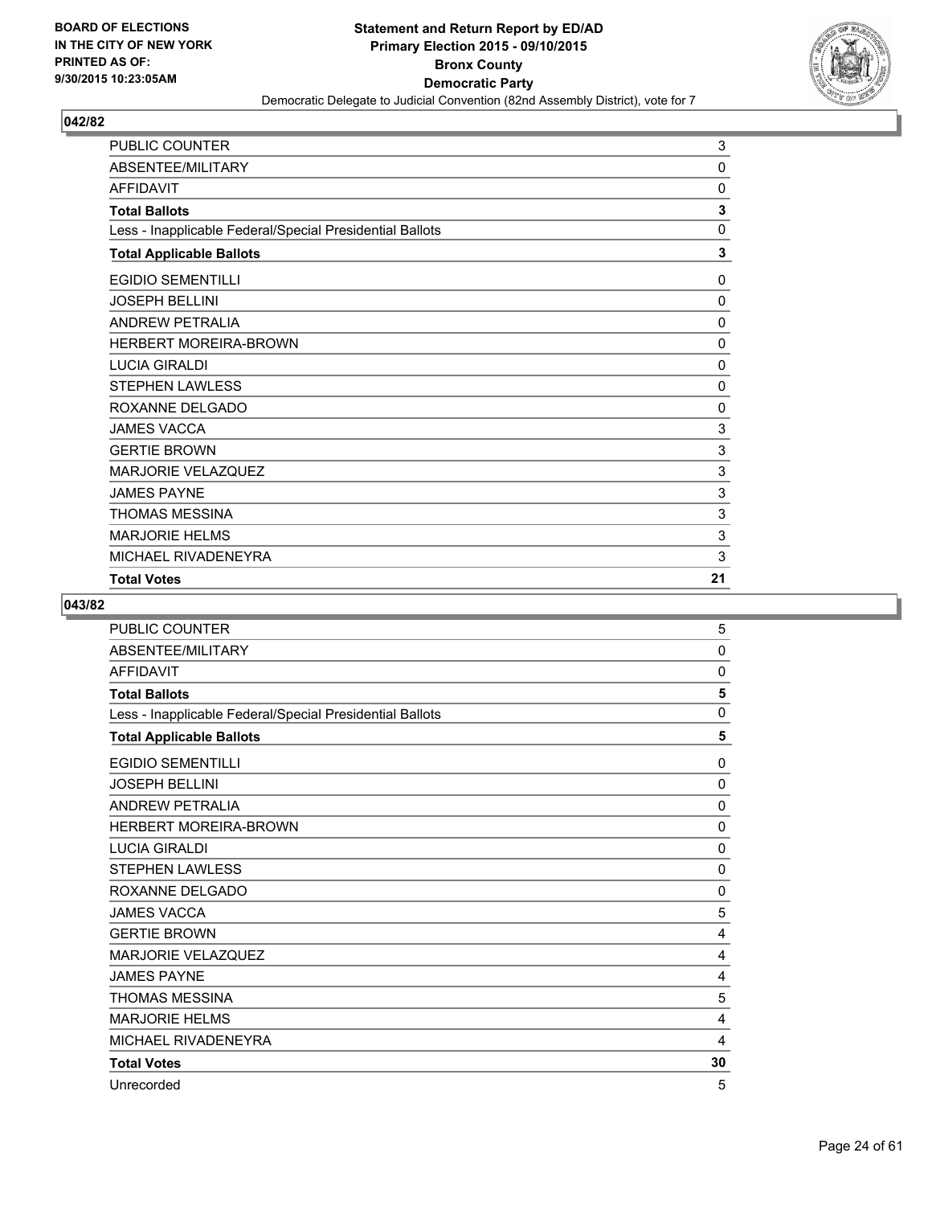**Statement and Return Report by ED/AD**
**Primary Election 2015 - 09/10/2015**
**Bronx County**
**Democratic Party**
Democratic Delegate to Judicial Convention (82nd Assembly District), vote for 7

BOARD OF ELECTIONS
IN THE CITY OF NEW YORK
PRINTED AS OF:
9/30/2015 10:23:05AM

## 042/82

| | |
|---|---|
| PUBLIC COUNTER | 3 |
| ABSENTEE/MILITARY | 0 |
| AFFIDAVIT | 0 |
| **Total Ballots** | **3** |
| Less - Inapplicable Federal/Special Presidential Ballots | 0 |
| **Total Applicable Ballots** | **3** |
| EGIDIO SEMENTILLI | 0 |
| JOSEPH BELLINI | 0 |
| ANDREW PETRALIA | 0 |
| HERBERT MOREIRA-BROWN | 0 |
| LUCIA GIRALDI | 0 |
| STEPHEN LAWLESS | 0 |
| ROXANNE DELGADO | 0 |
| JAMES VACCA | 3 |
| GERTIE BROWN | 3 |
| MARJORIE VELAZQUEZ | 3 |
| JAMES PAYNE | 3 |
| THOMAS MESSINA | 3 |
| MARJORIE HELMS | 3 |
| MICHAEL RIVADENEYRA | 3 |
| **Total Votes** | **21** |

## 043/82

| | |
|---|---|
| PUBLIC COUNTER | 5 |
| ABSENTEE/MILITARY | 0 |
| AFFIDAVIT | 0 |
| **Total Ballots** | **5** |
| Less - Inapplicable Federal/Special Presidential Ballots | 0 |
| **Total Applicable Ballots** | **5** |
| EGIDIO SEMENTILLI | 0 |
| JOSEPH BELLINI | 0 |
| ANDREW PETRALIA | 0 |
| HERBERT MOREIRA-BROWN | 0 |
| LUCIA GIRALDI | 0 |
| STEPHEN LAWLESS | 0 |
| ROXANNE DELGADO | 0 |
| JAMES VACCA | 5 |
| GERTIE BROWN | 4 |
| MARJORIE VELAZQUEZ | 4 |
| JAMES PAYNE | 4 |
| THOMAS MESSINA | 5 |
| MARJORIE HELMS | 4 |
| MICHAEL RIVADENEYRA | 4 |
| **Total Votes** | **30** |
| Unrecorded | 5 |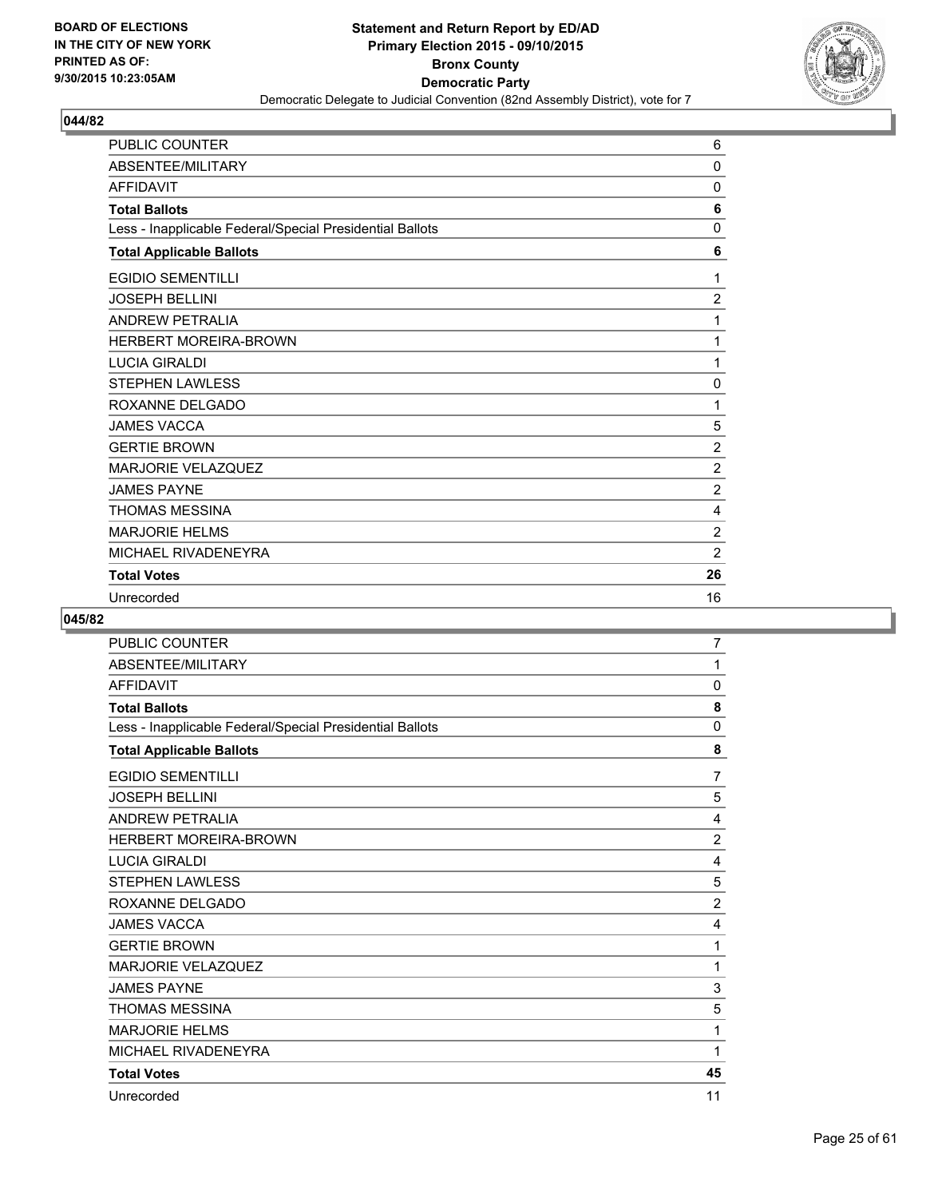**BOARD OF ELECTIONS IN THE CITY OF NEW YORK PRINTED AS OF: 9/30/2015 10:23:05AM**

**Statement and Return Report by ED/AD Primary Election 2015 - 09/10/2015 Bronx County Democratic Party**

Democratic Delegate to Judicial Convention (82nd Assembly District), vote for 7

## 044/82

| | |
|---|---|
| PUBLIC COUNTER | 6 |
| ABSENTEE/MILITARY | 0 |
| AFFIDAVIT | 0 |
| **Total Ballots** | **6** |
| Less - Inapplicable Federal/Special Presidential Ballots | 0 |
| **Total Applicable Ballots** | **6** |
| EGIDIO SEMENTILLI | 1 |
| JOSEPH BELLINI | 2 |
| ANDREW PETRALIA | 1 |
| HERBERT MOREIRA-BROWN | 1 |
| LUCIA GIRALDI | 1 |
| STEPHEN LAWLESS | 0 |
| ROXANNE DELGADO | 1 |
| JAMES VACCA | 5 |
| GERTIE BROWN | 2 |
| MARJORIE VELAZQUEZ | 2 |
| JAMES PAYNE | 2 |
| THOMAS MESSINA | 4 |
| MARJORIE HELMS | 2 |
| MICHAEL RIVADENEYRA | 2 |
| **Total Votes** | **26** |
| Unrecorded | 16 |

## 045/82

| | |
|---|---|
| PUBLIC COUNTER | 7 |
| ABSENTEE/MILITARY | 1 |
| AFFIDAVIT | 0 |
| **Total Ballots** | **8** |
| Less - Inapplicable Federal/Special Presidential Ballots | 0 |
| **Total Applicable Ballots** | **8** |
| EGIDIO SEMENTILLI | 7 |
| JOSEPH BELLINI | 5 |
| ANDREW PETRALIA | 4 |
| HERBERT MOREIRA-BROWN | 2 |
| LUCIA GIRALDI | 4 |
| STEPHEN LAWLESS | 5 |
| ROXANNE DELGADO | 2 |
| JAMES VACCA | 4 |
| GERTIE BROWN | 1 |
| MARJORIE VELAZQUEZ | 1 |
| JAMES PAYNE | 3 |
| THOMAS MESSINA | 5 |
| MARJORIE HELMS | 1 |
| MICHAEL RIVADENEYRA | 1 |
| **Total Votes** | **45** |
| Unrecorded | 11 |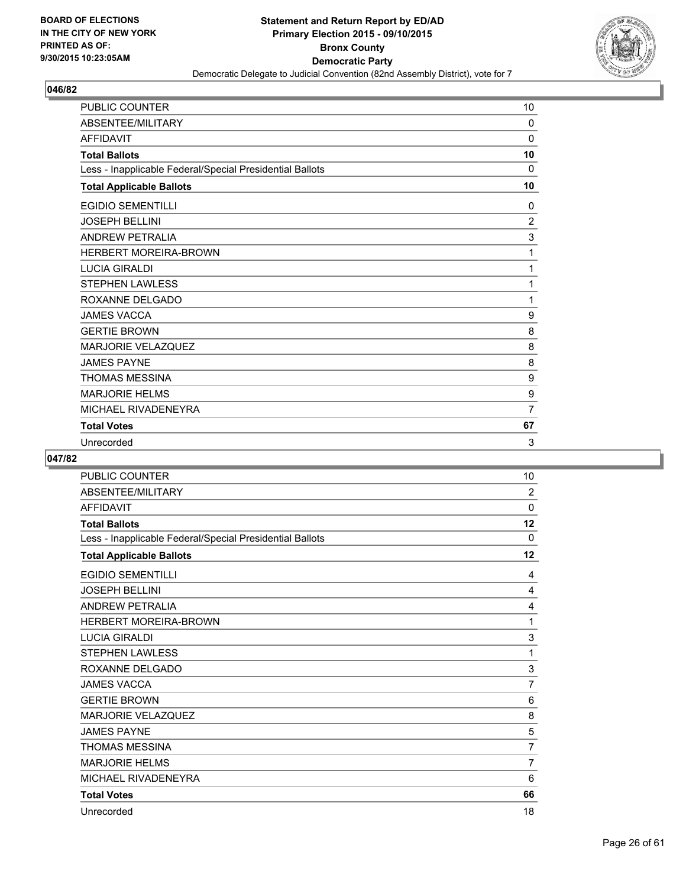**Statement and Return Report by ED/AD**
**Primary Election 2015 - 09/10/2015**
**Bronx County**
**Democratic Party**
Democratic Delegate to Judicial Convention (82nd Assembly District), vote for 7

BOARD OF ELECTIONS
IN THE CITY OF NEW YORK
PRINTED AS OF:
9/30/2015 10:23:05AM

## 046/82

| | |
|---|---|
| PUBLIC COUNTER | 10 |
| ABSENTEE/MILITARY | 0 |
| AFFIDAVIT | 0 |
| **Total Ballots** | **10** |
| Less - Inapplicable Federal/Special Presidential Ballots | 0 |
| **Total Applicable Ballots** | **10** |
| EGIDIO SEMENTILLI | 0 |
| JOSEPH BELLINI | 2 |
| ANDREW PETRALIA | 3 |
| HERBERT MOREIRA-BROWN | 1 |
| LUCIA GIRALDI | 1 |
| STEPHEN LAWLESS | 1 |
| ROXANNE DELGADO | 1 |
| JAMES VACCA | 9 |
| GERTIE BROWN | 8 |
| MARJORIE VELAZQUEZ | 8 |
| JAMES PAYNE | 8 |
| THOMAS MESSINA | 9 |
| MARJORIE HELMS | 9 |
| MICHAEL RIVADENEYRA | 7 |
| **Total Votes** | **67** |
| Unrecorded | 3 |

## 047/82

| | |
|---|---|
| PUBLIC COUNTER | 10 |
| ABSENTEE/MILITARY | 2 |
| AFFIDAVIT | 0 |
| **Total Ballots** | **12** |
| Less - Inapplicable Federal/Special Presidential Ballots | 0 |
| **Total Applicable Ballots** | **12** |
| EGIDIO SEMENTILLI | 4 |
| JOSEPH BELLINI | 4 |
| ANDREW PETRALIA | 4 |
| HERBERT MOREIRA-BROWN | 1 |
| LUCIA GIRALDI | 3 |
| STEPHEN LAWLESS | 1 |
| ROXANNE DELGADO | 3 |
| JAMES VACCA | 7 |
| GERTIE BROWN | 6 |
| MARJORIE VELAZQUEZ | 8 |
| JAMES PAYNE | 5 |
| THOMAS MESSINA | 7 |
| MARJORIE HELMS | 7 |
| MICHAEL RIVADENEYRA | 6 |
| **Total Votes** | **66** |
| Unrecorded | 18 |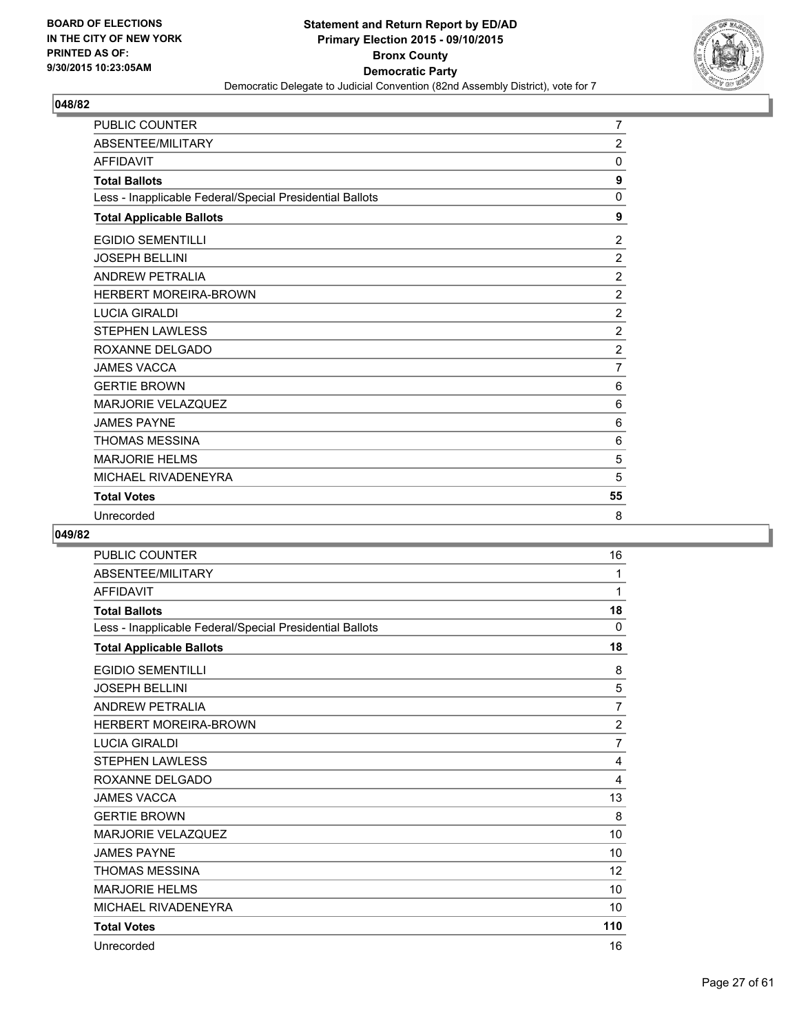BOARD OF ELECTIONS
IN THE CITY OF NEW YORK
PRINTED AS OF:
9/30/2015 10:23:05AM

**Statement and Return Report by ED/AD**
**Primary Election 2015 - 09/10/2015**
**Bronx County**
**Democratic Party**
Democratic Delegate to Judicial Convention (82nd Assembly District), vote for 7

## 048/82

| | |
|---|---|
| PUBLIC COUNTER | 7 |
| ABSENTEE/MILITARY | 2 |
| AFFIDAVIT | 0 |
| **Total Ballots** | **9** |
| Less - Inapplicable Federal/Special Presidential Ballots | 0 |
| **Total Applicable Ballots** | **9** |
| EGIDIO SEMENTILLI | 2 |
| JOSEPH BELLINI | 2 |
| ANDREW PETRALIA | 2 |
| HERBERT MOREIRA-BROWN | 2 |
| LUCIA GIRALDI | 2 |
| STEPHEN LAWLESS | 2 |
| ROXANNE DELGADO | 2 |
| JAMES VACCA | 7 |
| GERTIE BROWN | 6 |
| MARJORIE VELAZQUEZ | 6 |
| JAMES PAYNE | 6 |
| THOMAS MESSINA | 6 |
| MARJORIE HELMS | 5 |
| MICHAEL RIVADENEYRA | 5 |
| **Total Votes** | **55** |
| Unrecorded | 8 |

## 049/82

| | |
|---|---|
| PUBLIC COUNTER | 16 |
| ABSENTEE/MILITARY | 1 |
| AFFIDAVIT | 1 |
| **Total Ballots** | **18** |
| Less - Inapplicable Federal/Special Presidential Ballots | 0 |
| **Total Applicable Ballots** | **18** |
| EGIDIO SEMENTILLI | 8 |
| JOSEPH BELLINI | 5 |
| ANDREW PETRALIA | 7 |
| HERBERT MOREIRA-BROWN | 2 |
| LUCIA GIRALDI | 7 |
| STEPHEN LAWLESS | 4 |
| ROXANNE DELGADO | 4 |
| JAMES VACCA | 13 |
| GERTIE BROWN | 8 |
| MARJORIE VELAZQUEZ | 10 |
| JAMES PAYNE | 10 |
| THOMAS MESSINA | 12 |
| MARJORIE HELMS | 10 |
| MICHAEL RIVADENEYRA | 10 |
| **Total Votes** | **110** |
| Unrecorded | 16 |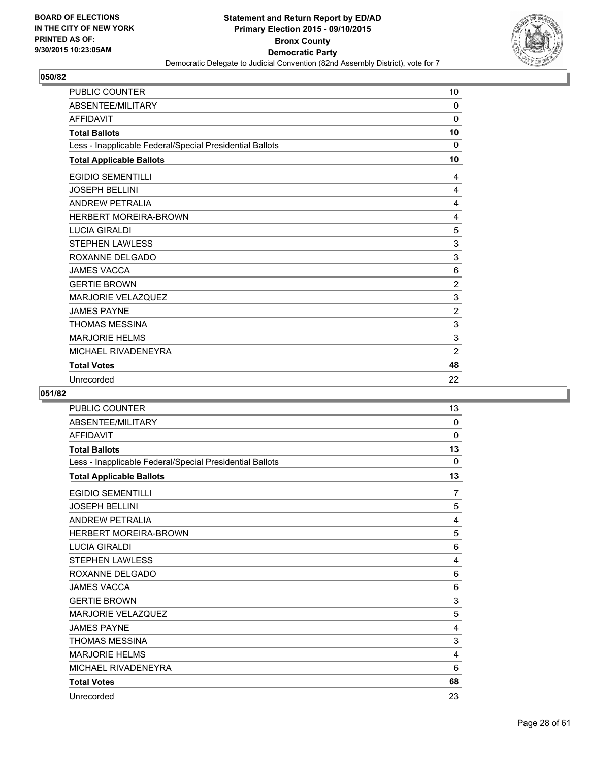**Statement and Return Report by ED/AD**
**Primary Election 2015 - 09/10/2015**
**Bronx County**
**Democratic Party**
Democratic Delegate to Judicial Convention (82nd Assembly District), vote for 7

BOARD OF ELECTIONS
IN THE CITY OF NEW YORK
PRINTED AS OF:
9/30/2015 10:23:05AM

**050/82**

| | |
|---|---|
| PUBLIC COUNTER | 10 |
| ABSENTEE/MILITARY | 0 |
| AFFIDAVIT | 0 |
| **Total Ballots** | **10** |
| Less - Inapplicable Federal/Special Presidential Ballots | 0 |
| **Total Applicable Ballots** | **10** |
| EGIDIO SEMENTILLI | 4 |
| JOSEPH BELLINI | 4 |
| ANDREW PETRALIA | 4 |
| HERBERT MOREIRA-BROWN | 4 |
| LUCIA GIRALDI | 5 |
| STEPHEN LAWLESS | 3 |
| ROXANNE DELGADO | 3 |
| JAMES VACCA | 6 |
| GERTIE BROWN | 2 |
| MARJORIE VELAZQUEZ | 3 |
| JAMES PAYNE | 2 |
| THOMAS MESSINA | 3 |
| MARJORIE HELMS | 3 |
| MICHAEL RIVADENEYRA | 2 |
| **Total Votes** | **48** |
| Unrecorded | 22 |

**051/82**

| | |
|---|---|
| PUBLIC COUNTER | 13 |
| ABSENTEE/MILITARY | 0 |
| AFFIDAVIT | 0 |
| **Total Ballots** | **13** |
| Less - Inapplicable Federal/Special Presidential Ballots | 0 |
| **Total Applicable Ballots** | **13** |
| EGIDIO SEMENTILLI | 7 |
| JOSEPH BELLINI | 5 |
| ANDREW PETRALIA | 4 |
| HERBERT MOREIRA-BROWN | 5 |
| LUCIA GIRALDI | 6 |
| STEPHEN LAWLESS | 4 |
| ROXANNE DELGADO | 6 |
| JAMES VACCA | 6 |
| GERTIE BROWN | 3 |
| MARJORIE VELAZQUEZ | 5 |
| JAMES PAYNE | 4 |
| THOMAS MESSINA | 3 |
| MARJORIE HELMS | 4 |
| MICHAEL RIVADENEYRA | 6 |
| **Total Votes** | **68** |
| Unrecorded | 23 |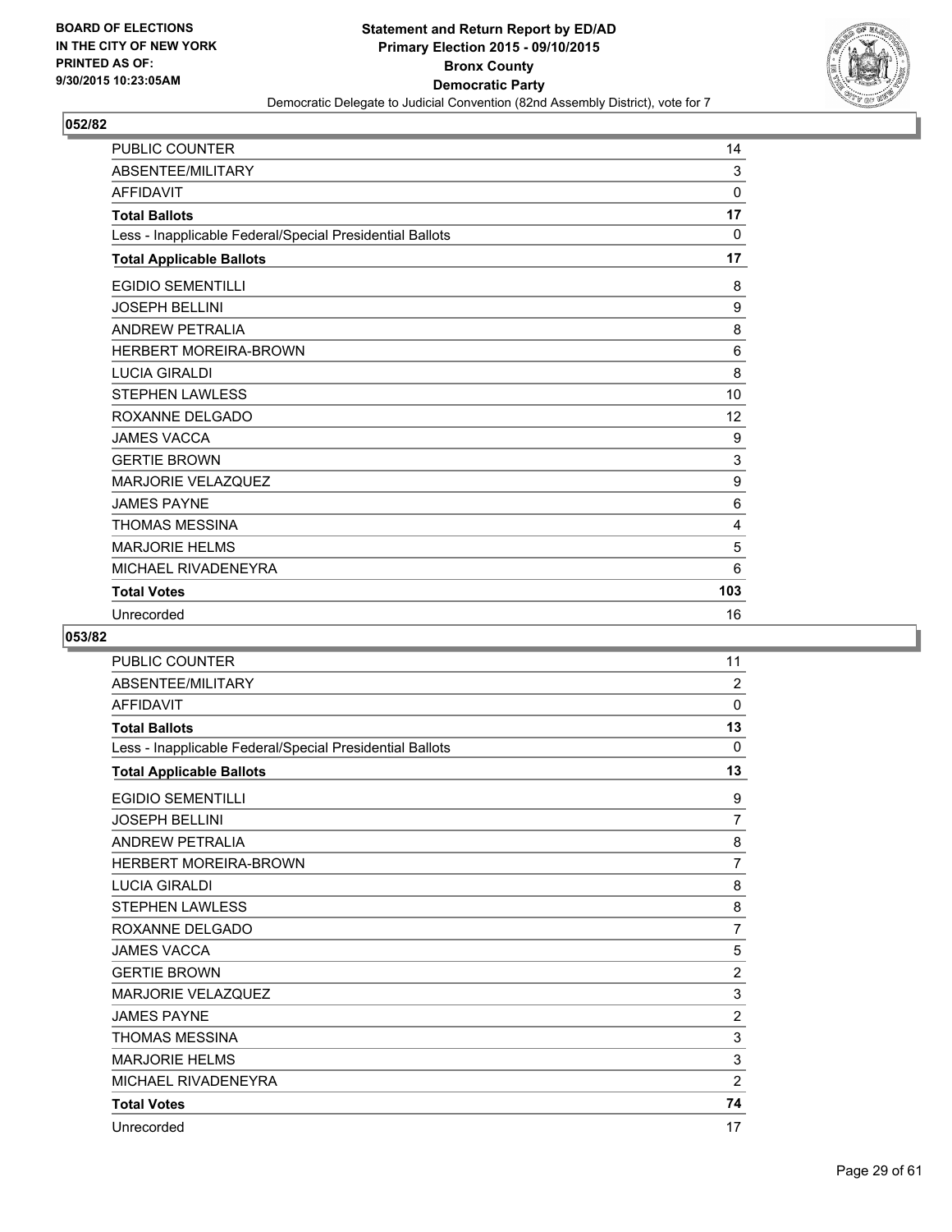**BOARD OF ELECTIONS IN THE CITY OF NEW YORK PRINTED AS OF: 9/30/2015 10:23:05AM**

**Statement and Return Report by ED/AD**
**Primary Election 2015 - 09/10/2015**
**Bronx County**
**Democratic Party**
Democratic Delegate to Judicial Convention (82nd Assembly District), vote for 7

## 052/82

| | |
|---|---|
| PUBLIC COUNTER | 14 |
| ABSENTEE/MILITARY | 3 |
| AFFIDAVIT | 0 |
| **Total Ballots** | **17** |
| Less - Inapplicable Federal/Special Presidential Ballots | 0 |
| **Total Applicable Ballots** | **17** |
| EGIDIO SEMENTILLI | 8 |
| JOSEPH BELLINI | 9 |
| ANDREW PETRALIA | 8 |
| HERBERT MOREIRA-BROWN | 6 |
| LUCIA GIRALDI | 8 |
| STEPHEN LAWLESS | 10 |
| ROXANNE DELGADO | 12 |
| JAMES VACCA | 9 |
| GERTIE BROWN | 3 |
| MARJORIE VELAZQUEZ | 9 |
| JAMES PAYNE | 6 |
| THOMAS MESSINA | 4 |
| MARJORIE HELMS | 5 |
| MICHAEL RIVADENEYRA | 6 |
| **Total Votes** | **103** |
| Unrecorded | 16 |

## 053/82

| | |
|---|---|
| PUBLIC COUNTER | 11 |
| ABSENTEE/MILITARY | 2 |
| AFFIDAVIT | 0 |
| **Total Ballots** | **13** |
| Less - Inapplicable Federal/Special Presidential Ballots | 0 |
| **Total Applicable Ballots** | **13** |
| EGIDIO SEMENTILLI | 9 |
| JOSEPH BELLINI | 7 |
| ANDREW PETRALIA | 8 |
| HERBERT MOREIRA-BROWN | 7 |
| LUCIA GIRALDI | 8 |
| STEPHEN LAWLESS | 8 |
| ROXANNE DELGADO | 7 |
| JAMES VACCA | 5 |
| GERTIE BROWN | 2 |
| MARJORIE VELAZQUEZ | 3 |
| JAMES PAYNE | 2 |
| THOMAS MESSINA | 3 |
| MARJORIE HELMS | 3 |
| MICHAEL RIVADENEYRA | 2 |
| **Total Votes** | **74** |
| Unrecorded | 17 |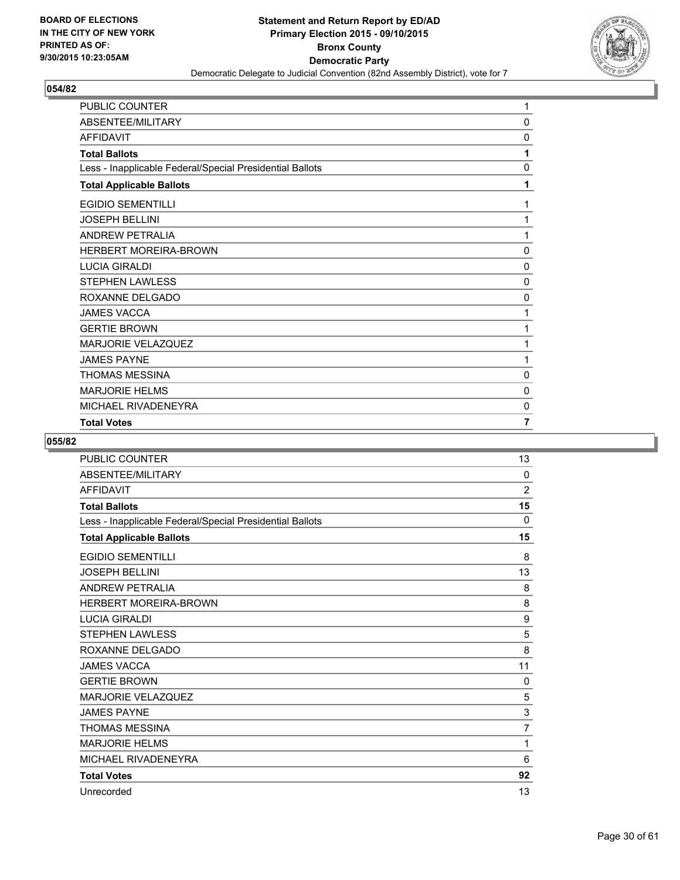**BOARD OF ELECTIONS IN THE CITY OF NEW YORK PRINTED AS OF: 9/30/2015 10:23:05AM**

**Statement and Return Report by ED/AD**
**Primary Election 2015 - 09/10/2015**
**Bronx County**
**Democratic Party**
Democratic Delegate to Judicial Convention (82nd Assembly District), vote for 7

## 054/82

| | |
|---|---|
| PUBLIC COUNTER | 1 |
| ABSENTEE/MILITARY | 0 |
| AFFIDAVIT | 0 |
| **Total Ballots** | **1** |
| Less - Inapplicable Federal/Special Presidential Ballots | 0 |
| **Total Applicable Ballots** | **1** |
| EGIDIO SEMENTILLI | 1 |
| JOSEPH BELLINI | 1 |
| ANDREW PETRALIA | 1 |
| HERBERT MOREIRA-BROWN | 0 |
| LUCIA GIRALDI | 0 |
| STEPHEN LAWLESS | 0 |
| ROXANNE DELGADO | 0 |
| JAMES VACCA | 1 |
| GERTIE BROWN | 1 |
| MARJORIE VELAZQUEZ | 1 |
| JAMES PAYNE | 1 |
| THOMAS MESSINA | 0 |
| MARJORIE HELMS | 0 |
| MICHAEL RIVADENEYRA | 0 |
| **Total Votes** | **7** |

## 055/82

| | |
|---|---|
| PUBLIC COUNTER | 13 |
| ABSENTEE/MILITARY | 0 |
| AFFIDAVIT | 2 |
| **Total Ballots** | **15** |
| Less - Inapplicable Federal/Special Presidential Ballots | 0 |
| **Total Applicable Ballots** | **15** |
| EGIDIO SEMENTILLI | 8 |
| JOSEPH BELLINI | 13 |
| ANDREW PETRALIA | 8 |
| HERBERT MOREIRA-BROWN | 8 |
| LUCIA GIRALDI | 9 |
| STEPHEN LAWLESS | 5 |
| ROXANNE DELGADO | 8 |
| JAMES VACCA | 11 |
| GERTIE BROWN | 0 |
| MARJORIE VELAZQUEZ | 5 |
| JAMES PAYNE | 3 |
| THOMAS MESSINA | 7 |
| MARJORIE HELMS | 1 |
| MICHAEL RIVADENEYRA | 6 |
| **Total Votes** | **92** |
| Unrecorded | 13 |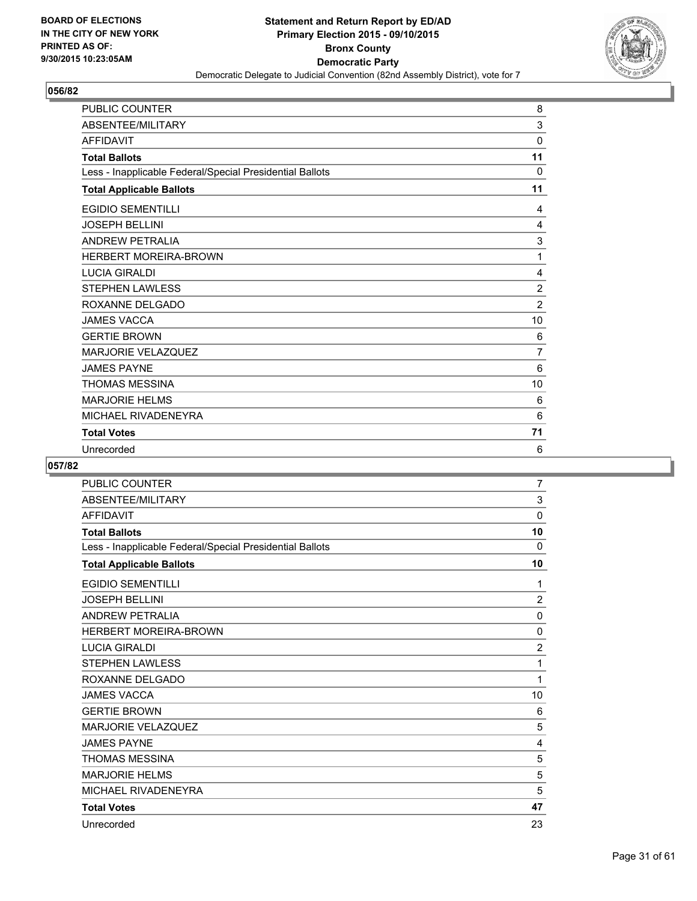BOARD OF ELECTIONS
IN THE CITY OF NEW YORK
PRINTED AS OF:
9/30/2015 10:23:05AM

**Statement and Return Report by ED/AD**
**Primary Election 2015 - 09/10/2015**
**Bronx County**
**Democratic Party**
Democratic Delegate to Judicial Convention (82nd Assembly District), vote for 7

## 056/82

| | |
|---|---|
| PUBLIC COUNTER | 8 |
| ABSENTEE/MILITARY | 3 |
| AFFIDAVIT | 0 |
| **Total Ballots** | **11** |
| Less - Inapplicable Federal/Special Presidential Ballots | 0 |
| **Total Applicable Ballots** | **11** |
| EGIDIO SEMENTILLI | 4 |
| JOSEPH BELLINI | 4 |
| ANDREW PETRALIA | 3 |
| HERBERT MOREIRA-BROWN | 1 |
| LUCIA GIRALDI | 4 |
| STEPHEN LAWLESS | 2 |
| ROXANNE DELGADO | 2 |
| JAMES VACCA | 10 |
| GERTIE BROWN | 6 |
| MARJORIE VELAZQUEZ | 7 |
| JAMES PAYNE | 6 |
| THOMAS MESSINA | 10 |
| MARJORIE HELMS | 6 |
| MICHAEL RIVADENEYRA | 6 |
| **Total Votes** | **71** |
| Unrecorded | 6 |

## 057/82

| | |
|---|---|
| PUBLIC COUNTER | 7 |
| ABSENTEE/MILITARY | 3 |
| AFFIDAVIT | 0 |
| **Total Ballots** | **10** |
| Less - Inapplicable Federal/Special Presidential Ballots | 0 |
| **Total Applicable Ballots** | **10** |
| EGIDIO SEMENTILLI | 1 |
| JOSEPH BELLINI | 2 |
| ANDREW PETRALIA | 0 |
| HERBERT MOREIRA-BROWN | 0 |
| LUCIA GIRALDI | 2 |
| STEPHEN LAWLESS | 1 |
| ROXANNE DELGADO | 1 |
| JAMES VACCA | 10 |
| GERTIE BROWN | 6 |
| MARJORIE VELAZQUEZ | 5 |
| JAMES PAYNE | 4 |
| THOMAS MESSINA | 5 |
| MARJORIE HELMS | 5 |
| MICHAEL RIVADENEYRA | 5 |
| **Total Votes** | **47** |
| Unrecorded | 23 |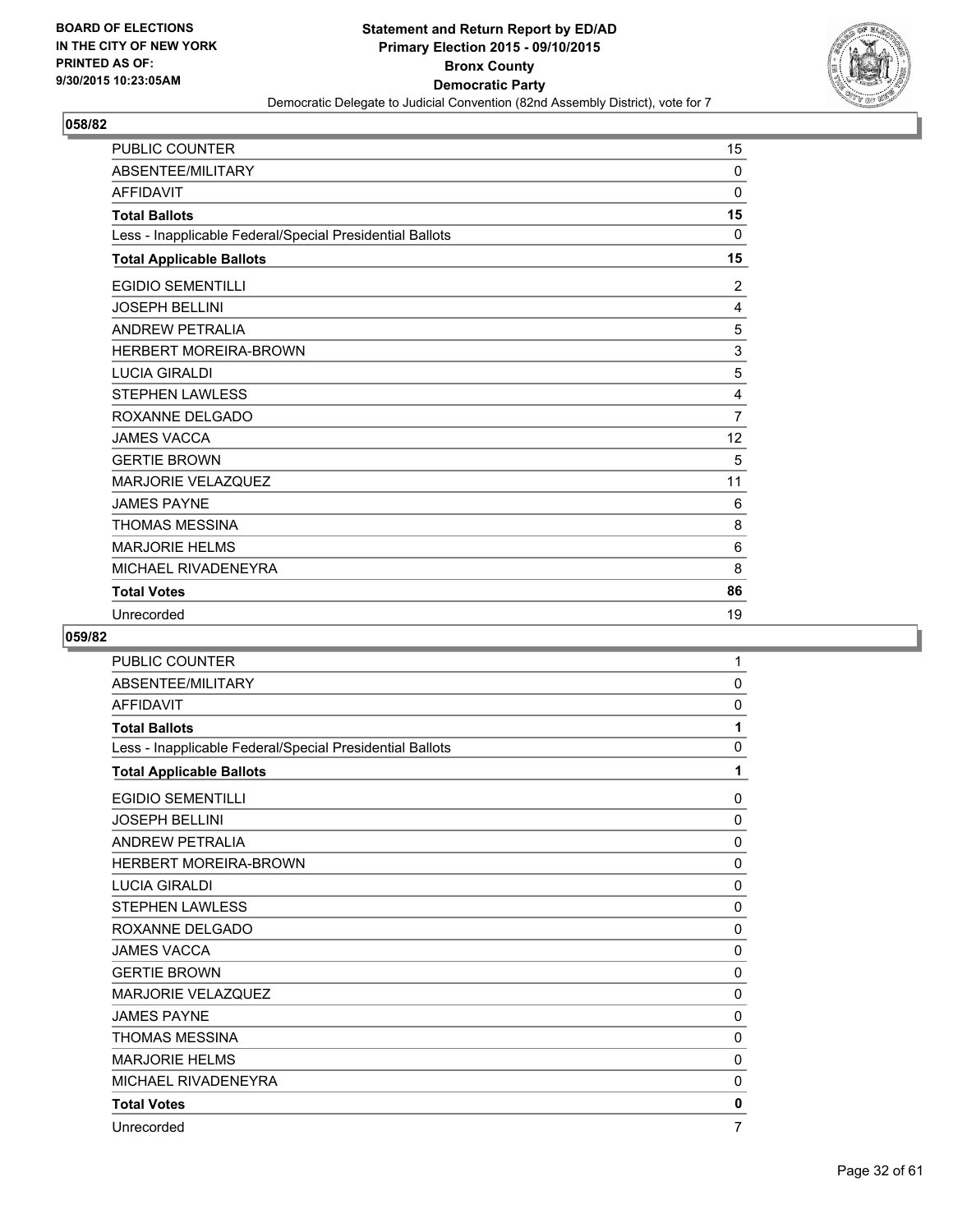**BOARD OF ELECTIONS IN THE CITY OF NEW YORK PRINTED AS OF: 9/30/2015 10:23:05AM**

**Statement and Return Report by ED/AD**
**Primary Election 2015 - 09/10/2015**
**Bronx County**
**Democratic Party**
Democratic Delegate to Judicial Convention (82nd Assembly District), vote for 7

## 058/82

| | |
|---|---|
| PUBLIC COUNTER | 15 |
| ABSENTEE/MILITARY | 0 |
| AFFIDAVIT | 0 |
| **Total Ballots** | **15** |
| Less - Inapplicable Federal/Special Presidential Ballots | 0 |
| **Total Applicable Ballots** | **15** |
| EGIDIO SEMENTILLI | 2 |
| JOSEPH BELLINI | 4 |
| ANDREW PETRALIA | 5 |
| HERBERT MOREIRA-BROWN | 3 |
| LUCIA GIRALDI | 5 |
| STEPHEN LAWLESS | 4 |
| ROXANNE DELGADO | 7 |
| JAMES VACCA | 12 |
| GERTIE BROWN | 5 |
| MARJORIE VELAZQUEZ | 11 |
| JAMES PAYNE | 6 |
| THOMAS MESSINA | 8 |
| MARJORIE HELMS | 6 |
| MICHAEL RIVADENEYRA | 8 |
| **Total Votes** | **86** |
| Unrecorded | 19 |

## 059/82

| | |
|---|---|
| PUBLIC COUNTER | 1 |
| ABSENTEE/MILITARY | 0 |
| AFFIDAVIT | 0 |
| **Total Ballots** | **1** |
| Less - Inapplicable Federal/Special Presidential Ballots | 0 |
| **Total Applicable Ballots** | **1** |
| EGIDIO SEMENTILLI | 0 |
| JOSEPH BELLINI | 0 |
| ANDREW PETRALIA | 0 |
| HERBERT MOREIRA-BROWN | 0 |
| LUCIA GIRALDI | 0 |
| STEPHEN LAWLESS | 0 |
| ROXANNE DELGADO | 0 |
| JAMES VACCA | 0 |
| GERTIE BROWN | 0 |
| MARJORIE VELAZQUEZ | 0 |
| JAMES PAYNE | 0 |
| THOMAS MESSINA | 0 |
| MARJORIE HELMS | 0 |
| MICHAEL RIVADENEYRA | 0 |
| **Total Votes** | **0** |
| Unrecorded | 7 |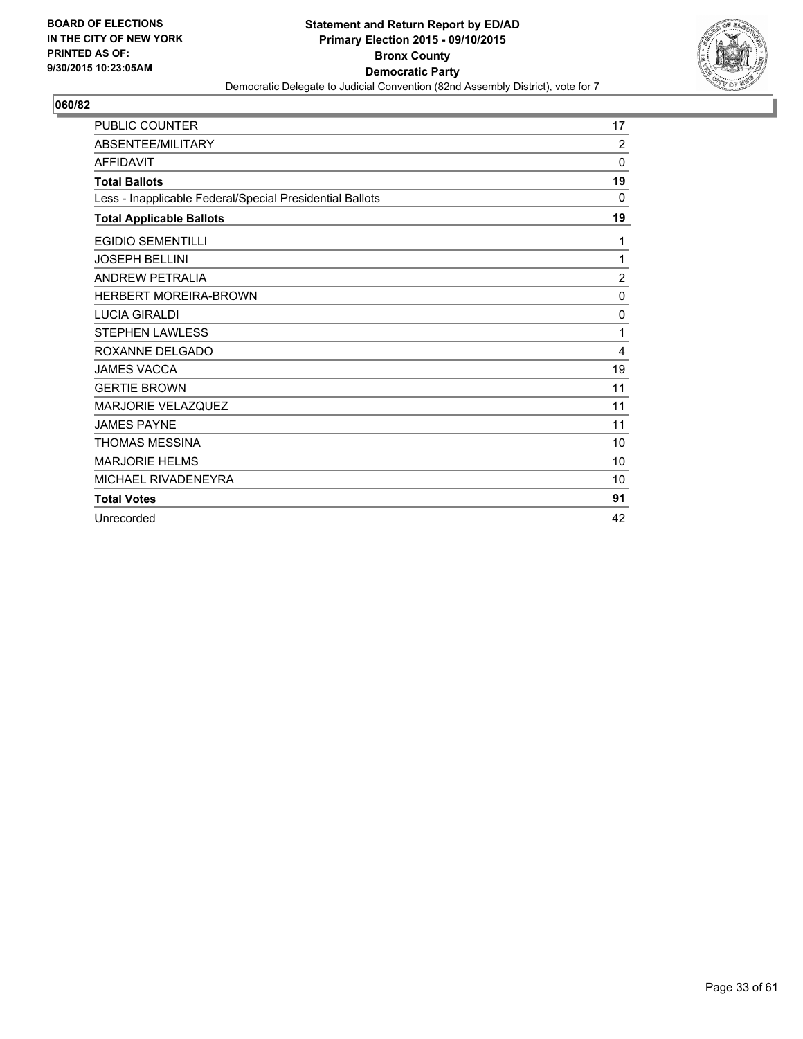**BOARD OF ELECTIONS IN THE CITY OF NEW YORK PRINTED AS OF: 9/30/2015 10:23:05AM**

**Statement and Return Report by ED/AD**
**Primary Election 2015 - 09/10/2015**
**Bronx County**
**Democratic Party**
Democratic Delegate to Judicial Convention (82nd Assembly District), vote for 7

**060/82**

| | |
|---|---|
| PUBLIC COUNTER | 17 |
| ABSENTEE/MILITARY | 2 |
| AFFIDAVIT | 0 |
| **Total Ballots** | **19** |
| Less - Inapplicable Federal/Special Presidential Ballots | 0 |
| **Total Applicable Ballots** | **19** |
| EGIDIO SEMENTILLI | 1 |
| JOSEPH BELLINI | 1 |
| ANDREW PETRALIA | 2 |
| HERBERT MOREIRA-BROWN | 0 |
| LUCIA GIRALDI | 0 |
| STEPHEN LAWLESS | 1 |
| ROXANNE DELGADO | 4 |
| JAMES VACCA | 19 |
| GERTIE BROWN | 11 |
| MARJORIE VELAZQUEZ | 11 |
| JAMES PAYNE | 11 |
| THOMAS MESSINA | 10 |
| MARJORIE HELMS | 10 |
| MICHAEL RIVADENEYRA | 10 |
| **Total Votes** | **91** |
| Unrecorded | 42 |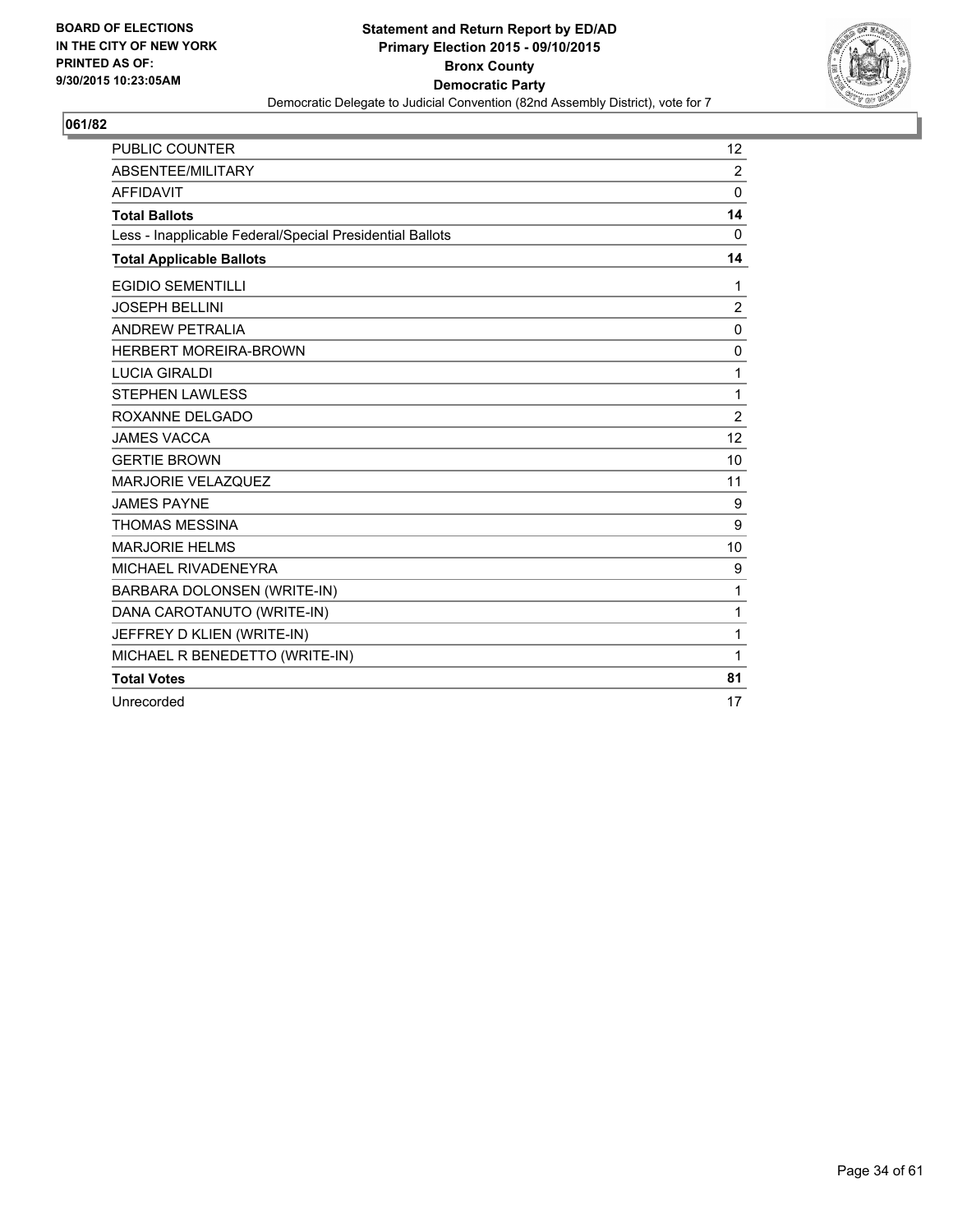BOARD OF ELECTIONS
IN THE CITY OF NEW YORK
PRINTED AS OF:
9/30/2015 10:23:05AM

**Statement and Return Report by ED/AD**
**Primary Election 2015 - 09/10/2015**
**Bronx County**
**Democratic Party**
Democratic Delegate to Judicial Convention (82nd Assembly District), vote for 7

## 061/82

| | |
|---|---|
| PUBLIC COUNTER | 12 |
| ABSENTEE/MILITARY | 2 |
| AFFIDAVIT | 0 |
| **Total Ballots** | **14** |
| Less - Inapplicable Federal/Special Presidential Ballots | 0 |
| **Total Applicable Ballots** | **14** |
| EGIDIO SEMENTILLI | 1 |
| JOSEPH BELLINI | 2 |
| ANDREW PETRALIA | 0 |
| HERBERT MOREIRA-BROWN | 0 |
| LUCIA GIRALDI | 1 |
| STEPHEN LAWLESS | 1 |
| ROXANNE DELGADO | 2 |
| JAMES VACCA | 12 |
| GERTIE BROWN | 10 |
| MARJORIE VELAZQUEZ | 11 |
| JAMES PAYNE | 9 |
| THOMAS MESSINA | 9 |
| MARJORIE HELMS | 10 |
| MICHAEL RIVADENEYRA | 9 |
| BARBARA DOLONSEN (WRITE-IN) | 1 |
| DANA CAROTANUTO (WRITE-IN) | 1 |
| JEFFREY D KLIEN (WRITE-IN) | 1 |
| MICHAEL R BENEDETTO (WRITE-IN) | 1 |
| **Total Votes** | **81** |
| Unrecorded | 17 |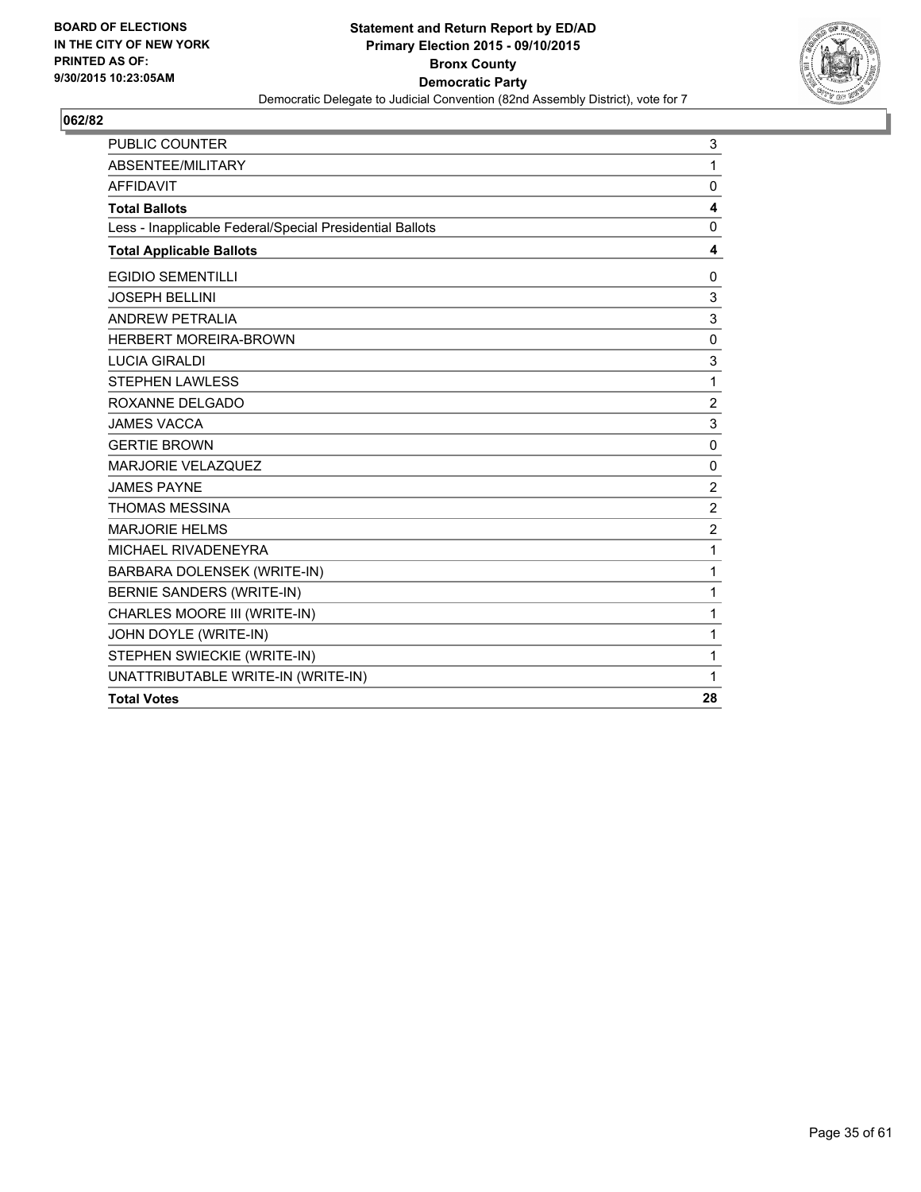**BOARD OF ELECTIONS IN THE CITY OF NEW YORK PRINTED AS OF: 9/30/2015 10:23:05AM**

**Statement and Return Report by ED/AD**
**Primary Election 2015 - 09/10/2015**
**Bronx County**
**Democratic Party**
Democratic Delegate to Judicial Convention (82nd Assembly District), vote for 7

**062/82**

| | |
|---|---|
| PUBLIC COUNTER | 3 |
| ABSENTEE/MILITARY | 1 |
| AFFIDAVIT | 0 |
| **Total Ballots** | **4** |
| Less - Inapplicable Federal/Special Presidential Ballots | 0 |
| **Total Applicable Ballots** | **4** |
| EGIDIO SEMENTILLI | 0 |
| JOSEPH BELLINI | 3 |
| ANDREW PETRALIA | 3 |
| HERBERT MOREIRA-BROWN | 0 |
| LUCIA GIRALDI | 3 |
| STEPHEN LAWLESS | 1 |
| ROXANNE DELGADO | 2 |
| JAMES VACCA | 3 |
| GERTIE BROWN | 0 |
| MARJORIE VELAZQUEZ | 0 |
| JAMES PAYNE | 2 |
| THOMAS MESSINA | 2 |
| MARJORIE HELMS | 2 |
| MICHAEL RIVADENEYRA | 1 |
| BARBARA DOLENSEK (WRITE-IN) | 1 |
| BERNIE SANDERS (WRITE-IN) | 1 |
| CHARLES MOORE III (WRITE-IN) | 1 |
| JOHN DOYLE (WRITE-IN) | 1 |
| STEPHEN SWIECKIE (WRITE-IN) | 1 |
| UNATTRIBUTABLE WRITE-IN (WRITE-IN) | 1 |
| **Total Votes** | **28** |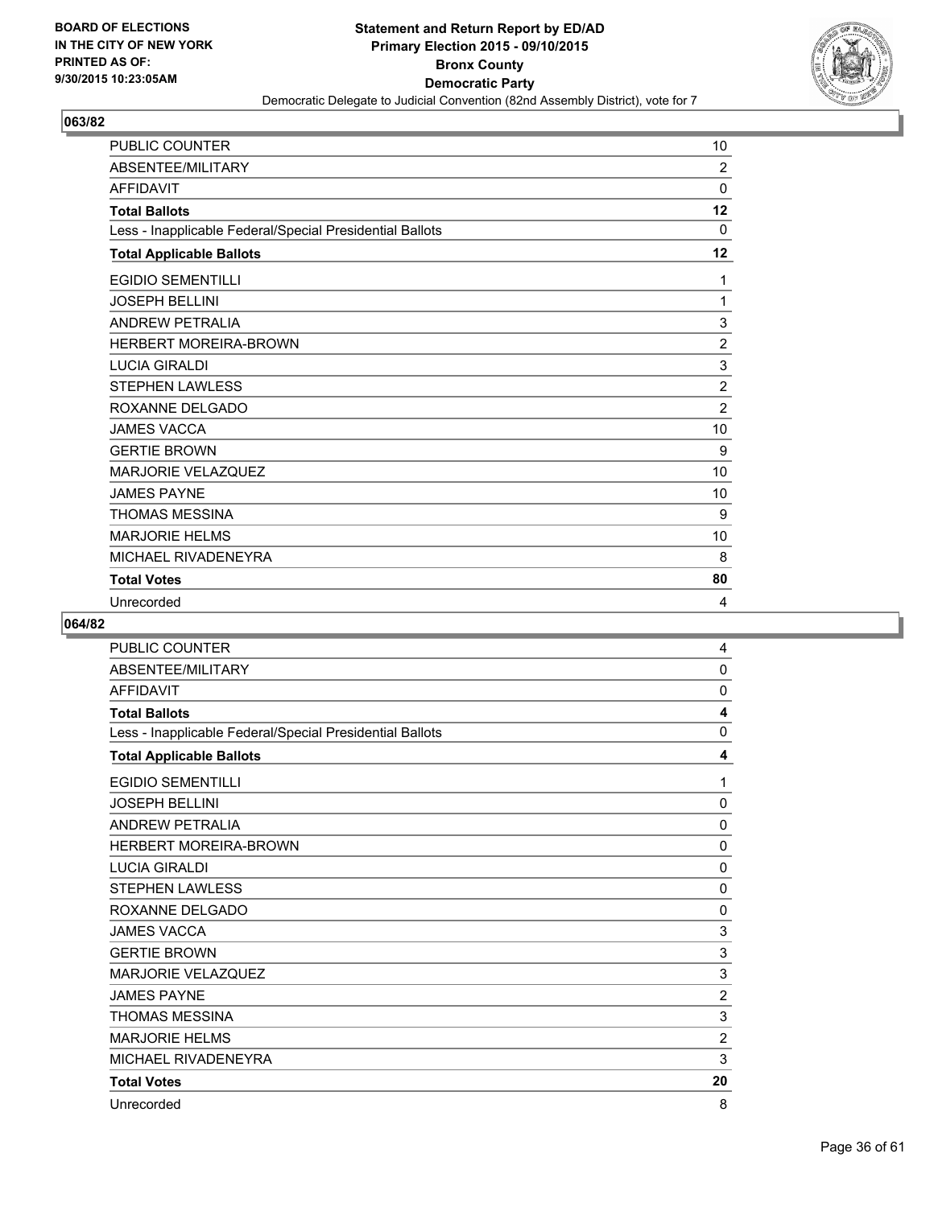**BOARD OF ELECTIONS IN THE CITY OF NEW YORK PRINTED AS OF: 9/30/2015 10:23:05AM**

**Statement and Return Report by ED/AD**
**Primary Election 2015 - 09/10/2015**
**Bronx County**
**Democratic Party**
Democratic Delegate to Judicial Convention (82nd Assembly District), vote for 7

## 063/82

| | |
|---|---|
| PUBLIC COUNTER | 10 |
| ABSENTEE/MILITARY | 2 |
| AFFIDAVIT | 0 |
| **Total Ballots** | **12** |
| Less - Inapplicable Federal/Special Presidential Ballots | 0 |
| **Total Applicable Ballots** | **12** |
| EGIDIO SEMENTILLI | 1 |
| JOSEPH BELLINI | 1 |
| ANDREW PETRALIA | 3 |
| HERBERT MOREIRA-BROWN | 2 |
| LUCIA GIRALDI | 3 |
| STEPHEN LAWLESS | 2 |
| ROXANNE DELGADO | 2 |
| JAMES VACCA | 10 |
| GERTIE BROWN | 9 |
| MARJORIE VELAZQUEZ | 10 |
| JAMES PAYNE | 10 |
| THOMAS MESSINA | 9 |
| MARJORIE HELMS | 10 |
| MICHAEL RIVADENEYRA | 8 |
| **Total Votes** | **80** |
| Unrecorded | 4 |

## 064/82

| | |
|---|---|
| PUBLIC COUNTER | 4 |
| ABSENTEE/MILITARY | 0 |
| AFFIDAVIT | 0 |
| **Total Ballots** | **4** |
| Less - Inapplicable Federal/Special Presidential Ballots | 0 |
| **Total Applicable Ballots** | **4** |
| EGIDIO SEMENTILLI | 1 |
| JOSEPH BELLINI | 0 |
| ANDREW PETRALIA | 0 |
| HERBERT MOREIRA-BROWN | 0 |
| LUCIA GIRALDI | 0 |
| STEPHEN LAWLESS | 0 |
| ROXANNE DELGADO | 0 |
| JAMES VACCA | 3 |
| GERTIE BROWN | 3 |
| MARJORIE VELAZQUEZ | 3 |
| JAMES PAYNE | 2 |
| THOMAS MESSINA | 3 |
| MARJORIE HELMS | 2 |
| MICHAEL RIVADENEYRA | 3 |
| **Total Votes** | **20** |
| Unrecorded | 8 |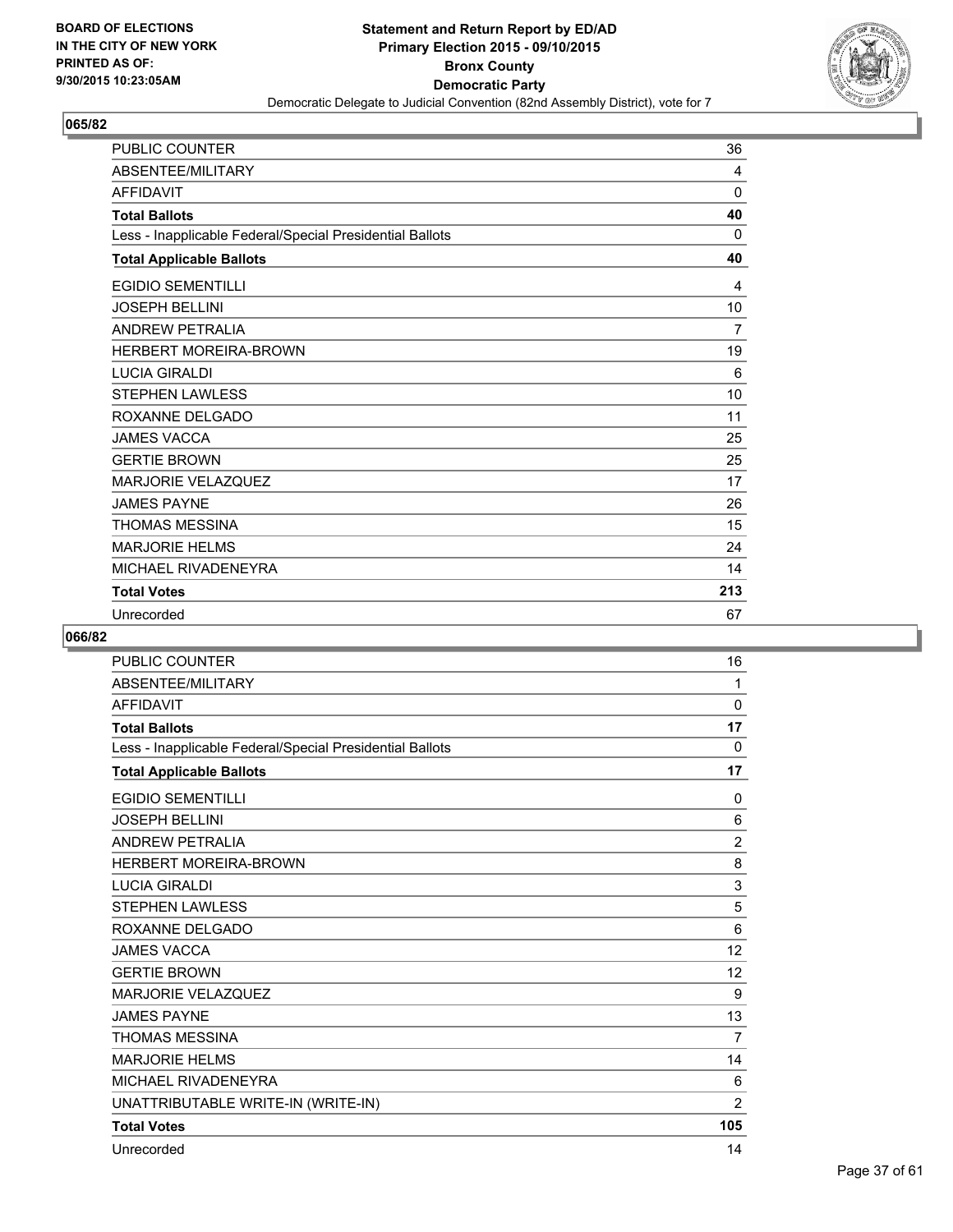**BOARD OF ELECTIONS IN THE CITY OF NEW YORK PRINTED AS OF: 9/30/2015 10:23:05AM**

# Statement and Return Report by ED/AD
## Primary Election 2015 - 09/10/2015
## Bronx County
## Democratic Party
### Democratic Delegate to Judicial Convention (82nd Assembly District), vote for 7

**065/82**

| | |
|---|---|
| PUBLIC COUNTER | 36 |
| ABSENTEE/MILITARY | 4 |
| AFFIDAVIT | 0 |
| **Total Ballots** | **40** |
| Less - Inapplicable Federal/Special Presidential Ballots | 0 |
| **Total Applicable Ballots** | **40** |
| EGIDIO SEMENTILLI | 4 |
| JOSEPH BELLINI | 10 |
| ANDREW PETRALIA | 7 |
| HERBERT MOREIRA-BROWN | 19 |
| LUCIA GIRALDI | 6 |
| STEPHEN LAWLESS | 10 |
| ROXANNE DELGADO | 11 |
| JAMES VACCA | 25 |
| GERTIE BROWN | 25 |
| MARJORIE VELAZQUEZ | 17 |
| JAMES PAYNE | 26 |
| THOMAS MESSINA | 15 |
| MARJORIE HELMS | 24 |
| MICHAEL RIVADENEYRA | 14 |
| **Total Votes** | **213** |
| Unrecorded | 67 |

**066/82**

| | |
|---|---|
| PUBLIC COUNTER | 16 |
| ABSENTEE/MILITARY | 1 |
| AFFIDAVIT | 0 |
| **Total Ballots** | **17** |
| Less - Inapplicable Federal/Special Presidential Ballots | 0 |
| **Total Applicable Ballots** | **17** |
| EGIDIO SEMENTILLI | 0 |
| JOSEPH BELLINI | 6 |
| ANDREW PETRALIA | 2 |
| HERBERT MOREIRA-BROWN | 8 |
| LUCIA GIRALDI | 3 |
| STEPHEN LAWLESS | 5 |
| ROXANNE DELGADO | 6 |
| JAMES VACCA | 12 |
| GERTIE BROWN | 12 |
| MARJORIE VELAZQUEZ | 9 |
| JAMES PAYNE | 13 |
| THOMAS MESSINA | 7 |
| MARJORIE HELMS | 14 |
| MICHAEL RIVADENEYRA | 6 |
| UNATTRIBUTABLE WRITE-IN (WRITE-IN) | 2 |
| **Total Votes** | **105** |
| Unrecorded | 14 |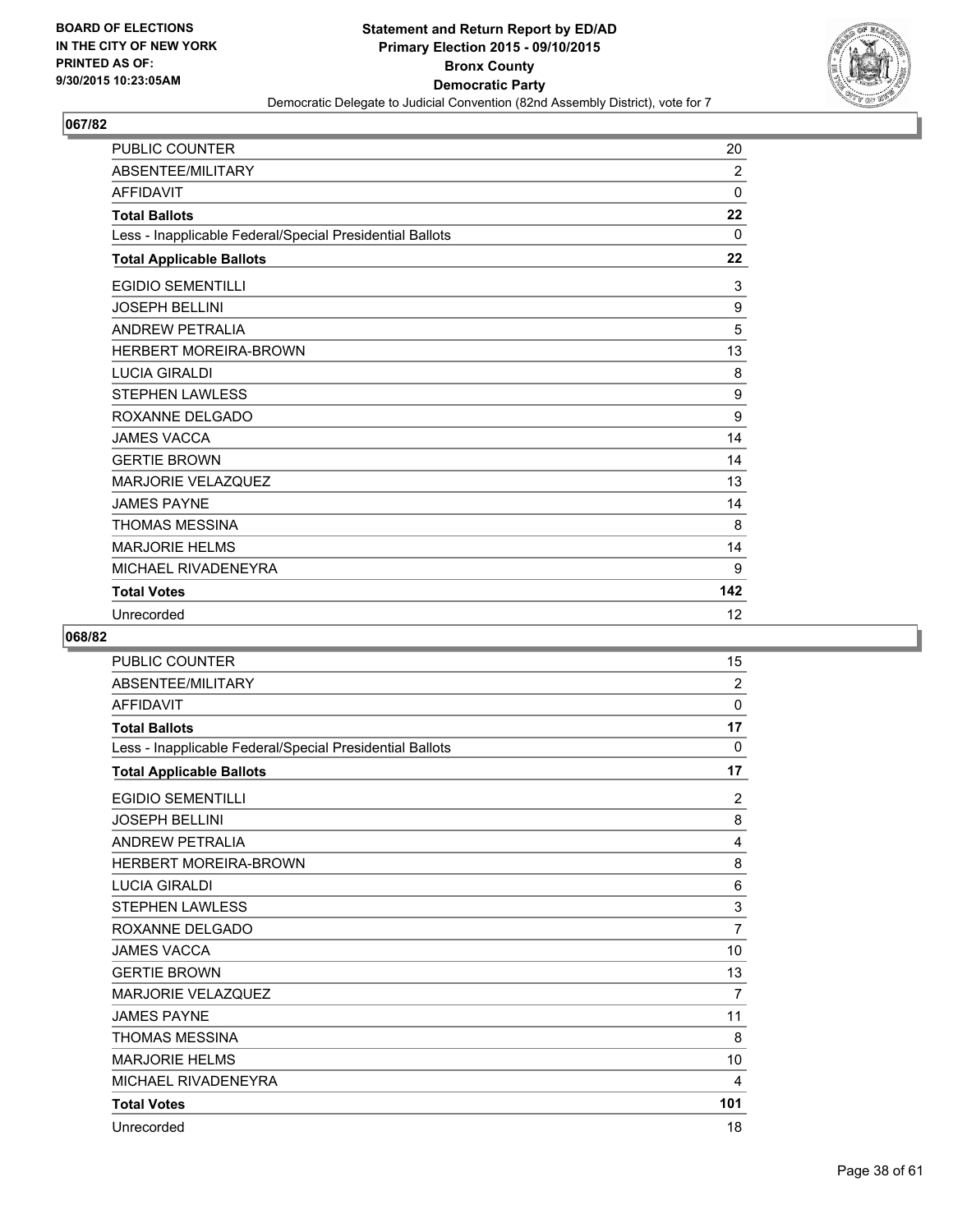**Statement and Return Report by ED/AD**
**Primary Election 2015 - 09/10/2015**
**Bronx County**
**Democratic Party**
Democratic Delegate to Judicial Convention (82nd Assembly District), vote for 7

BOARD OF ELECTIONS
IN THE CITY OF NEW YORK
PRINTED AS OF:
9/30/2015 10:23:05AM

## 067/82

| | |
|---|---|
| PUBLIC COUNTER | 20 |
| ABSENTEE/MILITARY | 2 |
| AFFIDAVIT | 0 |
| **Total Ballots** | **22** |
| Less - Inapplicable Federal/Special Presidential Ballots | 0 |
| **Total Applicable Ballots** | **22** |
| EGIDIO SEMENTILLI | 3 |
| JOSEPH BELLINI | 9 |
| ANDREW PETRALIA | 5 |
| HERBERT MOREIRA-BROWN | 13 |
| LUCIA GIRALDI | 8 |
| STEPHEN LAWLESS | 9 |
| ROXANNE DELGADO | 9 |
| JAMES VACCA | 14 |
| GERTIE BROWN | 14 |
| MARJORIE VELAZQUEZ | 13 |
| JAMES PAYNE | 14 |
| THOMAS MESSINA | 8 |
| MARJORIE HELMS | 14 |
| MICHAEL RIVADENEYRA | 9 |
| **Total Votes** | **142** |
| Unrecorded | 12 |

## 068/82

| | |
|---|---|
| PUBLIC COUNTER | 15 |
| ABSENTEE/MILITARY | 2 |
| AFFIDAVIT | 0 |
| **Total Ballots** | **17** |
| Less - Inapplicable Federal/Special Presidential Ballots | 0 |
| **Total Applicable Ballots** | **17** |
| EGIDIO SEMENTILLI | 2 |
| JOSEPH BELLINI | 8 |
| ANDREW PETRALIA | 4 |
| HERBERT MOREIRA-BROWN | 8 |
| LUCIA GIRALDI | 6 |
| STEPHEN LAWLESS | 3 |
| ROXANNE DELGADO | 7 |
| JAMES VACCA | 10 |
| GERTIE BROWN | 13 |
| MARJORIE VELAZQUEZ | 7 |
| JAMES PAYNE | 11 |
| THOMAS MESSINA | 8 |
| MARJORIE HELMS | 10 |
| MICHAEL RIVADENEYRA | 4 |
| **Total Votes** | **101** |
| Unrecorded | 18 |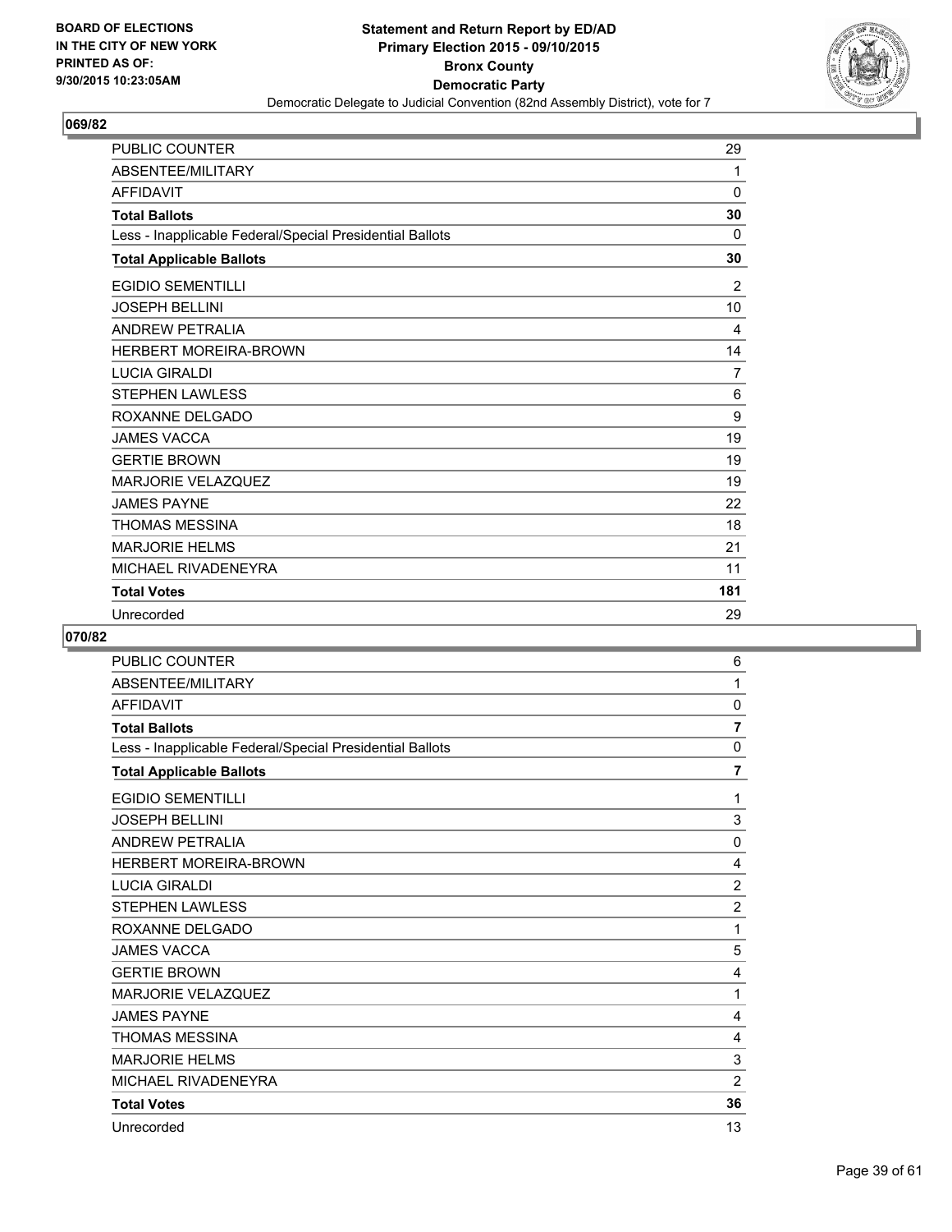BOARD OF ELECTIONS
IN THE CITY OF NEW YORK
PRINTED AS OF:
9/30/2015 10:23:05AM

**Statement and Return Report by ED/AD**
**Primary Election 2015 - 09/10/2015**
**Bronx County**
**Democratic Party**
Democratic Delegate to Judicial Convention (82nd Assembly District), vote for 7

### 069/82

| | |
|---|---|
| PUBLIC COUNTER | 29 |
| ABSENTEE/MILITARY | 1 |
| AFFIDAVIT | 0 |
| **Total Ballots** | **30** |
| Less - Inapplicable Federal/Special Presidential Ballots | 0 |
| **Total Applicable Ballots** | **30** |
| EGIDIO SEMENTILLI | 2 |
| JOSEPH BELLINI | 10 |
| ANDREW PETRALIA | 4 |
| HERBERT MOREIRA-BROWN | 14 |
| LUCIA GIRALDI | 7 |
| STEPHEN LAWLESS | 6 |
| ROXANNE DELGADO | 9 |
| JAMES VACCA | 19 |
| GERTIE BROWN | 19 |
| MARJORIE VELAZQUEZ | 19 |
| JAMES PAYNE | 22 |
| THOMAS MESSINA | 18 |
| MARJORIE HELMS | 21 |
| MICHAEL RIVADENEYRA | 11 |
| **Total Votes** | **181** |
| Unrecorded | 29 |

### 070/82

| | |
|---|---|
| PUBLIC COUNTER | 6 |
| ABSENTEE/MILITARY | 1 |
| AFFIDAVIT | 0 |
| **Total Ballots** | **7** |
| Less - Inapplicable Federal/Special Presidential Ballots | 0 |
| **Total Applicable Ballots** | **7** |
| EGIDIO SEMENTILLI | 1 |
| JOSEPH BELLINI | 3 |
| ANDREW PETRALIA | 0 |
| HERBERT MOREIRA-BROWN | 4 |
| LUCIA GIRALDI | 2 |
| STEPHEN LAWLESS | 2 |
| ROXANNE DELGADO | 1 |
| JAMES VACCA | 5 |
| GERTIE BROWN | 4 |
| MARJORIE VELAZQUEZ | 1 |
| JAMES PAYNE | 4 |
| THOMAS MESSINA | 4 |
| MARJORIE HELMS | 3 |
| MICHAEL RIVADENEYRA | 2 |
| **Total Votes** | **36** |
| Unrecorded | 13 |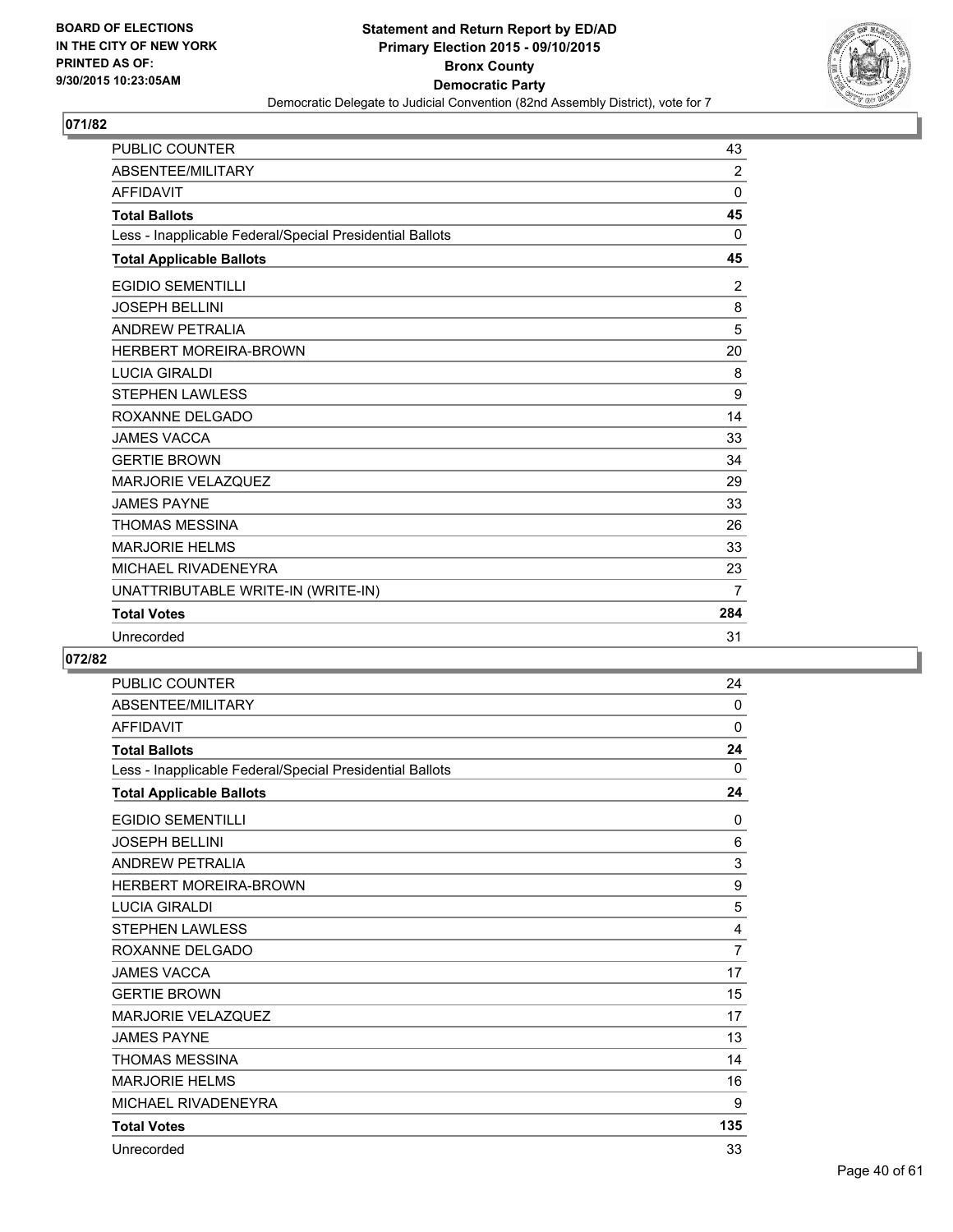BOARD OF ELECTIONS
IN THE CITY OF NEW YORK
PRINTED AS OF:
9/30/2015 10:23:05AM

**Statement and Return Report by ED/AD**
**Primary Election 2015 - 09/10/2015**
**Bronx County**
**Democratic Party**
Democratic Delegate to Judicial Convention (82nd Assembly District), vote for 7

## 071/82

| | |
|---|---|
| PUBLIC COUNTER | 43 |
| ABSENTEE/MILITARY | 2 |
| AFFIDAVIT | 0 |
| **Total Ballots** | **45** |
| Less - Inapplicable Federal/Special Presidential Ballots | 0 |
| **Total Applicable Ballots** | **45** |
| EGIDIO SEMENTILLI | 2 |
| JOSEPH BELLINI | 8 |
| ANDREW PETRALIA | 5 |
| HERBERT MOREIRA-BROWN | 20 |
| LUCIA GIRALDI | 8 |
| STEPHEN LAWLESS | 9 |
| ROXANNE DELGADO | 14 |
| JAMES VACCA | 33 |
| GERTIE BROWN | 34 |
| MARJORIE VELAZQUEZ | 29 |
| JAMES PAYNE | 33 |
| THOMAS MESSINA | 26 |
| MARJORIE HELMS | 33 |
| MICHAEL RIVADENEYRA | 23 |
| UNATTRIBUTABLE WRITE-IN (WRITE-IN) | 7 |
| **Total Votes** | **284** |
| Unrecorded | 31 |

## 072/82

| | |
|---|---|
| PUBLIC COUNTER | 24 |
| ABSENTEE/MILITARY | 0 |
| AFFIDAVIT | 0 |
| **Total Ballots** | **24** |
| Less - Inapplicable Federal/Special Presidential Ballots | 0 |
| **Total Applicable Ballots** | **24** |
| EGIDIO SEMENTILLI | 0 |
| JOSEPH BELLINI | 6 |
| ANDREW PETRALIA | 3 |
| HERBERT MOREIRA-BROWN | 9 |
| LUCIA GIRALDI | 5 |
| STEPHEN LAWLESS | 4 |
| ROXANNE DELGADO | 7 |
| JAMES VACCA | 17 |
| GERTIE BROWN | 15 |
| MARJORIE VELAZQUEZ | 17 |
| JAMES PAYNE | 13 |
| THOMAS MESSINA | 14 |
| MARJORIE HELMS | 16 |
| MICHAEL RIVADENEYRA | 9 |
| **Total Votes** | **135** |
| Unrecorded | 33 |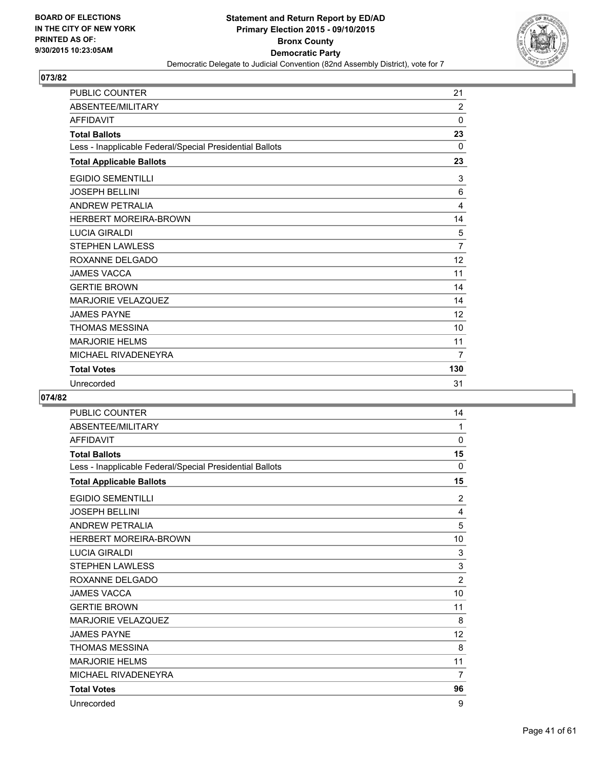BOARD OF ELECTIONS
IN THE CITY OF NEW YORK
PRINTED AS OF:
9/30/2015 10:23:05AM

**Statement and Return Report by ED/AD**
**Primary Election 2015 - 09/10/2015**
**Bronx County**
**Democratic Party**
Democratic Delegate to Judicial Convention (82nd Assembly District), vote for 7

## 073/82

| | |
|---|---|
| PUBLIC COUNTER | 21 |
| ABSENTEE/MILITARY | 2 |
| AFFIDAVIT | 0 |
| **Total Ballots** | **23** |
| Less - Inapplicable Federal/Special Presidential Ballots | 0 |
| **Total Applicable Ballots** | **23** |
| EGIDIO SEMENTILLI | 3 |
| JOSEPH BELLINI | 6 |
| ANDREW PETRALIA | 4 |
| HERBERT MOREIRA-BROWN | 14 |
| LUCIA GIRALDI | 5 |
| STEPHEN LAWLESS | 7 |
| ROXANNE DELGADO | 12 |
| JAMES VACCA | 11 |
| GERTIE BROWN | 14 |
| MARJORIE VELAZQUEZ | 14 |
| JAMES PAYNE | 12 |
| THOMAS MESSINA | 10 |
| MARJORIE HELMS | 11 |
| MICHAEL RIVADENEYRA | 7 |
| **Total Votes** | **130** |
| Unrecorded | 31 |

## 074/82

| | |
|---|---|
| PUBLIC COUNTER | 14 |
| ABSENTEE/MILITARY | 1 |
| AFFIDAVIT | 0 |
| **Total Ballots** | **15** |
| Less - Inapplicable Federal/Special Presidential Ballots | 0 |
| **Total Applicable Ballots** | **15** |
| EGIDIO SEMENTILLI | 2 |
| JOSEPH BELLINI | 4 |
| ANDREW PETRALIA | 5 |
| HERBERT MOREIRA-BROWN | 10 |
| LUCIA GIRALDI | 3 |
| STEPHEN LAWLESS | 3 |
| ROXANNE DELGADO | 2 |
| JAMES VACCA | 10 |
| GERTIE BROWN | 11 |
| MARJORIE VELAZQUEZ | 8 |
| JAMES PAYNE | 12 |
| THOMAS MESSINA | 8 |
| MARJORIE HELMS | 11 |
| MICHAEL RIVADENEYRA | 7 |
| **Total Votes** | **96** |
| Unrecorded | 9 |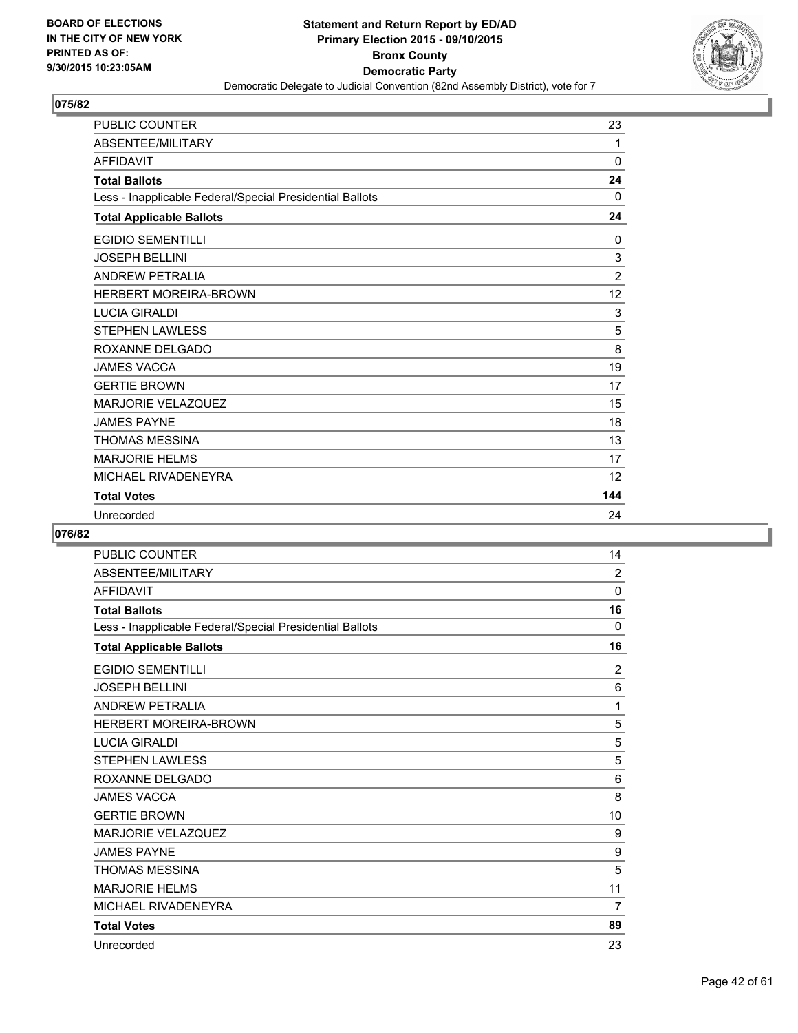**BOARD OF ELECTIONS IN THE CITY OF NEW YORK PRINTED AS OF: 9/30/2015 10:23:05AM**

**Statement and Return Report by ED/AD**
**Primary Election 2015 - 09/10/2015**
**Bronx County**
**Democratic Party**
Democratic Delegate to Judicial Convention (82nd Assembly District), vote for 7

## 075/82

| | |
|---|---|
| PUBLIC COUNTER | 23 |
| ABSENTEE/MILITARY | 1 |
| AFFIDAVIT | 0 |
| **Total Ballots** | **24** |
| Less - Inapplicable Federal/Special Presidential Ballots | 0 |
| **Total Applicable Ballots** | **24** |
| EGIDIO SEMENTILLI | 0 |
| JOSEPH BELLINI | 3 |
| ANDREW PETRALIA | 2 |
| HERBERT MOREIRA-BROWN | 12 |
| LUCIA GIRALDI | 3 |
| STEPHEN LAWLESS | 5 |
| ROXANNE DELGADO | 8 |
| JAMES VACCA | 19 |
| GERTIE BROWN | 17 |
| MARJORIE VELAZQUEZ | 15 |
| JAMES PAYNE | 18 |
| THOMAS MESSINA | 13 |
| MARJORIE HELMS | 17 |
| MICHAEL RIVADENEYRA | 12 |
| **Total Votes** | **144** |
| Unrecorded | 24 |

## 076/82

| | |
|---|---|
| PUBLIC COUNTER | 14 |
| ABSENTEE/MILITARY | 2 |
| AFFIDAVIT | 0 |
| **Total Ballots** | **16** |
| Less - Inapplicable Federal/Special Presidential Ballots | 0 |
| **Total Applicable Ballots** | **16** |
| EGIDIO SEMENTILLI | 2 |
| JOSEPH BELLINI | 6 |
| ANDREW PETRALIA | 1 |
| HERBERT MOREIRA-BROWN | 5 |
| LUCIA GIRALDI | 5 |
| STEPHEN LAWLESS | 5 |
| ROXANNE DELGADO | 6 |
| JAMES VACCA | 8 |
| GERTIE BROWN | 10 |
| MARJORIE VELAZQUEZ | 9 |
| JAMES PAYNE | 9 |
| THOMAS MESSINA | 5 |
| MARJORIE HELMS | 11 |
| MICHAEL RIVADENEYRA | 7 |
| **Total Votes** | **89** |
| Unrecorded | 23 |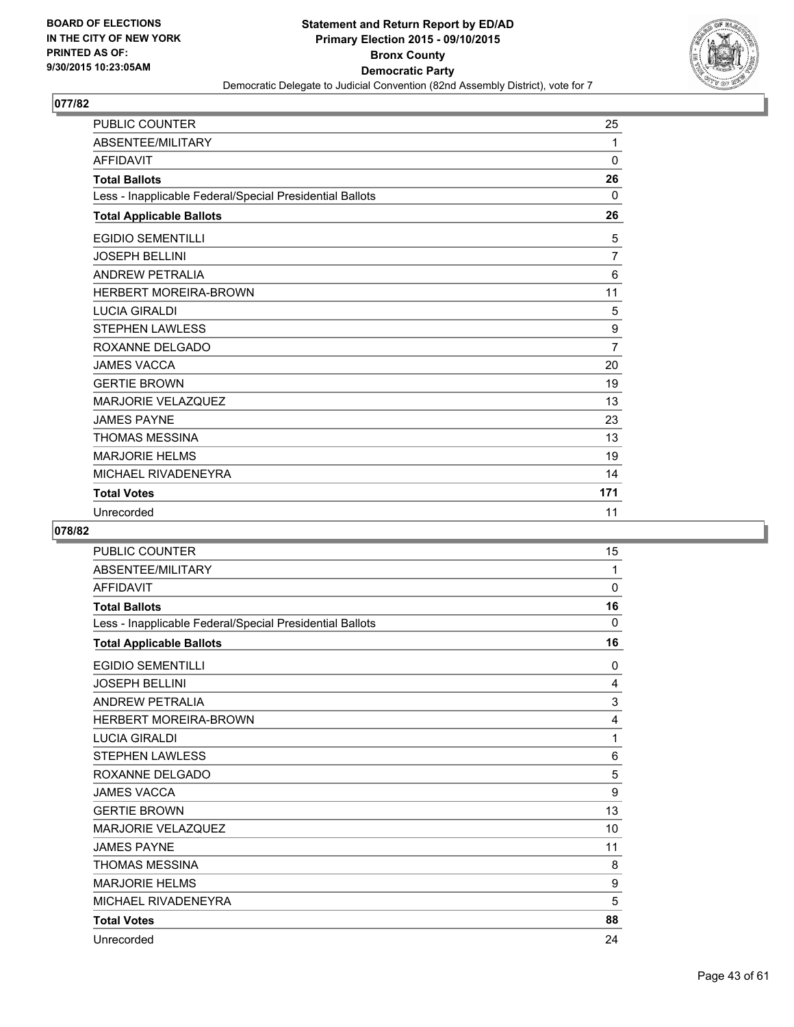**Statement and Return Report by ED/AD**
**Primary Election 2015 - 09/10/2015**
**Bronx County**
**Democratic Party**
Democratic Delegate to Judicial Convention (82nd Assembly District), vote for 7

BOARD OF ELECTIONS
IN THE CITY OF NEW YORK
PRINTED AS OF:
9/30/2015 10:23:05AM

## 077/82

| | |
|---|---|
| PUBLIC COUNTER | 25 |
| ABSENTEE/MILITARY | 1 |
| AFFIDAVIT | 0 |
| **Total Ballots** | **26** |
| Less - Inapplicable Federal/Special Presidential Ballots | 0 |
| **Total Applicable Ballots** | **26** |
| EGIDIO SEMENTILLI | 5 |
| JOSEPH BELLINI | 7 |
| ANDREW PETRALIA | 6 |
| HERBERT MOREIRA-BROWN | 11 |
| LUCIA GIRALDI | 5 |
| STEPHEN LAWLESS | 9 |
| ROXANNE DELGADO | 7 |
| JAMES VACCA | 20 |
| GERTIE BROWN | 19 |
| MARJORIE VELAZQUEZ | 13 |
| JAMES PAYNE | 23 |
| THOMAS MESSINA | 13 |
| MARJORIE HELMS | 19 |
| MICHAEL RIVADENEYRA | 14 |
| **Total Votes** | **171** |
| Unrecorded | 11 |

## 078/82

| | |
|---|---|
| PUBLIC COUNTER | 15 |
| ABSENTEE/MILITARY | 1 |
| AFFIDAVIT | 0 |
| **Total Ballots** | **16** |
| Less - Inapplicable Federal/Special Presidential Ballots | 0 |
| **Total Applicable Ballots** | **16** |
| EGIDIO SEMENTILLI | 0 |
| JOSEPH BELLINI | 4 |
| ANDREW PETRALIA | 3 |
| HERBERT MOREIRA-BROWN | 4 |
| LUCIA GIRALDI | 1 |
| STEPHEN LAWLESS | 6 |
| ROXANNE DELGADO | 5 |
| JAMES VACCA | 9 |
| GERTIE BROWN | 13 |
| MARJORIE VELAZQUEZ | 10 |
| JAMES PAYNE | 11 |
| THOMAS MESSINA | 8 |
| MARJORIE HELMS | 9 |
| MICHAEL RIVADENEYRA | 5 |
| **Total Votes** | **88** |
| Unrecorded | 24 |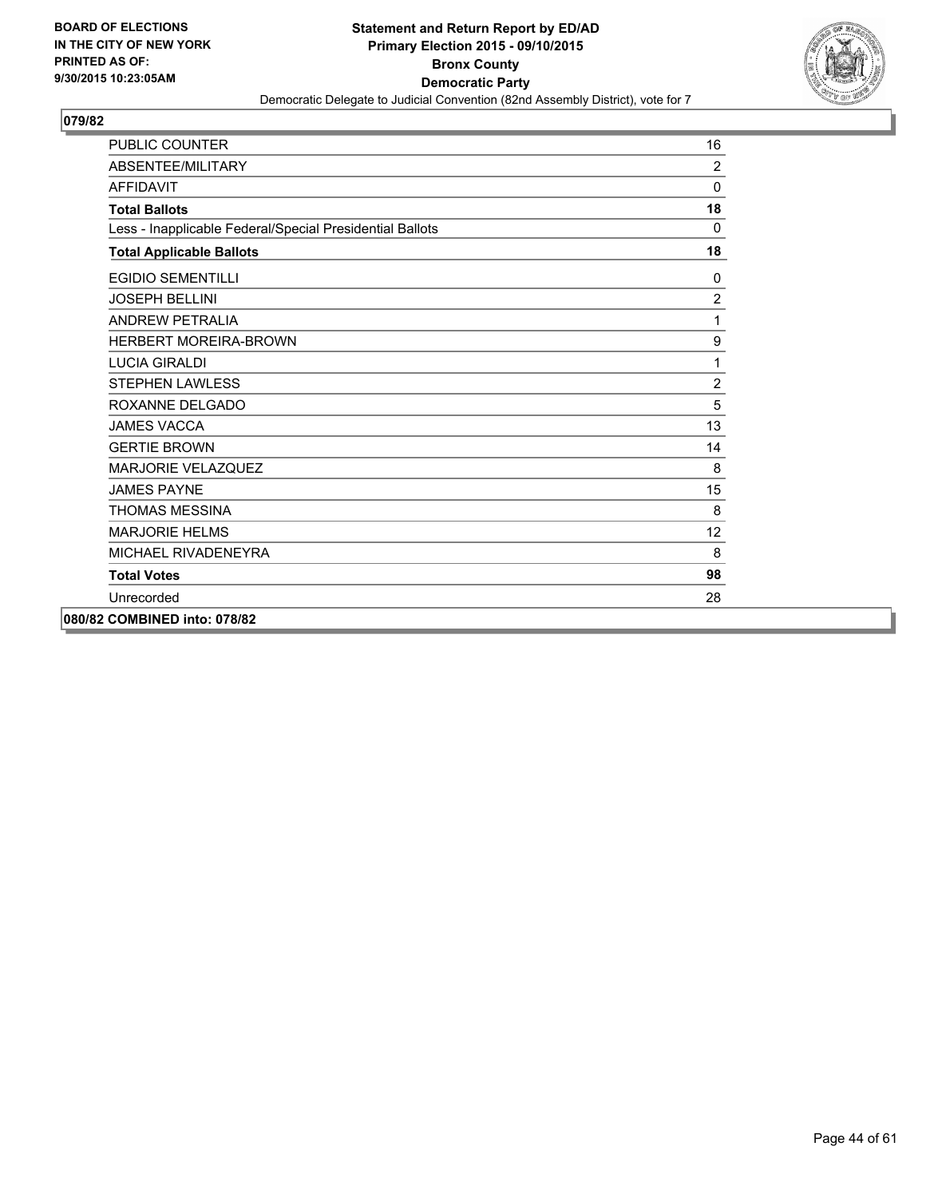BOARD OF ELECTIONS
IN THE CITY OF NEW YORK
PRINTED AS OF:
9/30/2015 10:23:05AM

**Statement and Return Report by ED/AD**
**Primary Election 2015 - 09/10/2015**
**Bronx County**
**Democratic Party**
Democratic Delegate to Judicial Convention (82nd Assembly District), vote for 7

**079/82**

| | |
|---|---|
| PUBLIC COUNTER | 16 |
| ABSENTEE/MILITARY | 2 |
| AFFIDAVIT | 0 |
| **Total Ballots** | **18** |
| Less - Inapplicable Federal/Special Presidential Ballots | 0 |
| **Total Applicable Ballots** | **18** |
| EGIDIO SEMENTILLI | 0 |
| JOSEPH BELLINI | 2 |
| ANDREW PETRALIA | 1 |
| HERBERT MOREIRA-BROWN | 9 |
| LUCIA GIRALDI | 1 |
| STEPHEN LAWLESS | 2 |
| ROXANNE DELGADO | 5 |
| JAMES VACCA | 13 |
| GERTIE BROWN | 14 |
| MARJORIE VELAZQUEZ | 8 |
| JAMES PAYNE | 15 |
| THOMAS MESSINA | 8 |
| MARJORIE HELMS | 12 |
| MICHAEL RIVADENEYRA | 8 |
| **Total Votes** | **98** |
| Unrecorded | 28 |

**080/82 COMBINED into: 078/82**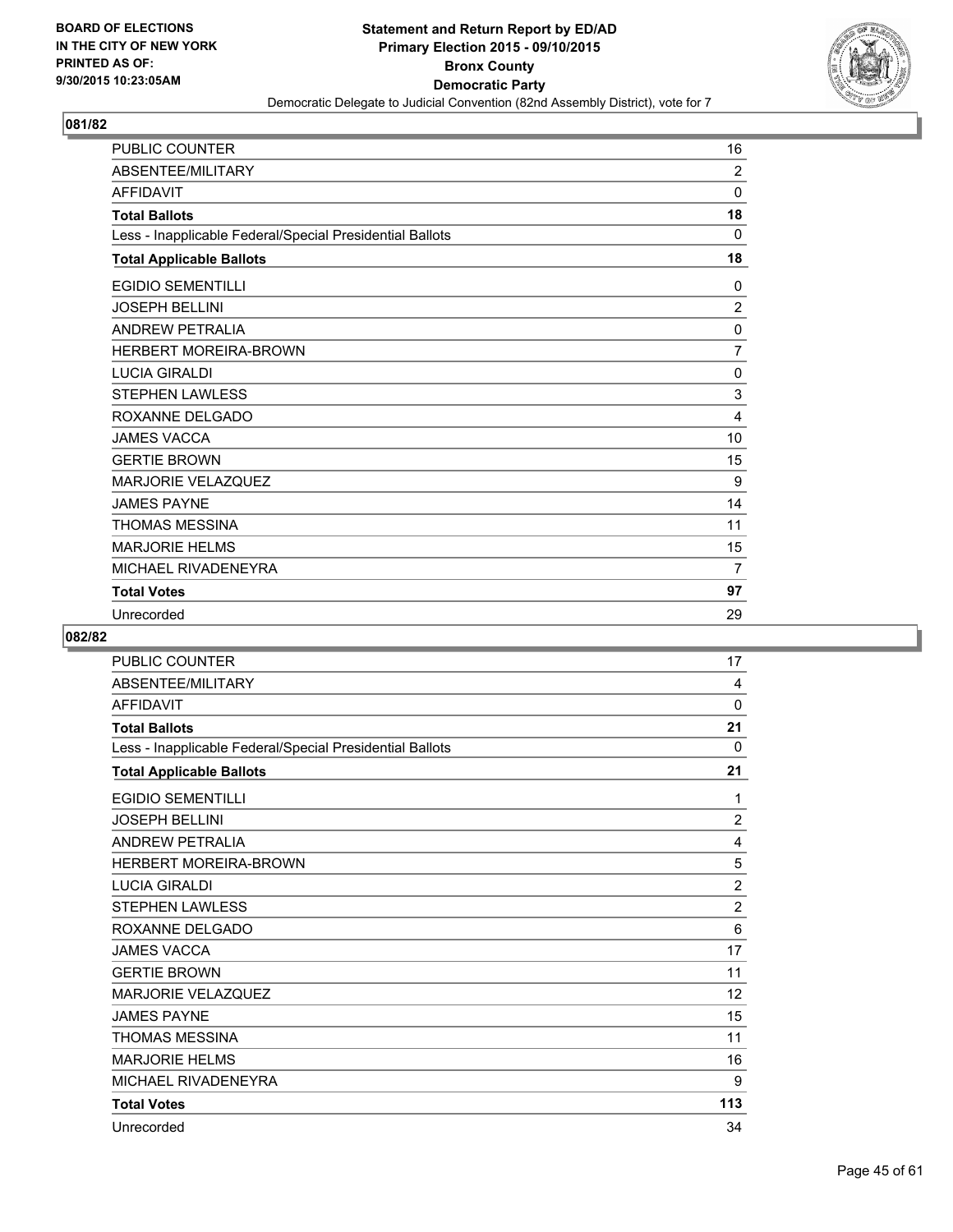BOARD OF ELECTIONS
IN THE CITY OF NEW YORK
PRINTED AS OF:
9/30/2015 10:23:05AM

**Statement and Return Report by ED/AD**
**Primary Election 2015 - 09/10/2015**
**Bronx County**
**Democratic Party**
Democratic Delegate to Judicial Convention (82nd Assembly District), vote for 7

## 081/82

| | |
|---|---|
| PUBLIC COUNTER | 16 |
| ABSENTEE/MILITARY | 2 |
| AFFIDAVIT | 0 |
| **Total Ballots** | **18** |
| Less - Inapplicable Federal/Special Presidential Ballots | 0 |
| **Total Applicable Ballots** | **18** |
| EGIDIO SEMENTILLI | 0 |
| JOSEPH BELLINI | 2 |
| ANDREW PETRALIA | 0 |
| HERBERT MOREIRA-BROWN | 7 |
| LUCIA GIRALDI | 0 |
| STEPHEN LAWLESS | 3 |
| ROXANNE DELGADO | 4 |
| JAMES VACCA | 10 |
| GERTIE BROWN | 15 |
| MARJORIE VELAZQUEZ | 9 |
| JAMES PAYNE | 14 |
| THOMAS MESSINA | 11 |
| MARJORIE HELMS | 15 |
| MICHAEL RIVADENEYRA | 7 |
| **Total Votes** | **97** |
| Unrecorded | 29 |

## 082/82

| | |
|---|---|
| PUBLIC COUNTER | 17 |
| ABSENTEE/MILITARY | 4 |
| AFFIDAVIT | 0 |
| **Total Ballots** | **21** |
| Less - Inapplicable Federal/Special Presidential Ballots | 0 |
| **Total Applicable Ballots** | **21** |
| EGIDIO SEMENTILLI | 1 |
| JOSEPH BELLINI | 2 |
| ANDREW PETRALIA | 4 |
| HERBERT MOREIRA-BROWN | 5 |
| LUCIA GIRALDI | 2 |
| STEPHEN LAWLESS | 2 |
| ROXANNE DELGADO | 6 |
| JAMES VACCA | 17 |
| GERTIE BROWN | 11 |
| MARJORIE VELAZQUEZ | 12 |
| JAMES PAYNE | 15 |
| THOMAS MESSINA | 11 |
| MARJORIE HELMS | 16 |
| MICHAEL RIVADENEYRA | 9 |
| **Total Votes** | **113** |
| Unrecorded | 34 |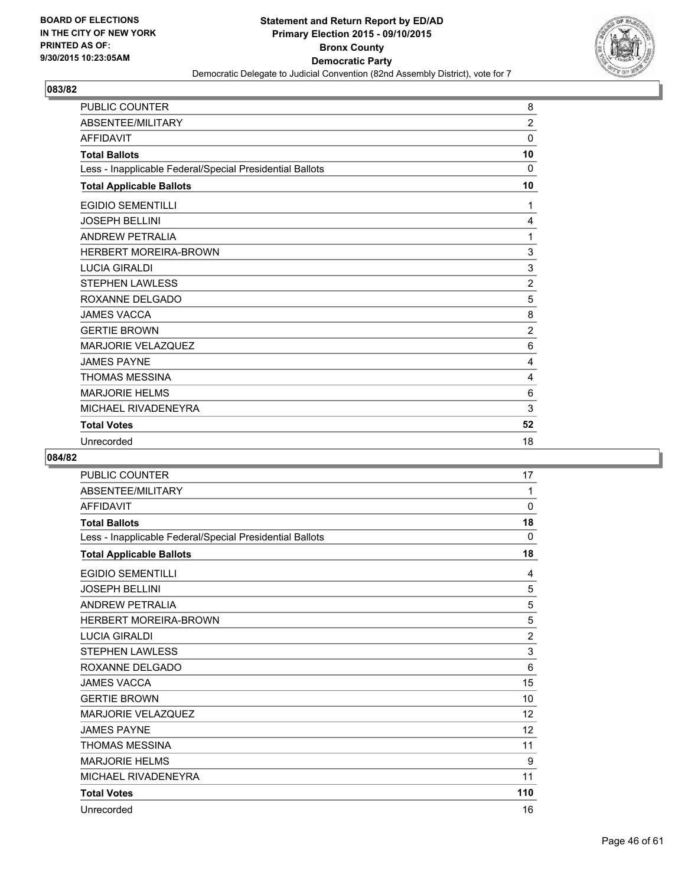**Statement and Return Report by ED/AD**
**Primary Election 2015 - 09/10/2015**
**Bronx County**
**Democratic Party**
Democratic Delegate to Judicial Convention (82nd Assembly District), vote for 7

BOARD OF ELECTIONS
IN THE CITY OF NEW YORK
PRINTED AS OF:
9/30/2015 10:23:05AM

## 083/82

| | |
|---|---|
| PUBLIC COUNTER | 8 |
| ABSENTEE/MILITARY | 2 |
| AFFIDAVIT | 0 |
| **Total Ballots** | **10** |
| Less - Inapplicable Federal/Special Presidential Ballots | 0 |
| **Total Applicable Ballots** | **10** |
| EGIDIO SEMENTILLI | 1 |
| JOSEPH BELLINI | 4 |
| ANDREW PETRALIA | 1 |
| HERBERT MOREIRA-BROWN | 3 |
| LUCIA GIRALDI | 3 |
| STEPHEN LAWLESS | 2 |
| ROXANNE DELGADO | 5 |
| JAMES VACCA | 8 |
| GERTIE BROWN | 2 |
| MARJORIE VELAZQUEZ | 6 |
| JAMES PAYNE | 4 |
| THOMAS MESSINA | 4 |
| MARJORIE HELMS | 6 |
| MICHAEL RIVADENEYRA | 3 |
| **Total Votes** | **52** |
| Unrecorded | 18 |

## 084/82

| | |
|---|---|
| PUBLIC COUNTER | 17 |
| ABSENTEE/MILITARY | 1 |
| AFFIDAVIT | 0 |
| **Total Ballots** | **18** |
| Less - Inapplicable Federal/Special Presidential Ballots | 0 |
| **Total Applicable Ballots** | **18** |
| EGIDIO SEMENTILLI | 4 |
| JOSEPH BELLINI | 5 |
| ANDREW PETRALIA | 5 |
| HERBERT MOREIRA-BROWN | 5 |
| LUCIA GIRALDI | 2 |
| STEPHEN LAWLESS | 3 |
| ROXANNE DELGADO | 6 |
| JAMES VACCA | 15 |
| GERTIE BROWN | 10 |
| MARJORIE VELAZQUEZ | 12 |
| JAMES PAYNE | 12 |
| THOMAS MESSINA | 11 |
| MARJORIE HELMS | 9 |
| MICHAEL RIVADENEYRA | 11 |
| **Total Votes** | **110** |
| Unrecorded | 16 |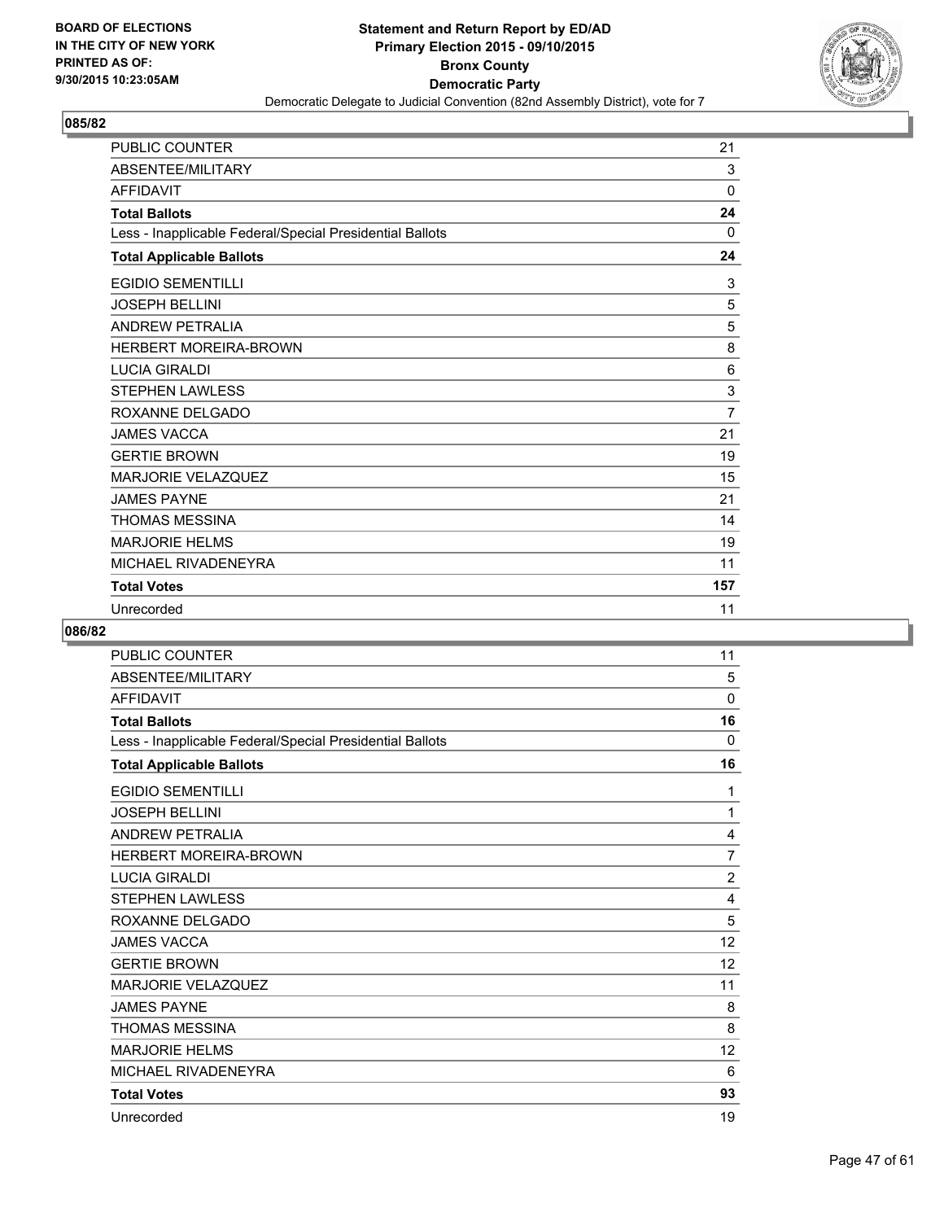BOARD OF ELECTIONS
IN THE CITY OF NEW YORK
PRINTED AS OF:
9/30/2015 10:23:05AM

**Statement and Return Report by ED/AD**
**Primary Election 2015 - 09/10/2015**
**Bronx County**
**Democratic Party**
Democratic Delegate to Judicial Convention (82nd Assembly District), vote for 7

## 085/82

| | |
|---|---|
| PUBLIC COUNTER | 21 |
| ABSENTEE/MILITARY | 3 |
| AFFIDAVIT | 0 |
| **Total Ballots** | **24** |
| Less - Inapplicable Federal/Special Presidential Ballots | 0 |
| **Total Applicable Ballots** | **24** |
| EGIDIO SEMENTILLI | 3 |
| JOSEPH BELLINI | 5 |
| ANDREW PETRALIA | 5 |
| HERBERT MOREIRA-BROWN | 8 |
| LUCIA GIRALDI | 6 |
| STEPHEN LAWLESS | 3 |
| ROXANNE DELGADO | 7 |
| JAMES VACCA | 21 |
| GERTIE BROWN | 19 |
| MARJORIE VELAZQUEZ | 15 |
| JAMES PAYNE | 21 |
| THOMAS MESSINA | 14 |
| MARJORIE HELMS | 19 |
| MICHAEL RIVADENEYRA | 11 |
| **Total Votes** | **157** |
| Unrecorded | 11 |

## 086/82

| | |
|---|---|
| PUBLIC COUNTER | 11 |
| ABSENTEE/MILITARY | 5 |
| AFFIDAVIT | 0 |
| **Total Ballots** | **16** |
| Less - Inapplicable Federal/Special Presidential Ballots | 0 |
| **Total Applicable Ballots** | **16** |
| EGIDIO SEMENTILLI | 1 |
| JOSEPH BELLINI | 1 |
| ANDREW PETRALIA | 4 |
| HERBERT MOREIRA-BROWN | 7 |
| LUCIA GIRALDI | 2 |
| STEPHEN LAWLESS | 4 |
| ROXANNE DELGADO | 5 |
| JAMES VACCA | 12 |
| GERTIE BROWN | 12 |
| MARJORIE VELAZQUEZ | 11 |
| JAMES PAYNE | 8 |
| THOMAS MESSINA | 8 |
| MARJORIE HELMS | 12 |
| MICHAEL RIVADENEYRA | 6 |
| **Total Votes** | **93** |
| Unrecorded | 19 |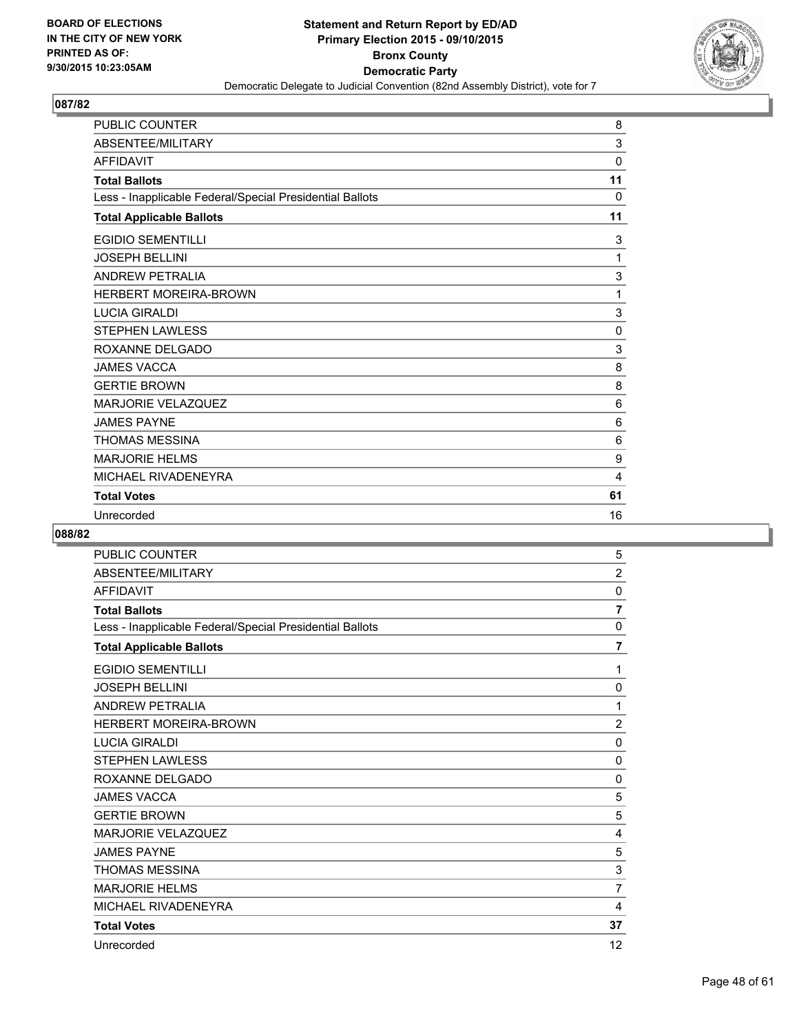BOARD OF ELECTIONS
IN THE CITY OF NEW YORK
PRINTED AS OF:
9/30/2015 10:23:05AM

**Statement and Return Report by ED/AD**
**Primary Election 2015 - 09/10/2015**
**Bronx County**
**Democratic Party**
Democratic Delegate to Judicial Convention (82nd Assembly District), vote for 7

## 087/82

| | |
|---|---|
| PUBLIC COUNTER | 8 |
| ABSENTEE/MILITARY | 3 |
| AFFIDAVIT | 0 |
| **Total Ballots** | **11** |
| Less - Inapplicable Federal/Special Presidential Ballots | 0 |
| **Total Applicable Ballots** | **11** |
| EGIDIO SEMENTILLI | 3 |
| JOSEPH BELLINI | 1 |
| ANDREW PETRALIA | 3 |
| HERBERT MOREIRA-BROWN | 1 |
| LUCIA GIRALDI | 3 |
| STEPHEN LAWLESS | 0 |
| ROXANNE DELGADO | 3 |
| JAMES VACCA | 8 |
| GERTIE BROWN | 8 |
| MARJORIE VELAZQUEZ | 6 |
| JAMES PAYNE | 6 |
| THOMAS MESSINA | 6 |
| MARJORIE HELMS | 9 |
| MICHAEL RIVADENEYRA | 4 |
| **Total Votes** | **61** |
| Unrecorded | 16 |

## 088/82

| | |
|---|---|
| PUBLIC COUNTER | 5 |
| ABSENTEE/MILITARY | 2 |
| AFFIDAVIT | 0 |
| **Total Ballots** | **7** |
| Less - Inapplicable Federal/Special Presidential Ballots | 0 |
| **Total Applicable Ballots** | **7** |
| EGIDIO SEMENTILLI | 1 |
| JOSEPH BELLINI | 0 |
| ANDREW PETRALIA | 1 |
| HERBERT MOREIRA-BROWN | 2 |
| LUCIA GIRALDI | 0 |
| STEPHEN LAWLESS | 0 |
| ROXANNE DELGADO | 0 |
| JAMES VACCA | 5 |
| GERTIE BROWN | 5 |
| MARJORIE VELAZQUEZ | 4 |
| JAMES PAYNE | 5 |
| THOMAS MESSINA | 3 |
| MARJORIE HELMS | 7 |
| MICHAEL RIVADENEYRA | 4 |
| **Total Votes** | **37** |
| Unrecorded | 12 |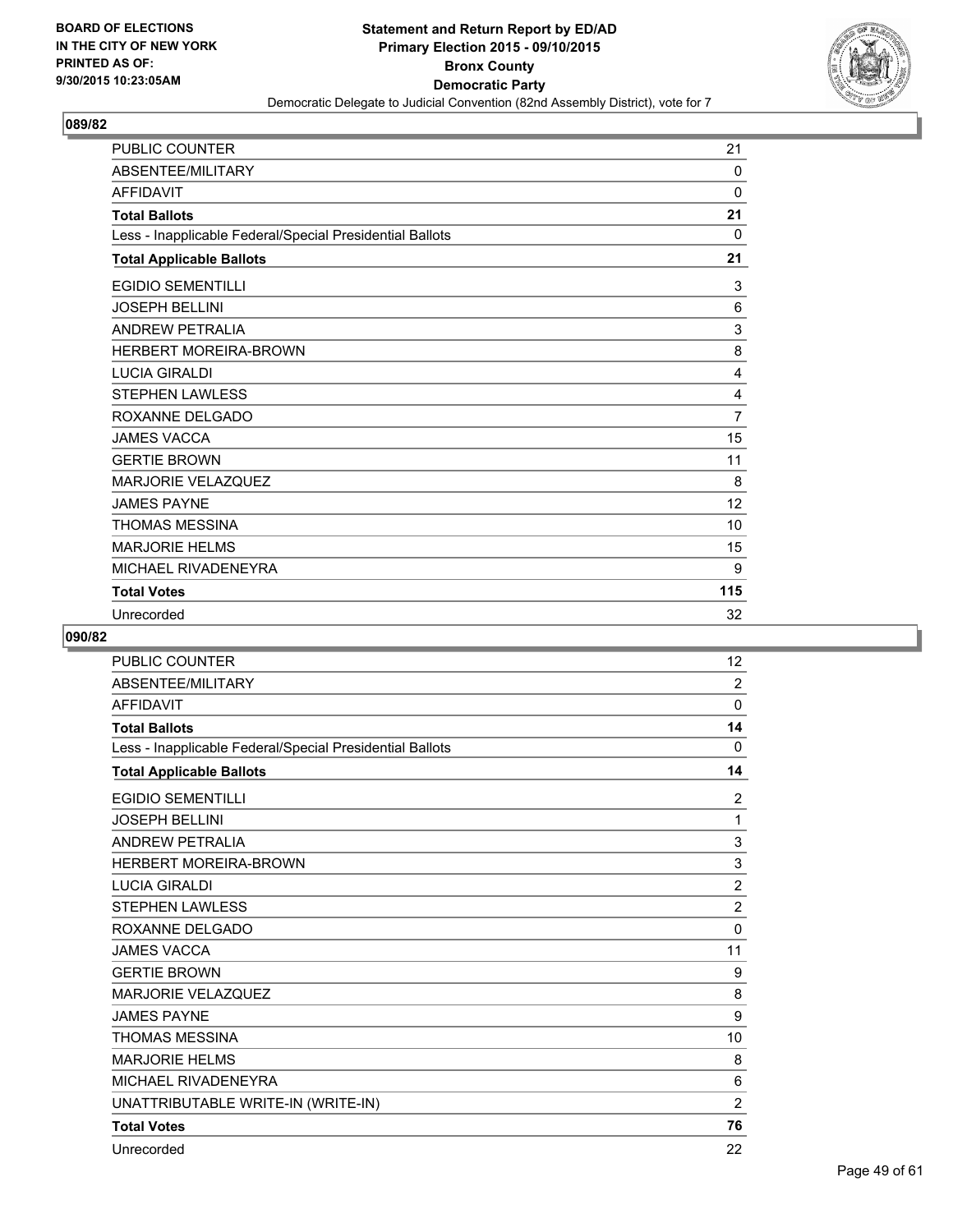BOARD OF ELECTIONS IN THE CITY OF NEW YORK PRINTED AS OF: 9/30/2015 10:23:05AM

**Statement and Return Report by ED/AD**
**Primary Election 2015 - 09/10/2015**
**Bronx County**
**Democratic Party**
Democratic Delegate to Judicial Convention (82nd Assembly District), vote for 7

## 089/82

| | |
|---|---|
| PUBLIC COUNTER | 21 |
| ABSENTEE/MILITARY | 0 |
| AFFIDAVIT | 0 |
| **Total Ballots** | **21** |
| Less - Inapplicable Federal/Special Presidential Ballots | 0 |
| **Total Applicable Ballots** | **21** |
| EGIDIO SEMENTILLI | 3 |
| JOSEPH BELLINI | 6 |
| ANDREW PETRALIA | 3 |
| HERBERT MOREIRA-BROWN | 8 |
| LUCIA GIRALDI | 4 |
| STEPHEN LAWLESS | 4 |
| ROXANNE DELGADO | 7 |
| JAMES VACCA | 15 |
| GERTIE BROWN | 11 |
| MARJORIE VELAZQUEZ | 8 |
| JAMES PAYNE | 12 |
| THOMAS MESSINA | 10 |
| MARJORIE HELMS | 15 |
| MICHAEL RIVADENEYRA | 9 |
| **Total Votes** | **115** |
| Unrecorded | 32 |

## 090/82

| | |
|---|---|
| PUBLIC COUNTER | 12 |
| ABSENTEE/MILITARY | 2 |
| AFFIDAVIT | 0 |
| **Total Ballots** | **14** |
| Less - Inapplicable Federal/Special Presidential Ballots | 0 |
| **Total Applicable Ballots** | **14** |
| EGIDIO SEMENTILLI | 2 |
| JOSEPH BELLINI | 1 |
| ANDREW PETRALIA | 3 |
| HERBERT MOREIRA-BROWN | 3 |
| LUCIA GIRALDI | 2 |
| STEPHEN LAWLESS | 2 |
| ROXANNE DELGADO | 0 |
| JAMES VACCA | 11 |
| GERTIE BROWN | 9 |
| MARJORIE VELAZQUEZ | 8 |
| JAMES PAYNE | 9 |
| THOMAS MESSINA | 10 |
| MARJORIE HELMS | 8 |
| MICHAEL RIVADENEYRA | 6 |
| UNATTRIBUTABLE WRITE-IN (WRITE-IN) | 2 |
| **Total Votes** | **76** |
| Unrecorded | 22 |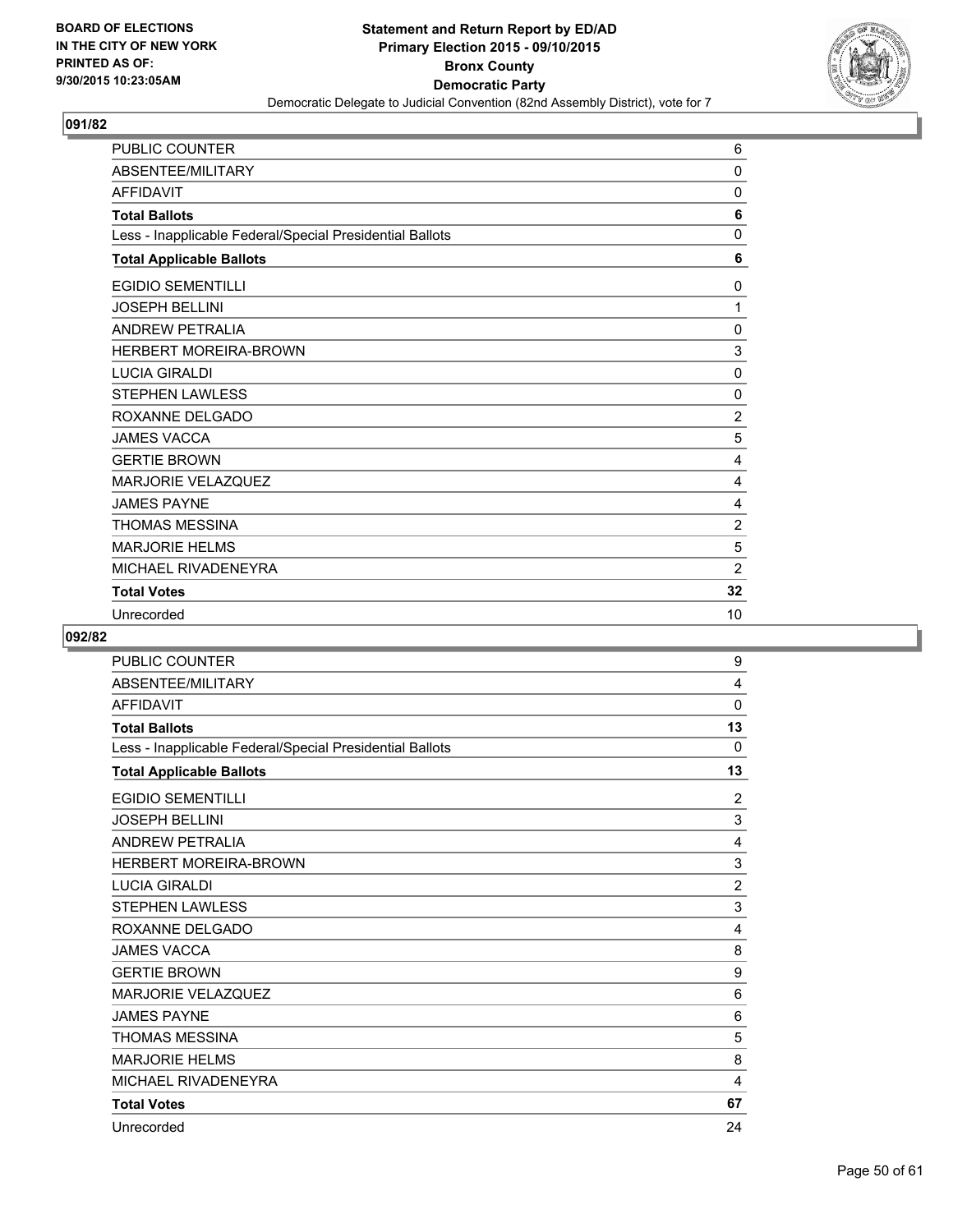**Statement and Return Report by ED/AD**
**Primary Election 2015 - 09/10/2015**
**Bronx County**
**Democratic Party**
Democratic Delegate to Judicial Convention (82nd Assembly District), vote for 7

BOARD OF ELECTIONS
IN THE CITY OF NEW YORK
PRINTED AS OF:
9/30/2015 10:23:05AM

**091/82**

| | |
|---|---|
| PUBLIC COUNTER | 6 |
| ABSENTEE/MILITARY | 0 |
| AFFIDAVIT | 0 |
| **Total Ballots** | **6** |
| Less - Inapplicable Federal/Special Presidential Ballots | 0 |
| **Total Applicable Ballots** | **6** |
| EGIDIO SEMENTILLI | 0 |
| JOSEPH BELLINI | 1 |
| ANDREW PETRALIA | 0 |
| HERBERT MOREIRA-BROWN | 3 |
| LUCIA GIRALDI | 0 |
| STEPHEN LAWLESS | 0 |
| ROXANNE DELGADO | 2 |
| JAMES VACCA | 5 |
| GERTIE BROWN | 4 |
| MARJORIE VELAZQUEZ | 4 |
| JAMES PAYNE | 4 |
| THOMAS MESSINA | 2 |
| MARJORIE HELMS | 5 |
| MICHAEL RIVADENEYRA | 2 |
| **Total Votes** | **32** |
| Unrecorded | 10 |

**092/82**

| | |
|---|---|
| PUBLIC COUNTER | 9 |
| ABSENTEE/MILITARY | 4 |
| AFFIDAVIT | 0 |
| **Total Ballots** | **13** |
| Less - Inapplicable Federal/Special Presidential Ballots | 0 |
| **Total Applicable Ballots** | **13** |
| EGIDIO SEMENTILLI | 2 |
| JOSEPH BELLINI | 3 |
| ANDREW PETRALIA | 4 |
| HERBERT MOREIRA-BROWN | 3 |
| LUCIA GIRALDI | 2 |
| STEPHEN LAWLESS | 3 |
| ROXANNE DELGADO | 4 |
| JAMES VACCA | 8 |
| GERTIE BROWN | 9 |
| MARJORIE VELAZQUEZ | 6 |
| JAMES PAYNE | 6 |
| THOMAS MESSINA | 5 |
| MARJORIE HELMS | 8 |
| MICHAEL RIVADENEYRA | 4 |
| **Total Votes** | **67** |
| Unrecorded | 24 |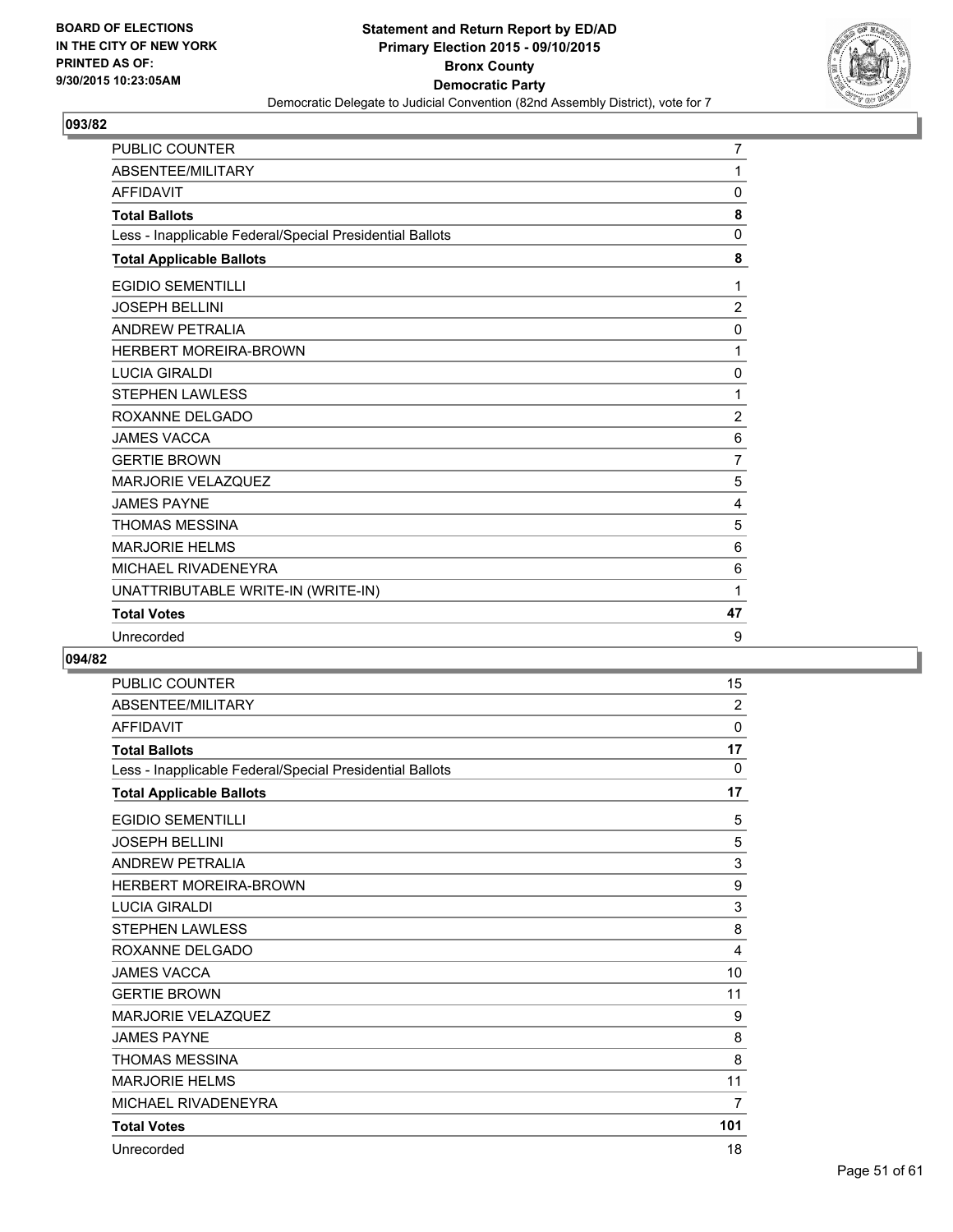**Statement and Return Report by ED/AD**
**Primary Election 2015 - 09/10/2015**
**Bronx County**
**Democratic Party**
Democratic Delegate to Judicial Convention (82nd Assembly District), vote for 7

BOARD OF ELECTIONS
IN THE CITY OF NEW YORK
PRINTED AS OF:
9/30/2015 10:23:05AM

**093/82**

| | |
|---|---|
| PUBLIC COUNTER | 7 |
| ABSENTEE/MILITARY | 1 |
| AFFIDAVIT | 0 |
| **Total Ballots** | **8** |
| Less - Inapplicable Federal/Special Presidential Ballots | 0 |
| **Total Applicable Ballots** | **8** |
| EGIDIO SEMENTILLI | 1 |
| JOSEPH BELLINI | 2 |
| ANDREW PETRALIA | 0 |
| HERBERT MOREIRA-BROWN | 1 |
| LUCIA GIRALDI | 0 |
| STEPHEN LAWLESS | 1 |
| ROXANNE DELGADO | 2 |
| JAMES VACCA | 6 |
| GERTIE BROWN | 7 |
| MARJORIE VELAZQUEZ | 5 |
| JAMES PAYNE | 4 |
| THOMAS MESSINA | 5 |
| MARJORIE HELMS | 6 |
| MICHAEL RIVADENEYRA | 6 |
| UNATTRIBUTABLE WRITE-IN (WRITE-IN) | 1 |
| **Total Votes** | **47** |
| Unrecorded | 9 |

**094/82**

| | |
|---|---|
| PUBLIC COUNTER | 15 |
| ABSENTEE/MILITARY | 2 |
| AFFIDAVIT | 0 |
| **Total Ballots** | **17** |
| Less - Inapplicable Federal/Special Presidential Ballots | 0 |
| **Total Applicable Ballots** | **17** |
| EGIDIO SEMENTILLI | 5 |
| JOSEPH BELLINI | 5 |
| ANDREW PETRALIA | 3 |
| HERBERT MOREIRA-BROWN | 9 |
| LUCIA GIRALDI | 3 |
| STEPHEN LAWLESS | 8 |
| ROXANNE DELGADO | 4 |
| JAMES VACCA | 10 |
| GERTIE BROWN | 11 |
| MARJORIE VELAZQUEZ | 9 |
| JAMES PAYNE | 8 |
| THOMAS MESSINA | 8 |
| MARJORIE HELMS | 11 |
| MICHAEL RIVADENEYRA | 7 |
| **Total Votes** | **101** |
| Unrecorded | 18 |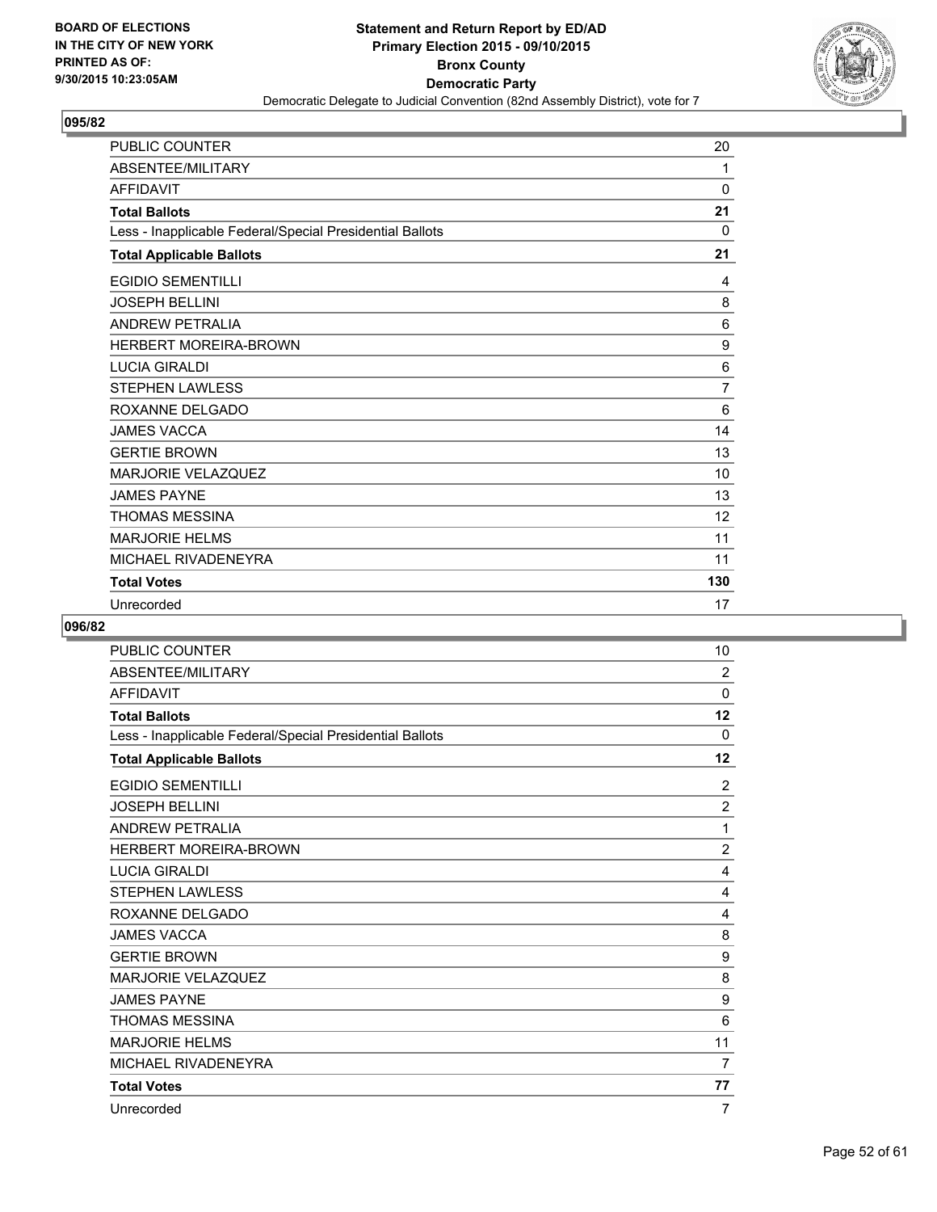**BOARD OF ELECTIONS IN THE CITY OF NEW YORK PRINTED AS OF: 9/30/2015 10:23:05AM**

**Statement and Return Report by ED/AD**
**Primary Election 2015 - 09/10/2015**
**Bronx County**
**Democratic Party**
Democratic Delegate to Judicial Convention (82nd Assembly District), vote for 7

## 095/82

| | |
|---|---|
| PUBLIC COUNTER | 20 |
| ABSENTEE/MILITARY | 1 |
| AFFIDAVIT | 0 |
| **Total Ballots** | **21** |
| Less - Inapplicable Federal/Special Presidential Ballots | 0 |
| **Total Applicable Ballots** | **21** |
| EGIDIO SEMENTILLI | 4 |
| JOSEPH BELLINI | 8 |
| ANDREW PETRALIA | 6 |
| HERBERT MOREIRA-BROWN | 9 |
| LUCIA GIRALDI | 6 |
| STEPHEN LAWLESS | 7 |
| ROXANNE DELGADO | 6 |
| JAMES VACCA | 14 |
| GERTIE BROWN | 13 |
| MARJORIE VELAZQUEZ | 10 |
| JAMES PAYNE | 13 |
| THOMAS MESSINA | 12 |
| MARJORIE HELMS | 11 |
| MICHAEL RIVADENEYRA | 11 |
| **Total Votes** | **130** |
| Unrecorded | 17 |

## 096/82

| | |
|---|---|
| PUBLIC COUNTER | 10 |
| ABSENTEE/MILITARY | 2 |
| AFFIDAVIT | 0 |
| **Total Ballots** | **12** |
| Less - Inapplicable Federal/Special Presidential Ballots | 0 |
| **Total Applicable Ballots** | **12** |
| EGIDIO SEMENTILLI | 2 |
| JOSEPH BELLINI | 2 |
| ANDREW PETRALIA | 1 |
| HERBERT MOREIRA-BROWN | 2 |
| LUCIA GIRALDI | 4 |
| STEPHEN LAWLESS | 4 |
| ROXANNE DELGADO | 4 |
| JAMES VACCA | 8 |
| GERTIE BROWN | 9 |
| MARJORIE VELAZQUEZ | 8 |
| JAMES PAYNE | 9 |
| THOMAS MESSINA | 6 |
| MARJORIE HELMS | 11 |
| MICHAEL RIVADENEYRA | 7 |
| **Total Votes** | **77** |
| Unrecorded | 7 |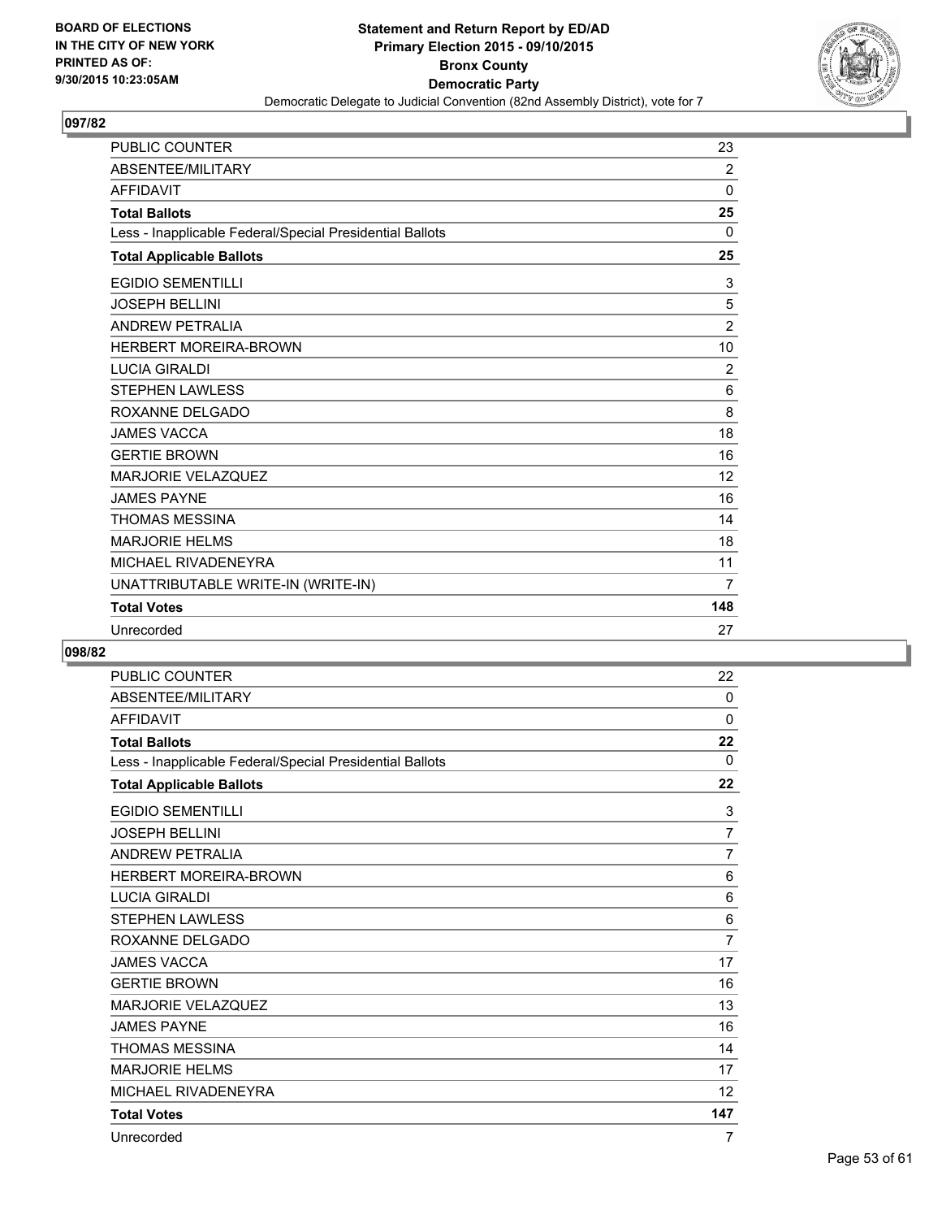BOARD OF ELECTIONS
IN THE CITY OF NEW YORK
PRINTED AS OF:
9/30/2015 10:23:05AM

**Statement and Return Report by ED/AD**
**Primary Election 2015 - 09/10/2015**
**Bronx County**
**Democratic Party**
Democratic Delegate to Judicial Convention (82nd Assembly District), vote for 7

## 097/82

| | |
|---|---|
| PUBLIC COUNTER | 23 |
| ABSENTEE/MILITARY | 2 |
| AFFIDAVIT | 0 |
| **Total Ballots** | **25** |
| Less - Inapplicable Federal/Special Presidential Ballots | 0 |
| **Total Applicable Ballots** | **25** |
| EGIDIO SEMENTILLI | 3 |
| JOSEPH BELLINI | 5 |
| ANDREW PETRALIA | 2 |
| HERBERT MOREIRA-BROWN | 10 |
| LUCIA GIRALDI | 2 |
| STEPHEN LAWLESS | 6 |
| ROXANNE DELGADO | 8 |
| JAMES VACCA | 18 |
| GERTIE BROWN | 16 |
| MARJORIE VELAZQUEZ | 12 |
| JAMES PAYNE | 16 |
| THOMAS MESSINA | 14 |
| MARJORIE HELMS | 18 |
| MICHAEL RIVADENEYRA | 11 |
| UNATTRIBUTABLE WRITE-IN (WRITE-IN) | 7 |
| **Total Votes** | **148** |
| Unrecorded | 27 |

## 098/82

| | |
|---|---|
| PUBLIC COUNTER | 22 |
| ABSENTEE/MILITARY | 0 |
| AFFIDAVIT | 0 |
| **Total Ballots** | **22** |
| Less - Inapplicable Federal/Special Presidential Ballots | 0 |
| **Total Applicable Ballots** | **22** |
| EGIDIO SEMENTILLI | 3 |
| JOSEPH BELLINI | 7 |
| ANDREW PETRALIA | 7 |
| HERBERT MOREIRA-BROWN | 6 |
| LUCIA GIRALDI | 6 |
| STEPHEN LAWLESS | 6 |
| ROXANNE DELGADO | 7 |
| JAMES VACCA | 17 |
| GERTIE BROWN | 16 |
| MARJORIE VELAZQUEZ | 13 |
| JAMES PAYNE | 16 |
| THOMAS MESSINA | 14 |
| MARJORIE HELMS | 17 |
| MICHAEL RIVADENEYRA | 12 |
| **Total Votes** | **147** |
| Unrecorded | 7 |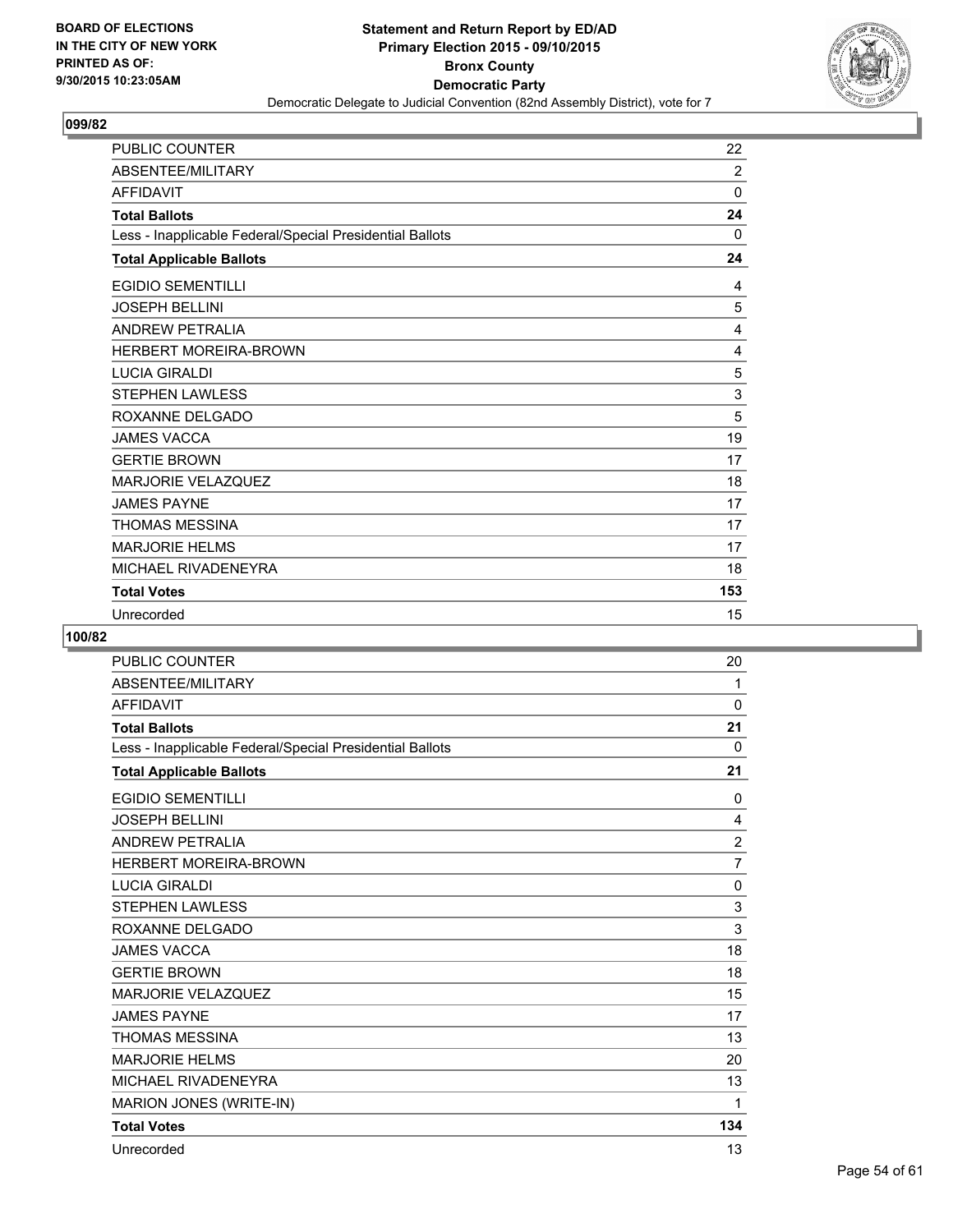**BOARD OF ELECTIONS IN THE CITY OF NEW YORK PRINTED AS OF: 9/30/2015 10:23:05AM**

**Statement and Return Report by ED/AD**
**Primary Election 2015 - 09/10/2015**
**Bronx County**
**Democratic Party**
Democratic Delegate to Judicial Convention (82nd Assembly District), vote for 7

## 099/82

| | |
|---|---|
| PUBLIC COUNTER | 22 |
| ABSENTEE/MILITARY | 2 |
| AFFIDAVIT | 0 |
| **Total Ballots** | **24** |
| Less - Inapplicable Federal/Special Presidential Ballots | 0 |
| **Total Applicable Ballots** | **24** |
| EGIDIO SEMENTILLI | 4 |
| JOSEPH BELLINI | 5 |
| ANDREW PETRALIA | 4 |
| HERBERT MOREIRA-BROWN | 4 |
| LUCIA GIRALDI | 5 |
| STEPHEN LAWLESS | 3 |
| ROXANNE DELGADO | 5 |
| JAMES VACCA | 19 |
| GERTIE BROWN | 17 |
| MARJORIE VELAZQUEZ | 18 |
| JAMES PAYNE | 17 |
| THOMAS MESSINA | 17 |
| MARJORIE HELMS | 17 |
| MICHAEL RIVADENEYRA | 18 |
| **Total Votes** | **153** |
| Unrecorded | 15 |

## 100/82

| | |
|---|---|
| PUBLIC COUNTER | 20 |
| ABSENTEE/MILITARY | 1 |
| AFFIDAVIT | 0 |
| **Total Ballots** | **21** |
| Less - Inapplicable Federal/Special Presidential Ballots | 0 |
| **Total Applicable Ballots** | **21** |
| EGIDIO SEMENTILLI | 0 |
| JOSEPH BELLINI | 4 |
| ANDREW PETRALIA | 2 |
| HERBERT MOREIRA-BROWN | 7 |
| LUCIA GIRALDI | 0 |
| STEPHEN LAWLESS | 3 |
| ROXANNE DELGADO | 3 |
| JAMES VACCA | 18 |
| GERTIE BROWN | 18 |
| MARJORIE VELAZQUEZ | 15 |
| JAMES PAYNE | 17 |
| THOMAS MESSINA | 13 |
| MARJORIE HELMS | 20 |
| MICHAEL RIVADENEYRA | 13 |
| MARION JONES (WRITE-IN) | 1 |
| **Total Votes** | **134** |
| Unrecorded | 13 |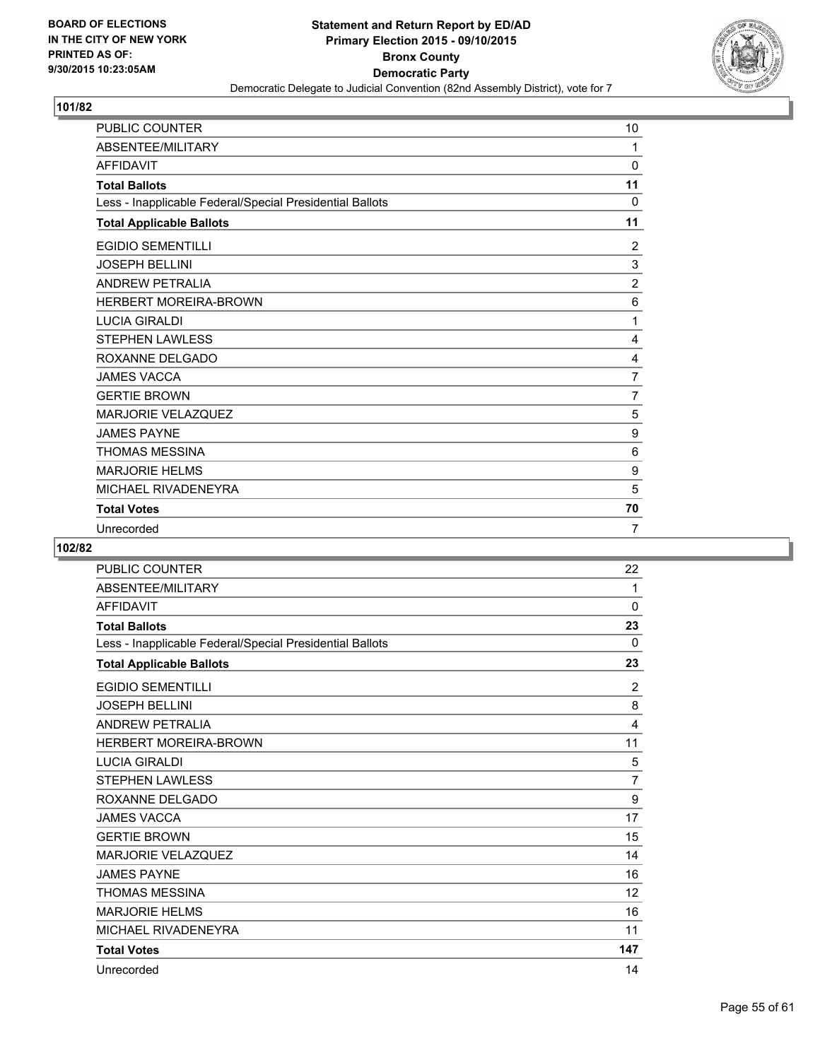**BOARD OF ELECTIONS IN THE CITY OF NEW YORK PRINTED AS OF: 9/30/2015 10:23:05AM**

**Statement and Return Report by ED/AD**
**Primary Election 2015 - 09/10/2015**
**Bronx County**
**Democratic Party**
Democratic Delegate to Judicial Convention (82nd Assembly District), vote for 7

## 101/82

| | |
|---|---|
| PUBLIC COUNTER | 10 |
| ABSENTEE/MILITARY | 1 |
| AFFIDAVIT | 0 |
| **Total Ballots** | **11** |
| Less - Inapplicable Federal/Special Presidential Ballots | 0 |
| **Total Applicable Ballots** | **11** |
| EGIDIO SEMENTILLI | 2 |
| JOSEPH BELLINI | 3 |
| ANDREW PETRALIA | 2 |
| HERBERT MOREIRA-BROWN | 6 |
| LUCIA GIRALDI | 1 |
| STEPHEN LAWLESS | 4 |
| ROXANNE DELGADO | 4 |
| JAMES VACCA | 7 |
| GERTIE BROWN | 7 |
| MARJORIE VELAZQUEZ | 5 |
| JAMES PAYNE | 9 |
| THOMAS MESSINA | 6 |
| MARJORIE HELMS | 9 |
| MICHAEL RIVADENEYRA | 5 |
| **Total Votes** | **70** |
| Unrecorded | 7 |

## 102/82

| | |
|---|---|
| PUBLIC COUNTER | 22 |
| ABSENTEE/MILITARY | 1 |
| AFFIDAVIT | 0 |
| **Total Ballots** | **23** |
| Less - Inapplicable Federal/Special Presidential Ballots | 0 |
| **Total Applicable Ballots** | **23** |
| EGIDIO SEMENTILLI | 2 |
| JOSEPH BELLINI | 8 |
| ANDREW PETRALIA | 4 |
| HERBERT MOREIRA-BROWN | 11 |
| LUCIA GIRALDI | 5 |
| STEPHEN LAWLESS | 7 |
| ROXANNE DELGADO | 9 |
| JAMES VACCA | 17 |
| GERTIE BROWN | 15 |
| MARJORIE VELAZQUEZ | 14 |
| JAMES PAYNE | 16 |
| THOMAS MESSINA | 12 |
| MARJORIE HELMS | 16 |
| MICHAEL RIVADENEYRA | 11 |
| **Total Votes** | **147** |
| Unrecorded | 14 |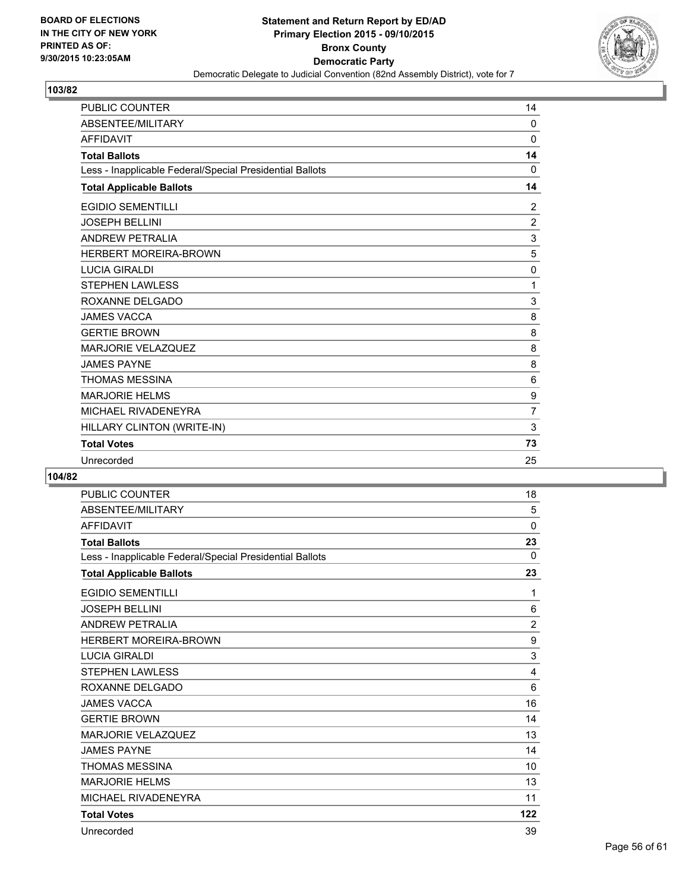**BOARD OF ELECTIONS IN THE CITY OF NEW YORK PRINTED AS OF: 9/30/2015 10:23:05AM**

# Statement and Return Report by ED/AD
## Primary Election 2015 - 09/10/2015
## Bronx County
## Democratic Party
### Democratic Delegate to Judicial Convention (82nd Assembly District), vote for 7

**103/82**

| | |
|---|---|
| PUBLIC COUNTER | 14 |
| ABSENTEE/MILITARY | 0 |
| AFFIDAVIT | 0 |
| **Total Ballots** | **14** |
| Less - Inapplicable Federal/Special Presidential Ballots | 0 |
| **Total Applicable Ballots** | **14** |
| EGIDIO SEMENTILLI | 2 |
| JOSEPH BELLINI | 2 |
| ANDREW PETRALIA | 3 |
| HERBERT MOREIRA-BROWN | 5 |
| LUCIA GIRALDI | 0 |
| STEPHEN LAWLESS | 1 |
| ROXANNE DELGADO | 3 |
| JAMES VACCA | 8 |
| GERTIE BROWN | 8 |
| MARJORIE VELAZQUEZ | 8 |
| JAMES PAYNE | 8 |
| THOMAS MESSINA | 6 |
| MARJORIE HELMS | 9 |
| MICHAEL RIVADENEYRA | 7 |
| HILLARY CLINTON (WRITE-IN) | 3 |
| **Total Votes** | **73** |
| Unrecorded | 25 |

**104/82**

| | |
|---|---|
| PUBLIC COUNTER | 18 |
| ABSENTEE/MILITARY | 5 |
| AFFIDAVIT | 0 |
| **Total Ballots** | **23** |
| Less - Inapplicable Federal/Special Presidential Ballots | 0 |
| **Total Applicable Ballots** | **23** |
| EGIDIO SEMENTILLI | 1 |
| JOSEPH BELLINI | 6 |
| ANDREW PETRALIA | 2 |
| HERBERT MOREIRA-BROWN | 9 |
| LUCIA GIRALDI | 3 |
| STEPHEN LAWLESS | 4 |
| ROXANNE DELGADO | 6 |
| JAMES VACCA | 16 |
| GERTIE BROWN | 14 |
| MARJORIE VELAZQUEZ | 13 |
| JAMES PAYNE | 14 |
| THOMAS MESSINA | 10 |
| MARJORIE HELMS | 13 |
| MICHAEL RIVADENEYRA | 11 |
| **Total Votes** | **122** |
| Unrecorded | 39 |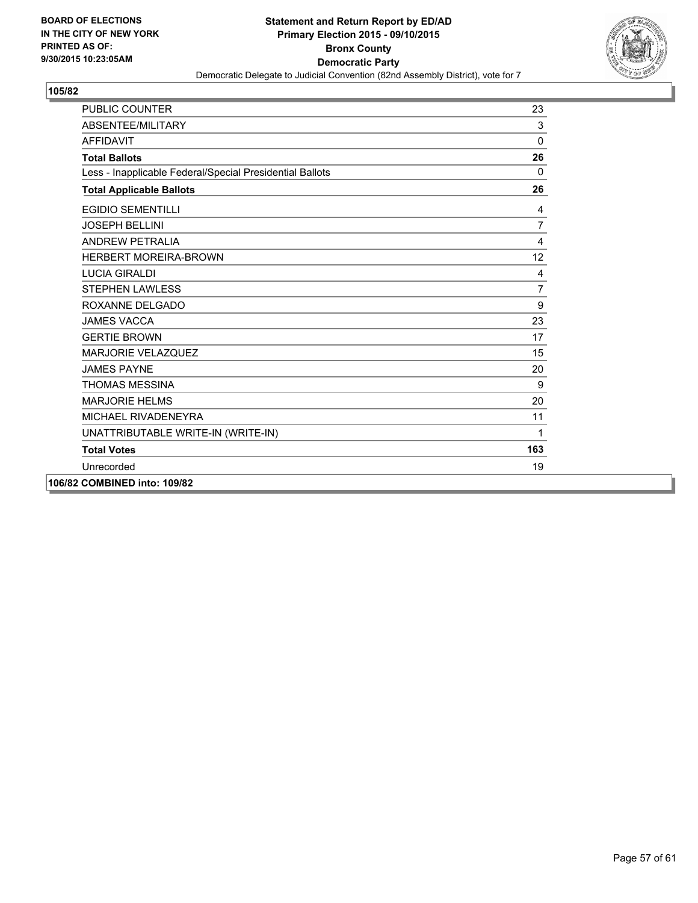**105/82**

| | |
|---|---|
| PUBLIC COUNTER | 23 |
| ABSENTEE/MILITARY | 3 |
| AFFIDAVIT | 0 |
| **Total Ballots** | **26** |
| Less - Inapplicable Federal/Special Presidential Ballots | 0 |
| **Total Applicable Ballots** | **26** |
| EGIDIO SEMENTILLI | 4 |
| JOSEPH BELLINI | 7 |
| ANDREW PETRALIA | 4 |
| HERBERT MOREIRA-BROWN | 12 |
| LUCIA GIRALDI | 4 |
| STEPHEN LAWLESS | 7 |
| ROXANNE DELGADO | 9 |
| JAMES VACCA | 23 |
| GERTIE BROWN | 17 |
| MARJORIE VELAZQUEZ | 15 |
| JAMES PAYNE | 20 |
| THOMAS MESSINA | 9 |
| MARJORIE HELMS | 20 |
| MICHAEL RIVADENEYRA | 11 |
| UNATTRIBUTABLE WRITE-IN (WRITE-IN) | 1 |
| **Total Votes** | **163** |
| Unrecorded | 19 |

**106/82 COMBINED into: 109/82**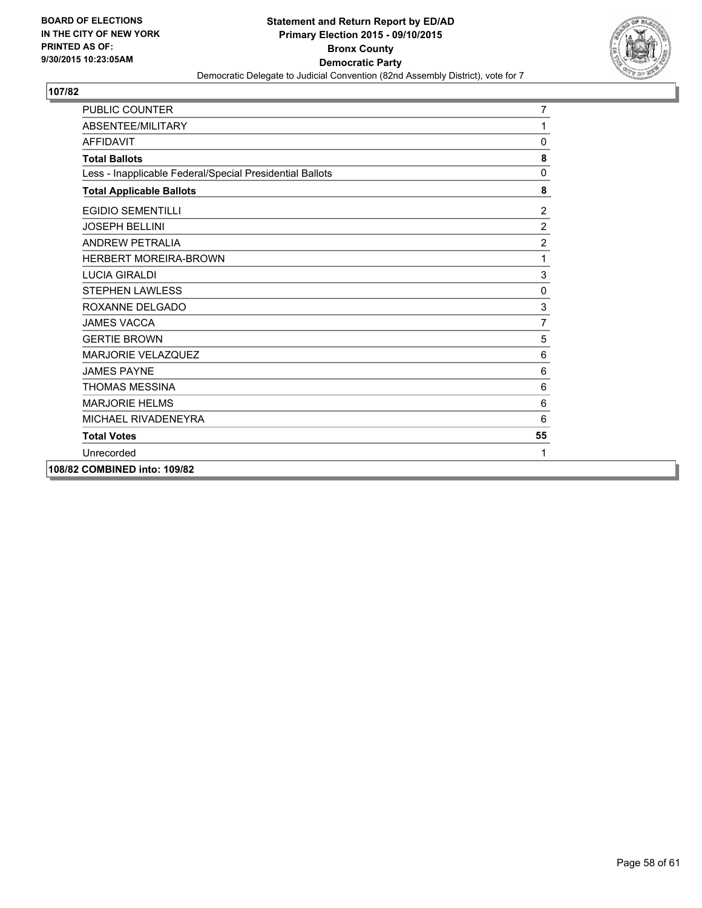**BOARD OF ELECTIONS IN THE CITY OF NEW YORK PRINTED AS OF: 9/30/2015 10:23:05AM**

**Statement and Return Report by ED/AD**
**Primary Election 2015 - 09/10/2015**
**Bronx County**
**Democratic Party**
Democratic Delegate to Judicial Convention (82nd Assembly District), vote for 7

**107/82**

| | |
|---|---|
| PUBLIC COUNTER | 7 |
| ABSENTEE/MILITARY | 1 |
| AFFIDAVIT | 0 |
| **Total Ballots** | **8** |
| Less - Inapplicable Federal/Special Presidential Ballots | 0 |
| **Total Applicable Ballots** | **8** |
| EGIDIO SEMENTILLI | 2 |
| JOSEPH BELLINI | 2 |
| ANDREW PETRALIA | 2 |
| HERBERT MOREIRA-BROWN | 1 |
| LUCIA GIRALDI | 3 |
| STEPHEN LAWLESS | 0 |
| ROXANNE DELGADO | 3 |
| JAMES VACCA | 7 |
| GERTIE BROWN | 5 |
| MARJORIE VELAZQUEZ | 6 |
| JAMES PAYNE | 6 |
| THOMAS MESSINA | 6 |
| MARJORIE HELMS | 6 |
| MICHAEL RIVADENEYRA | 6 |
| **Total Votes** | **55** |
| Unrecorded | 1 |

**108/82 COMBINED into: 109/82**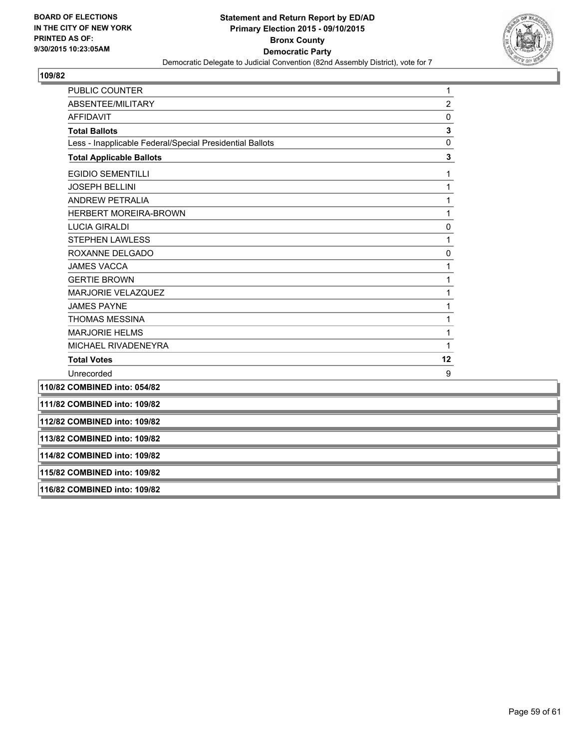## 109/82

| | |
|---|---|
| PUBLIC COUNTER | 1 |
| ABSENTEE/MILITARY | 2 |
| AFFIDAVIT | 0 |
| **Total Ballots** | **3** |
| Less - Inapplicable Federal/Special Presidential Ballots | 0 |
| **Total Applicable Ballots** | **3** |
| EGIDIO SEMENTILLI | 1 |
| JOSEPH BELLINI | 1 |
| ANDREW PETRALIA | 1 |
| HERBERT MOREIRA-BROWN | 1 |
| LUCIA GIRALDI | 0 |
| STEPHEN LAWLESS | 1 |
| ROXANNE DELGADO | 0 |
| JAMES VACCA | 1 |
| GERTIE BROWN | 1 |
| MARJORIE VELAZQUEZ | 1 |
| JAMES PAYNE | 1 |
| THOMAS MESSINA | 1 |
| MARJORIE HELMS | 1 |
| MICHAEL RIVADENEYRA | 1 |
| **Total Votes** | **12** |
| Unrecorded | 9 |

**110/82 COMBINED into: 054/82**

**111/82 COMBINED into: 109/82**

**112/82 COMBINED into: 109/82**

**113/82 COMBINED into: 109/82**

**114/82 COMBINED into: 109/82**

**115/82 COMBINED into: 109/82**

**116/82 COMBINED into: 109/82**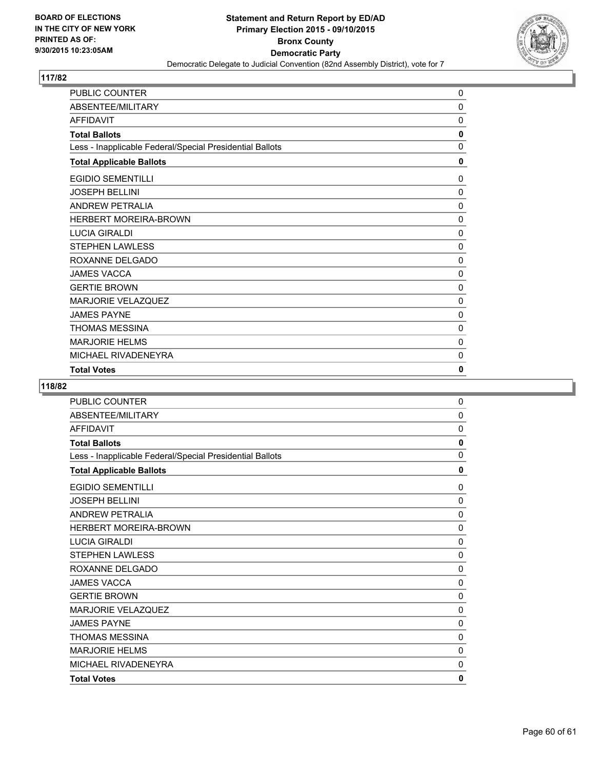## 117/82

| | |
|---|---|
| PUBLIC COUNTER | 0 |
| ABSENTEE/MILITARY | 0 |
| AFFIDAVIT | 0 |
| **Total Ballots** | **0** |
| Less - Inapplicable Federal/Special Presidential Ballots | 0 |
| **Total Applicable Ballots** | **0** |
| EGIDIO SEMENTILLI | 0 |
| JOSEPH BELLINI | 0 |
| ANDREW PETRALIA | 0 |
| HERBERT MOREIRA-BROWN | 0 |
| LUCIA GIRALDI | 0 |
| STEPHEN LAWLESS | 0 |
| ROXANNE DELGADO | 0 |
| JAMES VACCA | 0 |
| GERTIE BROWN | 0 |
| MARJORIE VELAZQUEZ | 0 |
| JAMES PAYNE | 0 |
| THOMAS MESSINA | 0 |
| MARJORIE HELMS | 0 |
| MICHAEL RIVADENEYRA | 0 |
| **Total Votes** | **0** |

## 118/82

| | |
|---|---|
| PUBLIC COUNTER | 0 |
| ABSENTEE/MILITARY | 0 |
| AFFIDAVIT | 0 |
| **Total Ballots** | **0** |
| Less - Inapplicable Federal/Special Presidential Ballots | 0 |
| **Total Applicable Ballots** | **0** |
| EGIDIO SEMENTILLI | 0 |
| JOSEPH BELLINI | 0 |
| ANDREW PETRALIA | 0 |
| HERBERT MOREIRA-BROWN | 0 |
| LUCIA GIRALDI | 0 |
| STEPHEN LAWLESS | 0 |
| ROXANNE DELGADO | 0 |
| JAMES VACCA | 0 |
| GERTIE BROWN | 0 |
| MARJORIE VELAZQUEZ | 0 |
| JAMES PAYNE | 0 |
| THOMAS MESSINA | 0 |
| MARJORIE HELMS | 0 |
| MICHAEL RIVADENEYRA | 0 |
| **Total Votes** | **0** |